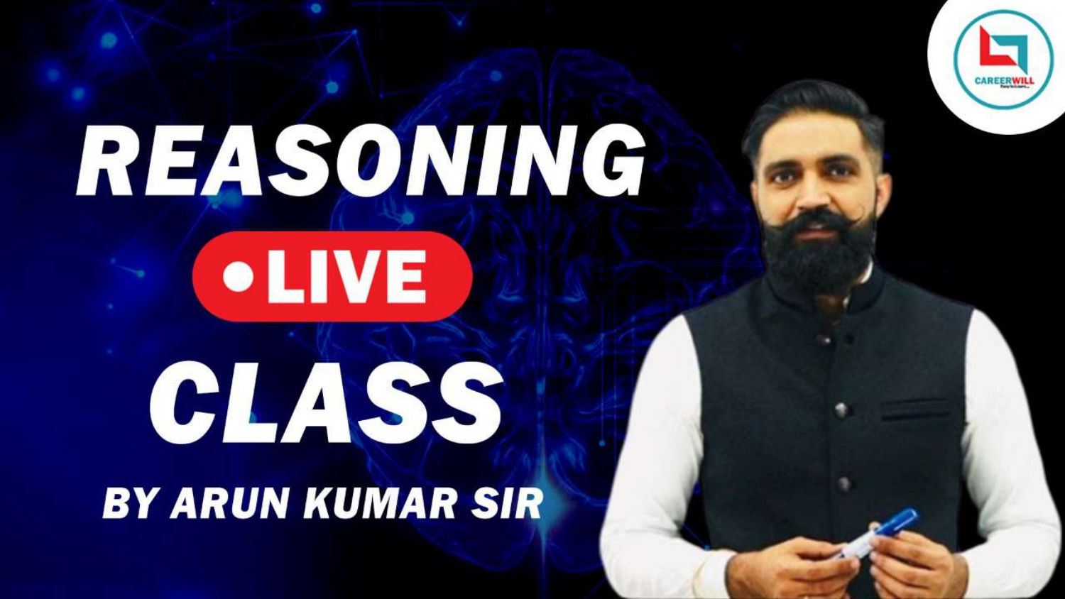# REASONING

**• LIVE**

# CLASS

**BY ARUN KUMAR SIR**

CAREERWILL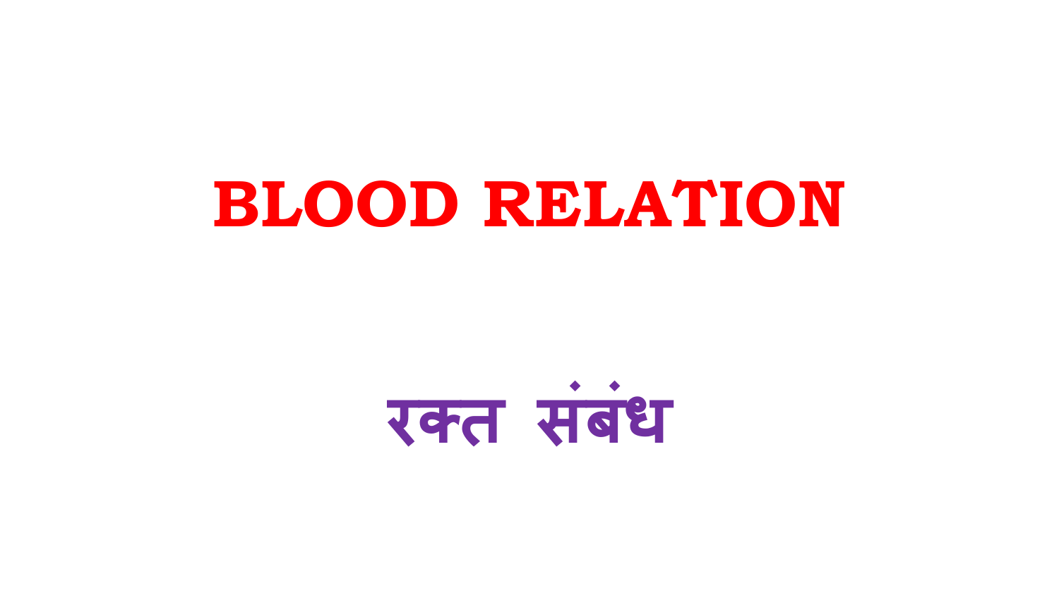# BLOOD RELATION

# रक्त संबंध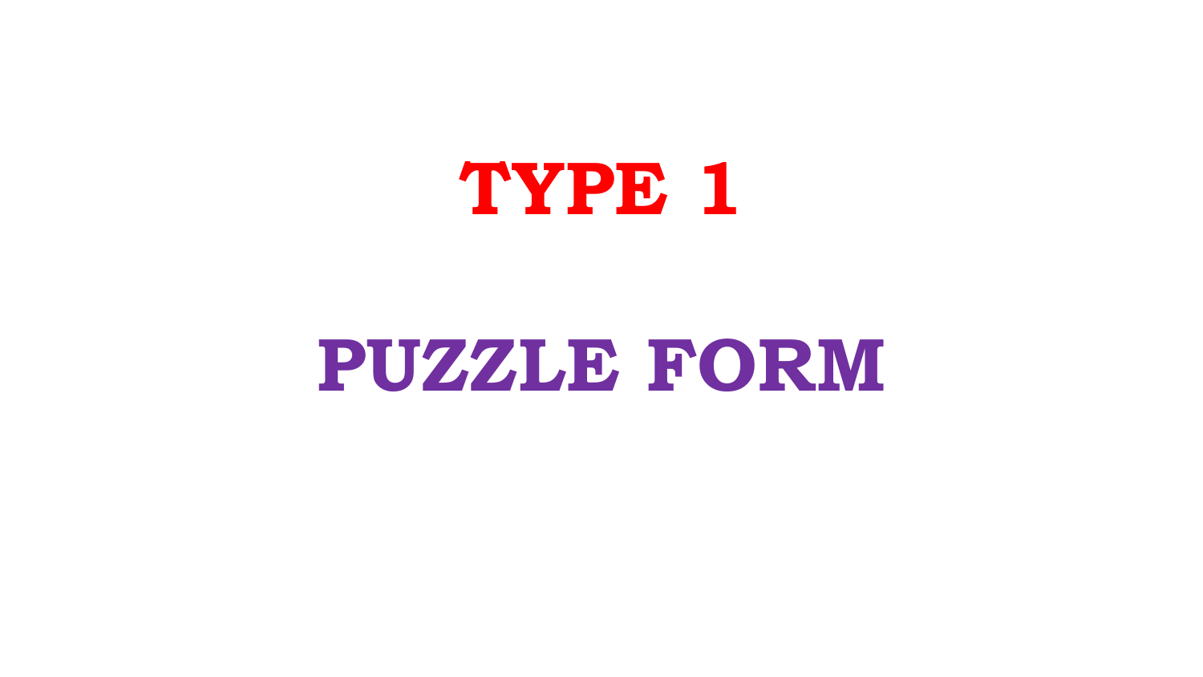# TYPE 1

# PUZZLE FORM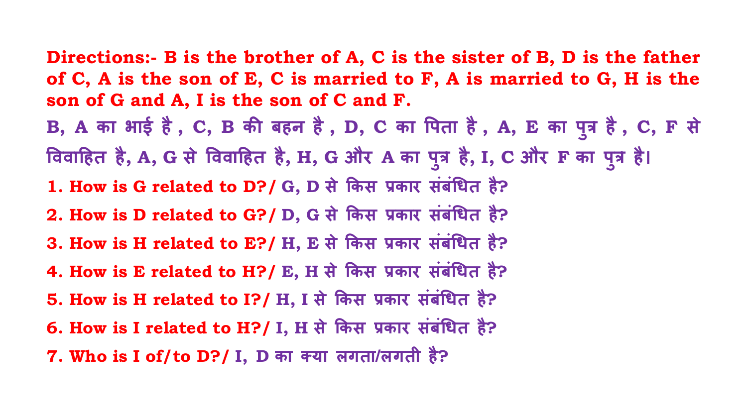**Directions:- B is the brother of A, C is the sister of B, D is the father of C, A is the son of E, C is married to F, A is married to G, H is the son of G and A, I is the son of C and F.**

**B, A का भाई है , C, B की बहन है , D, C का पिता है , A, E का पुत्र है , C, F से विवाहित है, A, G से विवाहित है, H, G और A का पुत्र है, I, C और F का पुत्र है।**

**1. How is G related to D?/ G, D से किस प्रकार संबंधित है?**

**2. How is D related to G?/ D, G से किस प्रकार संबंधित है?**

**3. How is H related to E?/ H, E से किस प्रकार संबंधित है?**

**4. How is E related to H?/ E, H से किस प्रकार संबंधित है?**

**5. How is H related to I?/ H, I से किस प्रकार संबंधित है?**

**6. How is I related to H?/ I, H से किस प्रकार संबंधित है?**

**7. Who is I of/to D?/ I, D का क्या लगता/लगती है?**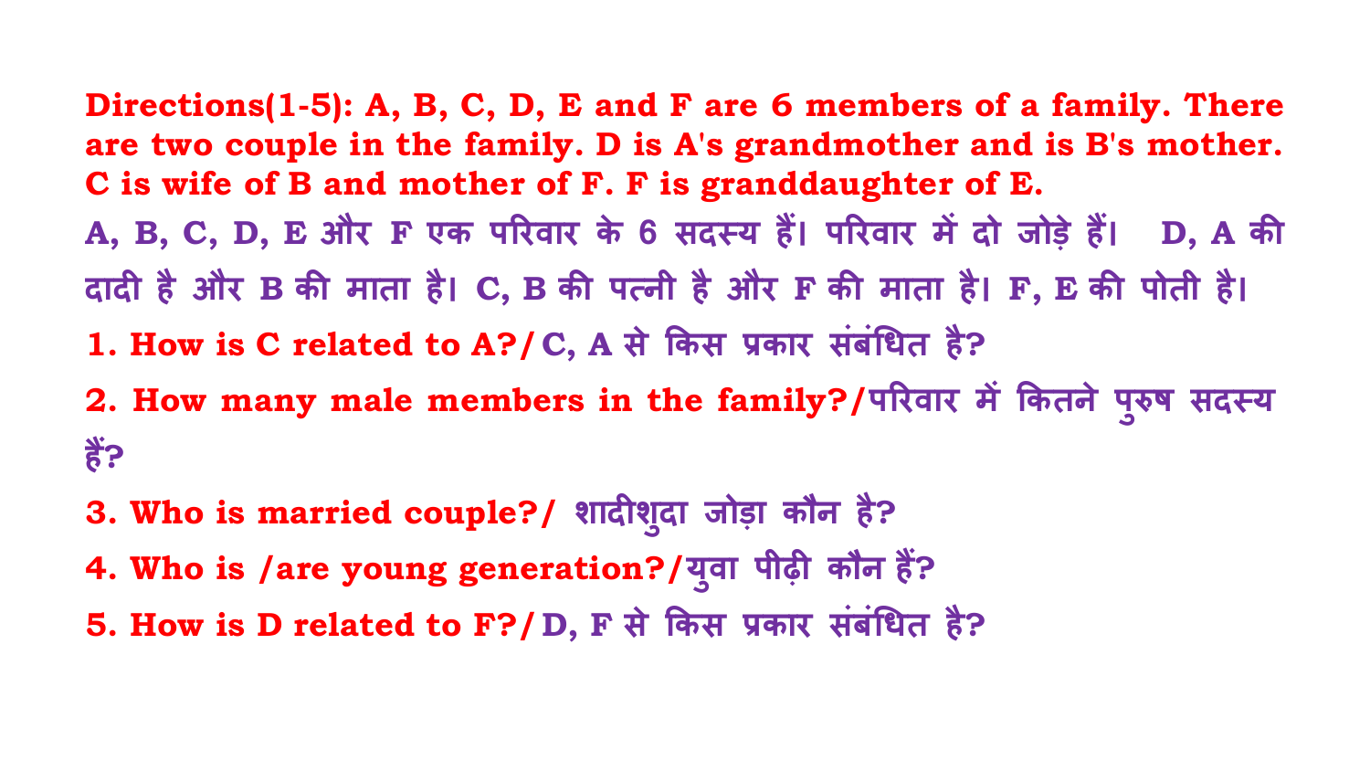**Directions(1-5): A, B, C, D, E and F are 6 members of a family. There are two couple in the family. D is A's grandmother and is B's mother. C is wife of B and mother of F. F is granddaughter of E.**

**A, B, C, D, E और F एक परिवार के 6 सदस्य हैं। परिवार में दो जोड़े हैं। D, A की दादी है और B की माता है। C, B की पत्नी है और F की माता है। F, E की पोती है।**

**1. How is C related to A?/ C, A से किस प्रकार संबंधित है?**

**2. How many male members in the family?/परिवार में कितने पुरुष सदस्य हैं?**

**3. Who is married couple?/ शादीशुदा जोड़ा कौन है?**

**4. Who is /are young generation?/युवा पीढ़ी कौन हैं?**

**5. How is D related to F?/ D, F से किस प्रकार संबंधित है?**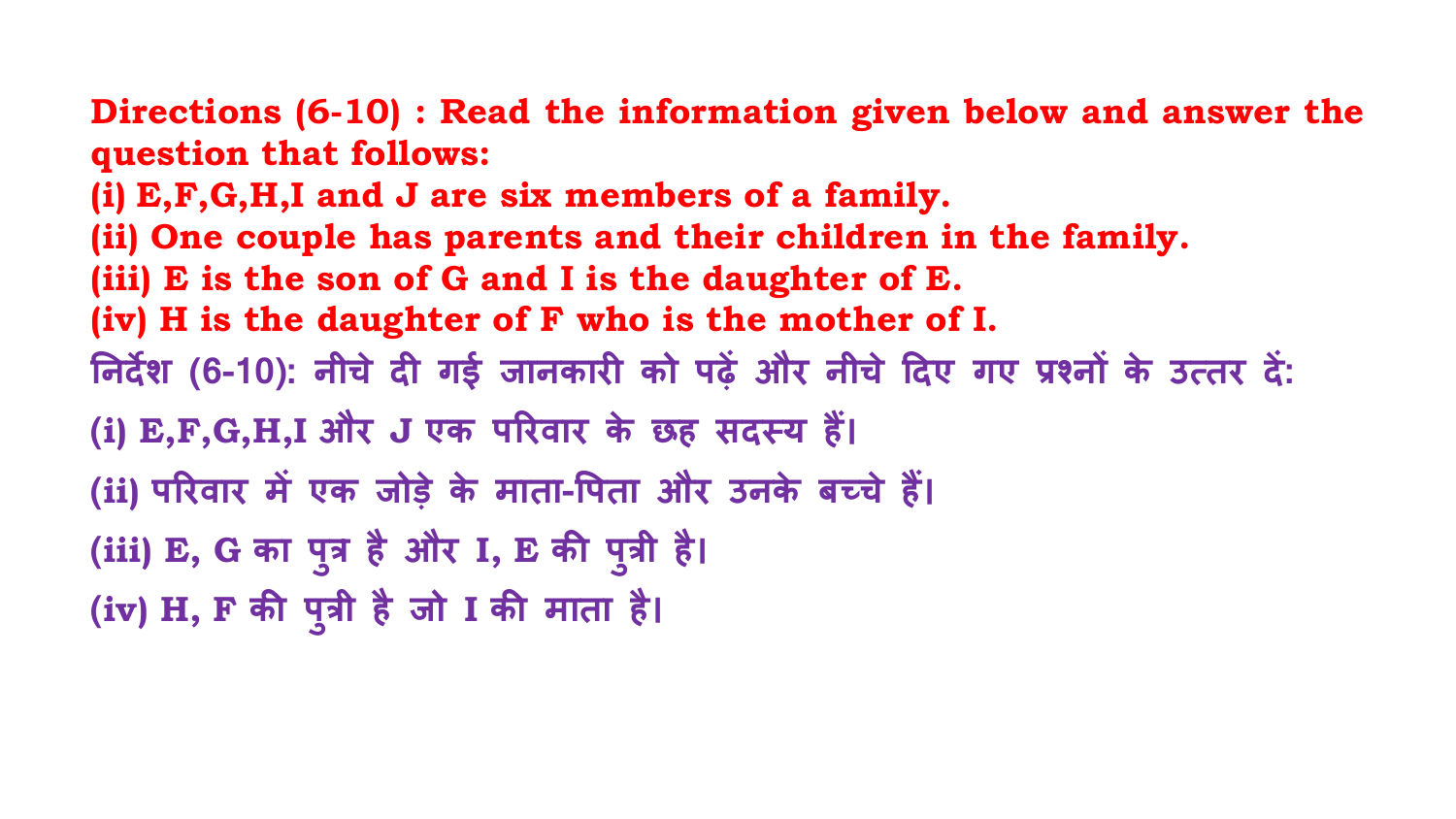**Directions (6-10) : Read the information given below and answer the question that follows:**

**(i) E,F,G,H,I and J are six members of a family.**

**(ii) One couple has parents and their children in the family.**

**(iii) E is the son of G and I is the daughter of E.**

**(iv) H is the daughter of F who is the mother of I.**

**निर्देश (6-10): नीचे दी गई जानकारी को पढ़ें और नीचे दिए गए प्रश्नों के उत्तर दें:**

**(i) E,F,G,H,I और J एक परिवार के छह सदस्य हैं।**

**(ii) परिवार में एक जोड़े के माता-पिता और उनके बच्चे हैं।**

**(iii) E, G का पुत्र है और I, E की पुत्री है।**

**(iv) H, F की पुत्री है जो I की माता है।**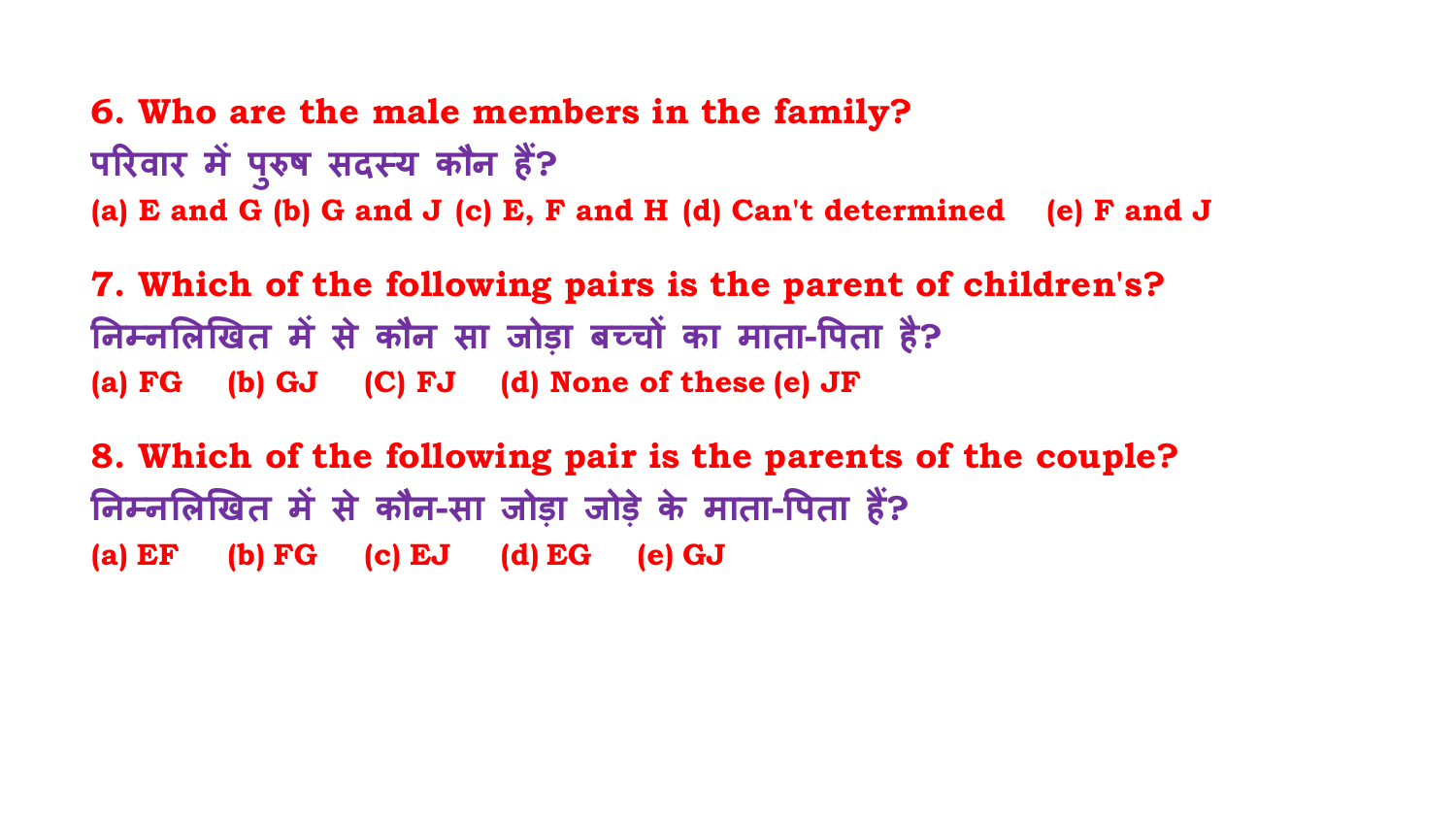**6. Who are the male members in the family?**

**परिवार में पुरुष सदस्य कौन हैं?**

**(a) E and G (b) G and J (c) E, F and H (d) Can't determined (e) F and J**

**7. Which of the following pairs is the parent of children's?**

**निम्नलिखित में से कौन सा जोड़ा बच्चों का माता-पिता है?**

**(a) FG (b) GJ (C) FJ (d) None of these (e) JF**

**8. Which of the following pair is the parents of the couple?**

**निम्नलिखित में से कौन-सा जोड़ा जोड़े के माता-पिता हैं?**

**(a) EF (b) FG (c) EJ (d) EG (e) GJ**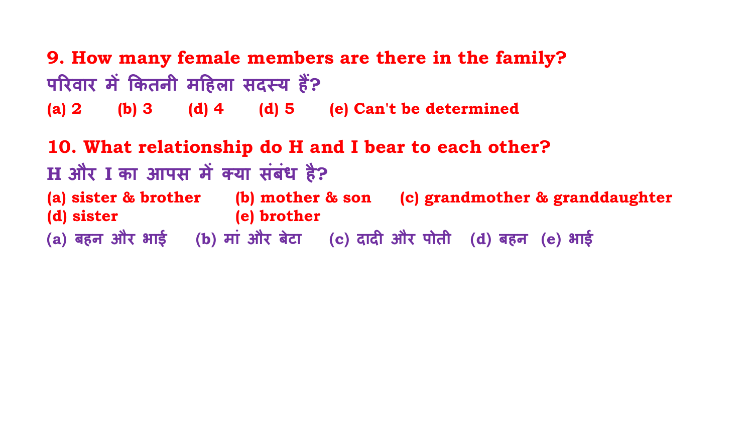**9. How many female members are there in the family?**

**परिवार में कितनी महिला सदस्य हैं?**

(a) 2 (b) 3 (d) 4 (d) 5 (e) Can't be determined

**10. What relationship do H and I bear to each other?**

**H और I का आपस में क्या संबंध है?**

(a) sister & brother (b) mother & son (c) grandmother & granddaughter
(d) sister (e) brother

(a) बहन और भाई (b) मां और बेटा (c) दादी और पोती (d) बहन (e) भाई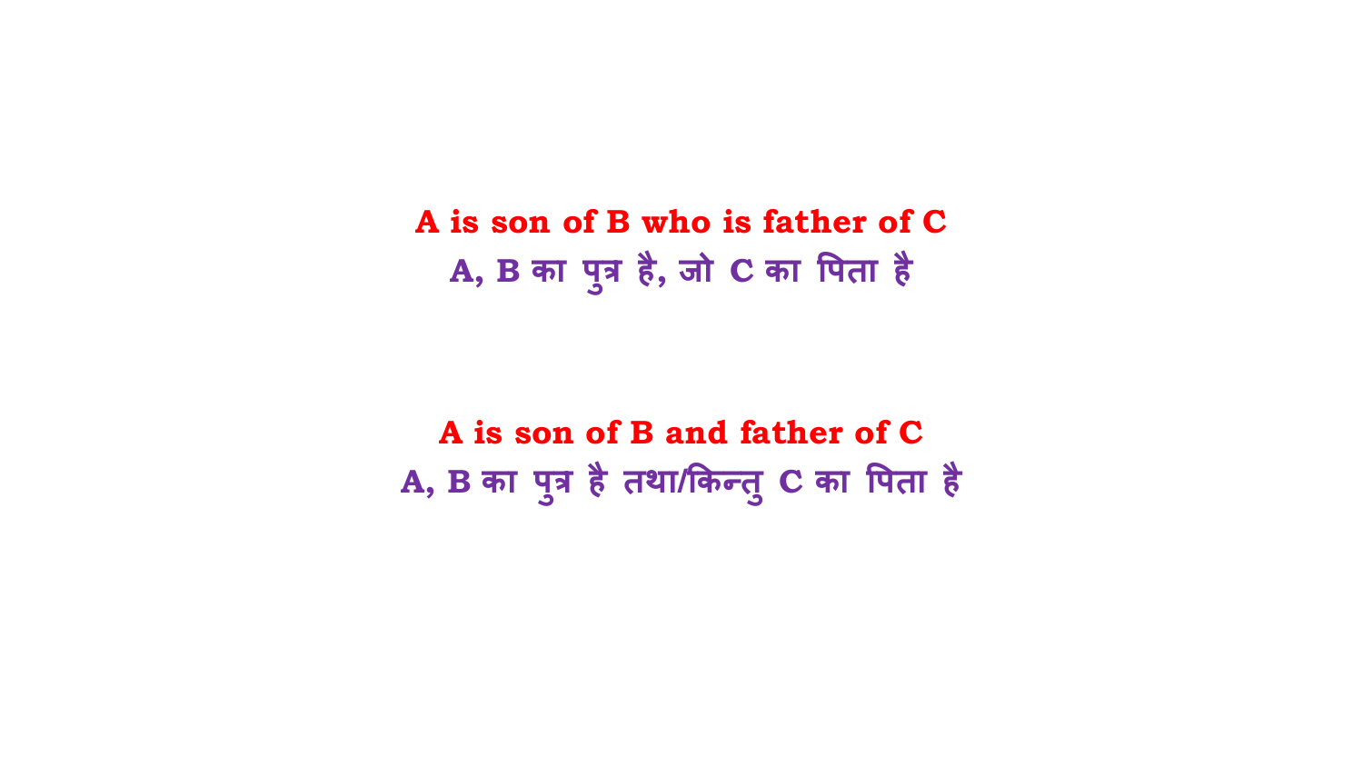**A is son of B who is father of C**

**A, B का पुत्र है, जो C का पिता है**

**A is son of B and father of C**

**A, B का पुत्र है तथा/किन्तु C का पिता है**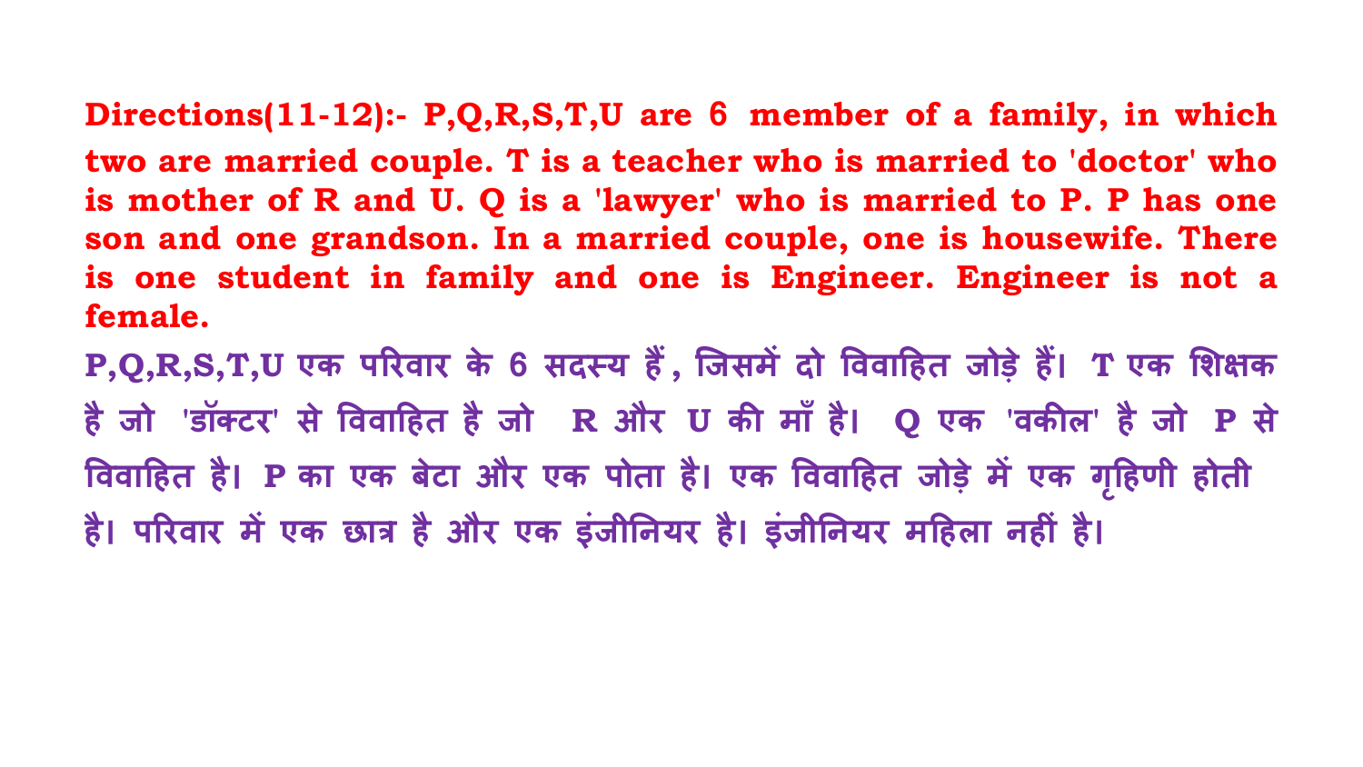**Directions(11-12):- P,Q,R,S,T,U are 6 member of a family, in which two are married couple. T is a teacher who is married to 'doctor' who is mother of R and U. Q is a 'lawyer' who is married to P. P has one son and one grandson. In a married couple, one is housewife. There is one student in family and one is Engineer. Engineer is not a female.**

**P,Q,R,S,T,U एक परिवार के 6 सदस्य हैं, जिसमें दो विवाहित जोड़े हैं। T एक शिक्षक है जो 'डॉक्टर' से विवाहित है जो R और U की माँ है। Q एक 'वकील' है जो P से विवाहित है। P का एक बेटा और एक पोता है। एक विवाहित जोड़े में एक गृहिणी होती है। परिवार में एक छात्र है और एक इंजीनियर है। इंजीनियर महिला नहीं है।**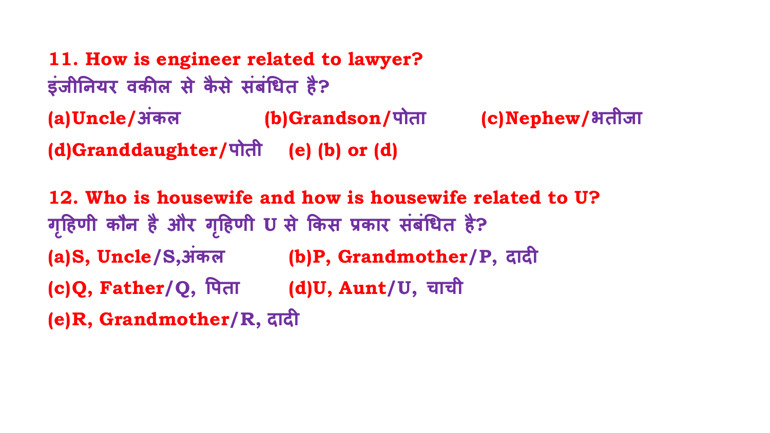**11. How is engineer related to lawyer?**

इंजीनियर वकील से कैसे संबंधित है?

(a)Uncle/अंकल (b)Grandson/पोता (c)Nephew/भतीजा

(d)Granddaughter/पोती (e) (b) or (d)

**12. Who is housewife and how is housewife related to U?**

गृहिणी कौन है और गृहिणी U से किस प्रकार संबंधित है?

(a)S, Uncle/S,अंकल (b)P, Grandmother/P, दादी

(c)Q, Father/Q, पिता (d)U, Aunt/U, चाची

(e)R, Grandmother/R, दादी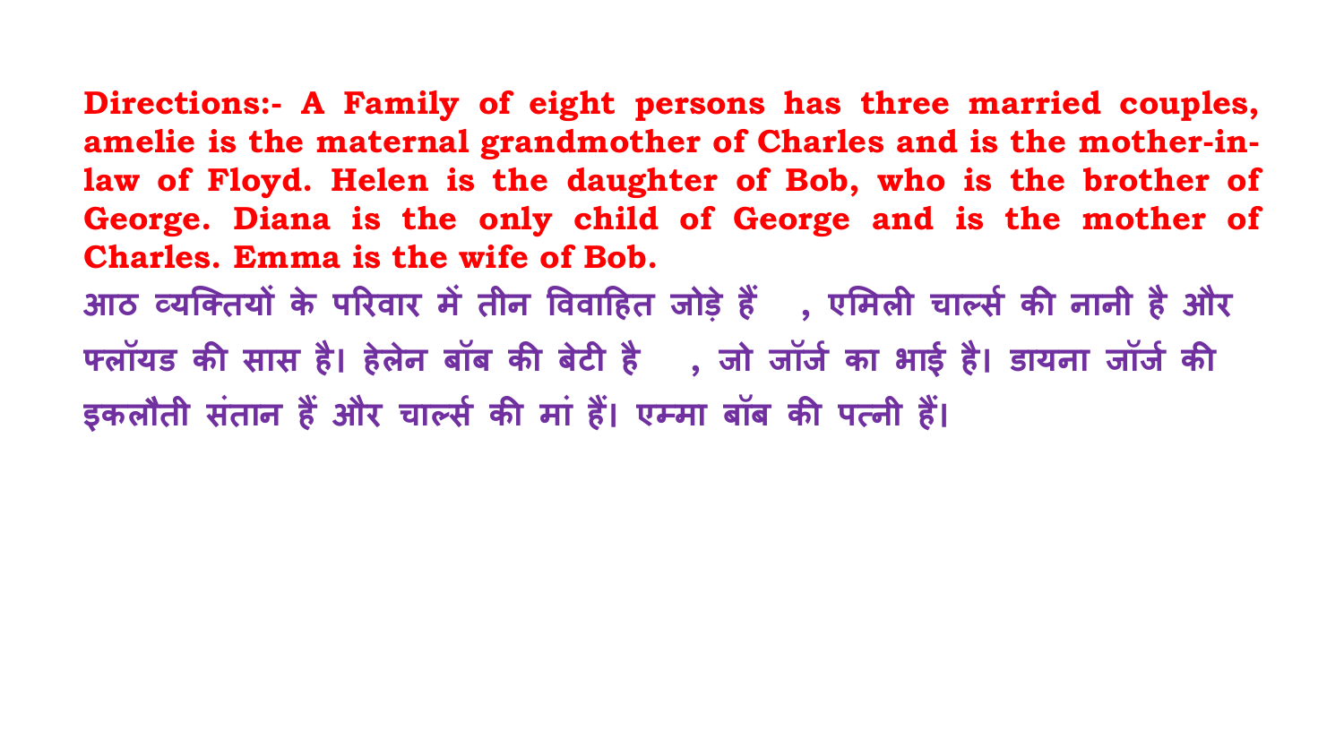**Directions:- A Family of eight persons has three married couples, amelie is the maternal grandmother of Charles and is the mother-in-law of Floyd. Helen is the daughter of Bob, who is the brother of George. Diana is the only child of George and is the mother of Charles. Emma is the wife of Bob.**

**आठ व्यक्तियों के परिवार में तीन विवाहित जोड़े हैं , एमिली चार्ल्स की नानी है और फ्लॉयड की सास है। हेलेन बॉब की बेटी है , जो जॉर्ज का भाई है। डायना जॉर्ज की इकलौती संतान हैं और चार्ल्स की मां हैं। एम्मा बॉब की पत्नी हैं।**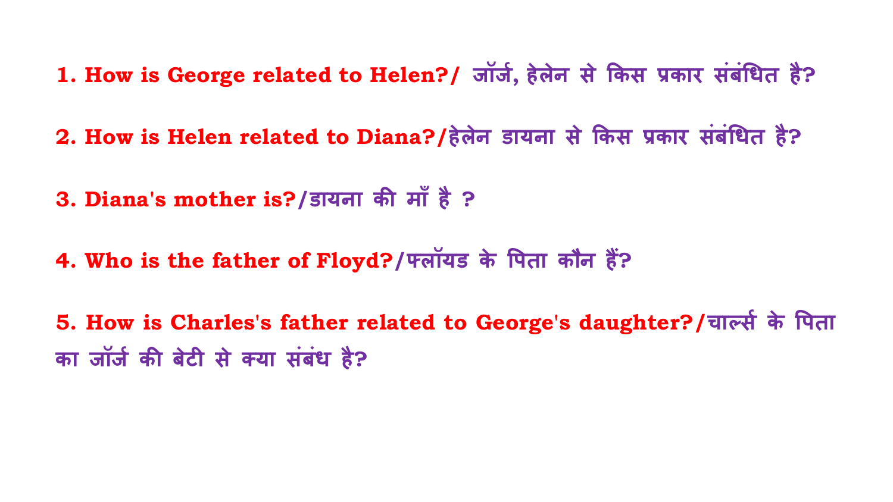1. **How is George related to Helen?/** जॉर्ज, हेलेन से किस प्रकार संबंधित है?

2. **How is Helen related to Diana?/**हेलेन डायना से किस प्रकार संबंधित है?

3. **Diana's mother is?/**डायना की माँ है ?

4. **Who is the father of Floyd?/**फ्लॉयड के पिता कौन हैं?

5. **How is Charles's father related to George's daughter?/**चार्ल्स के पिता का जॉर्ज की बेटी से क्या संबंध है?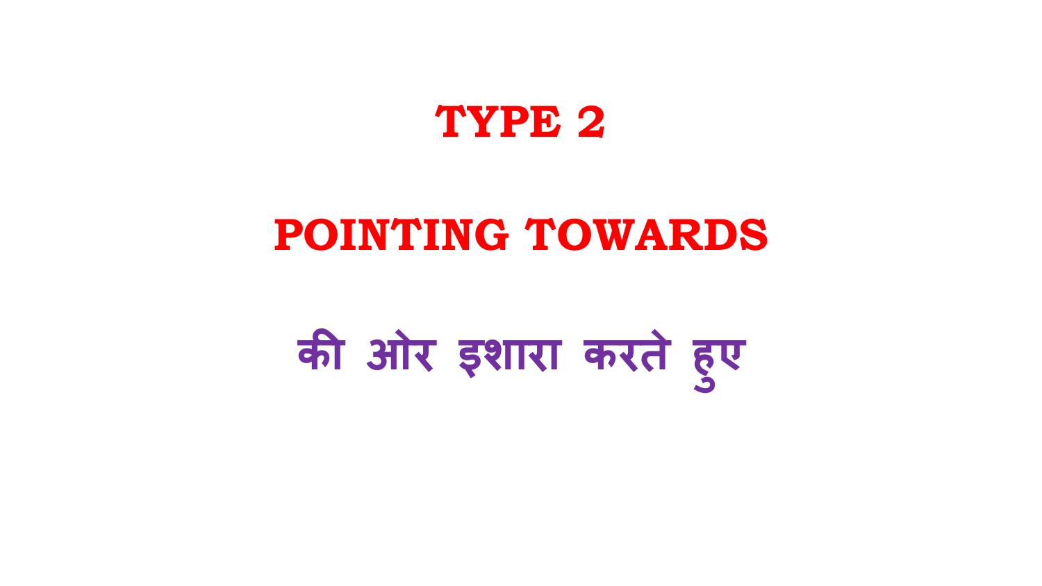# TYPE 2

# POINTING TOWARDS

## की ओर इशारा करते हुए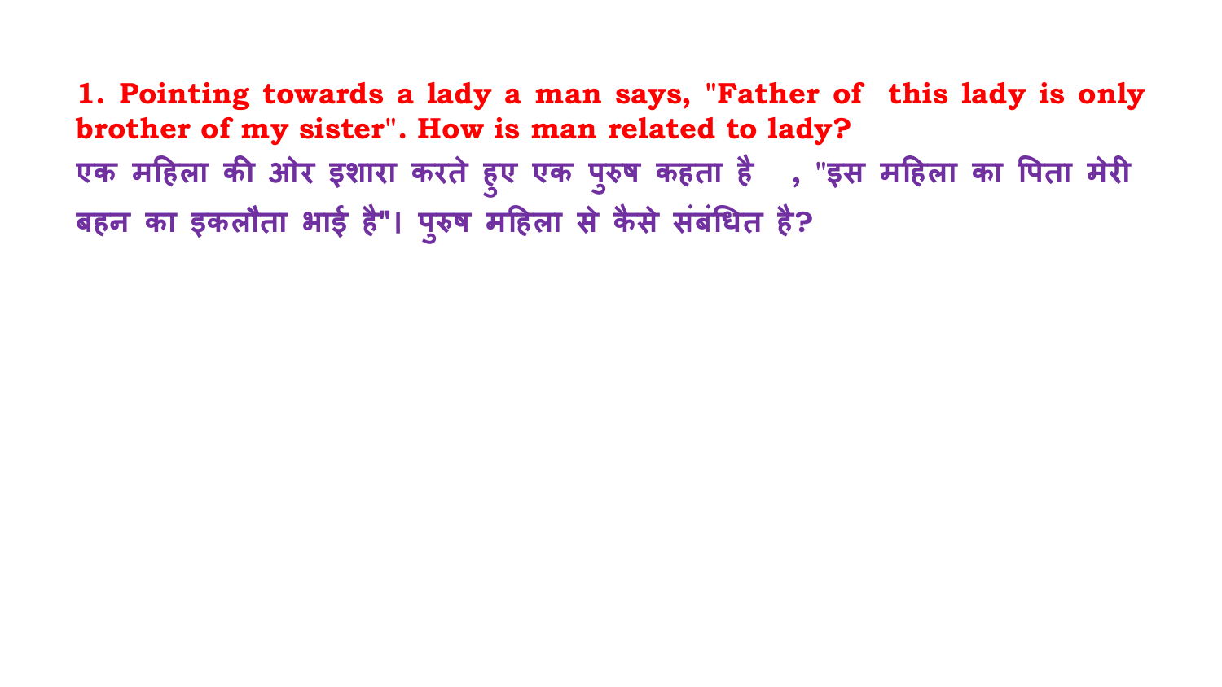**1. Pointing towards a lady a man says, "Father of this lady is only brother of my sister". How is man related to lady?**

**एक महिला की ओर इशारा करते हुए एक पुरुष कहता है , "इस महिला का पिता मेरी बहन का इकलौता भाई है"। पुरुष महिला से कैसे संबंधित है?**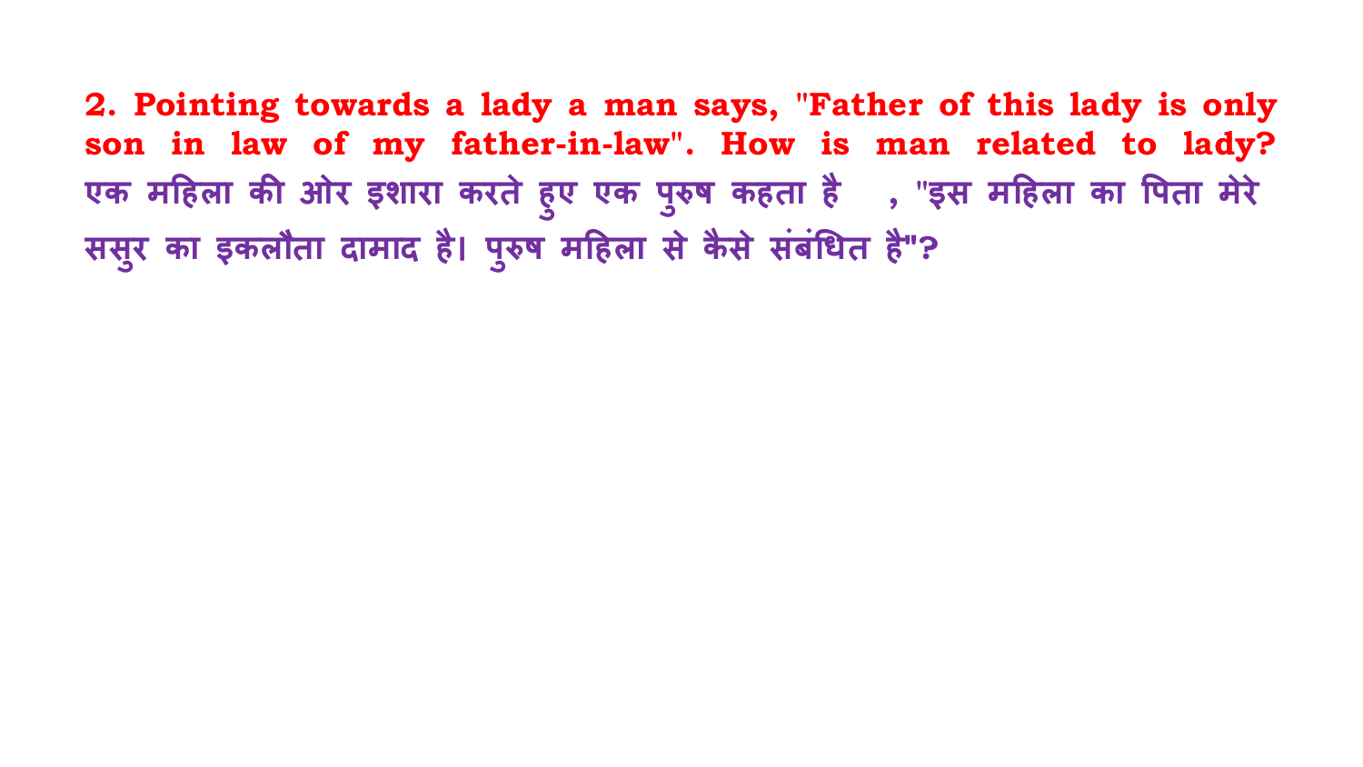**2. Pointing towards a lady a man says, "Father of this lady is only son in law of my father-in-law". How is man related to lady?**

एक महिला की ओर इशारा करते हुए एक पुरुष कहता है , "इस महिला का पिता मेरे ससुर का इकलौता दामाद है। पुरुष महिला से कैसे संबंधित है"?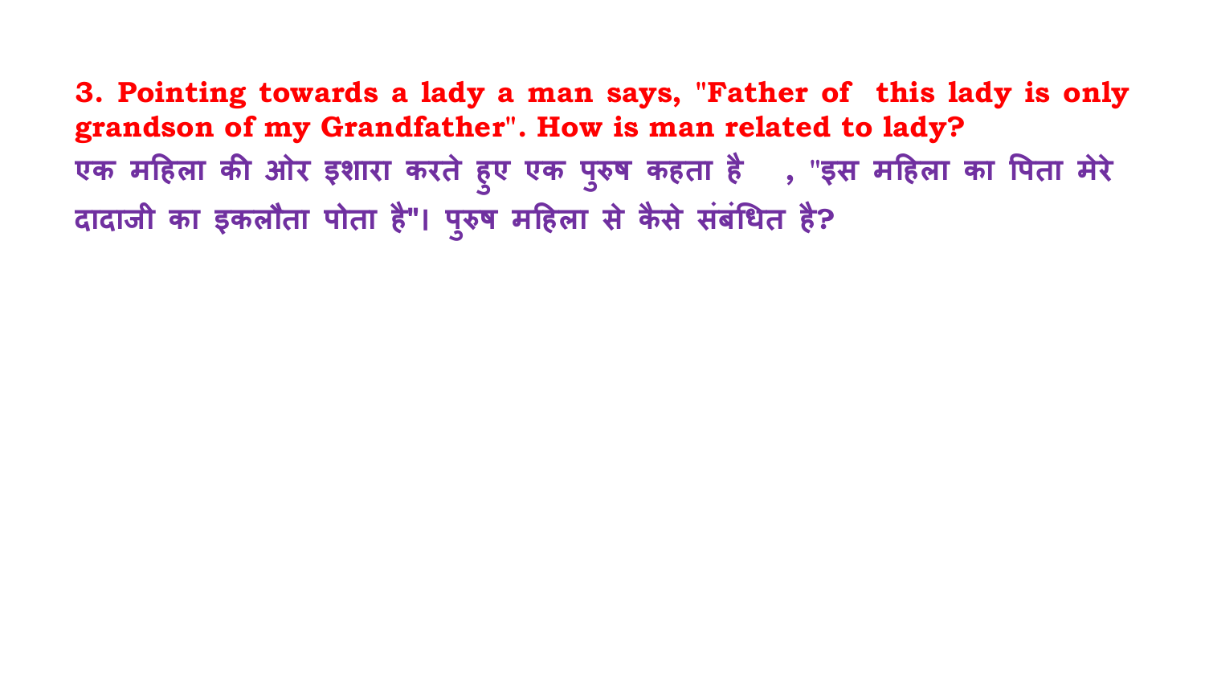**3. Pointing towards a lady a man says, "Father of this lady is only grandson of my Grandfather". How is man related to lady?**

**एक महिला की ओर इशारा करते हुए एक पुरुष कहता है , "इस महिला का पिता मेरे दादाजी का इकलौता पोता है"। पुरुष महिला से कैसे संबंधित है?**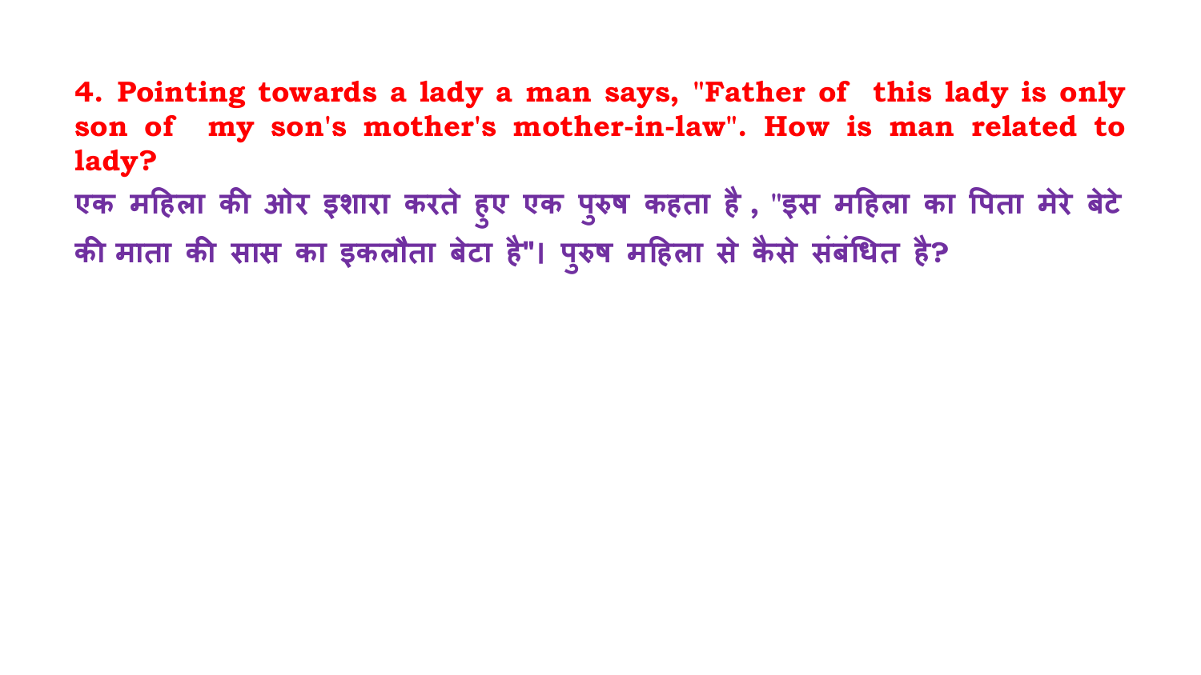**4. Pointing towards a lady a man says, "Father of this lady is only son of my son's mother's mother-in-law". How is man related to lady?**

**एक महिला की ओर इशारा करते हुए एक पुरुष कहता है , "इस महिला का पिता मेरे बेटे की माता की सास का इकलौता बेटा है"। पुरुष महिला से कैसे संबंधित है?**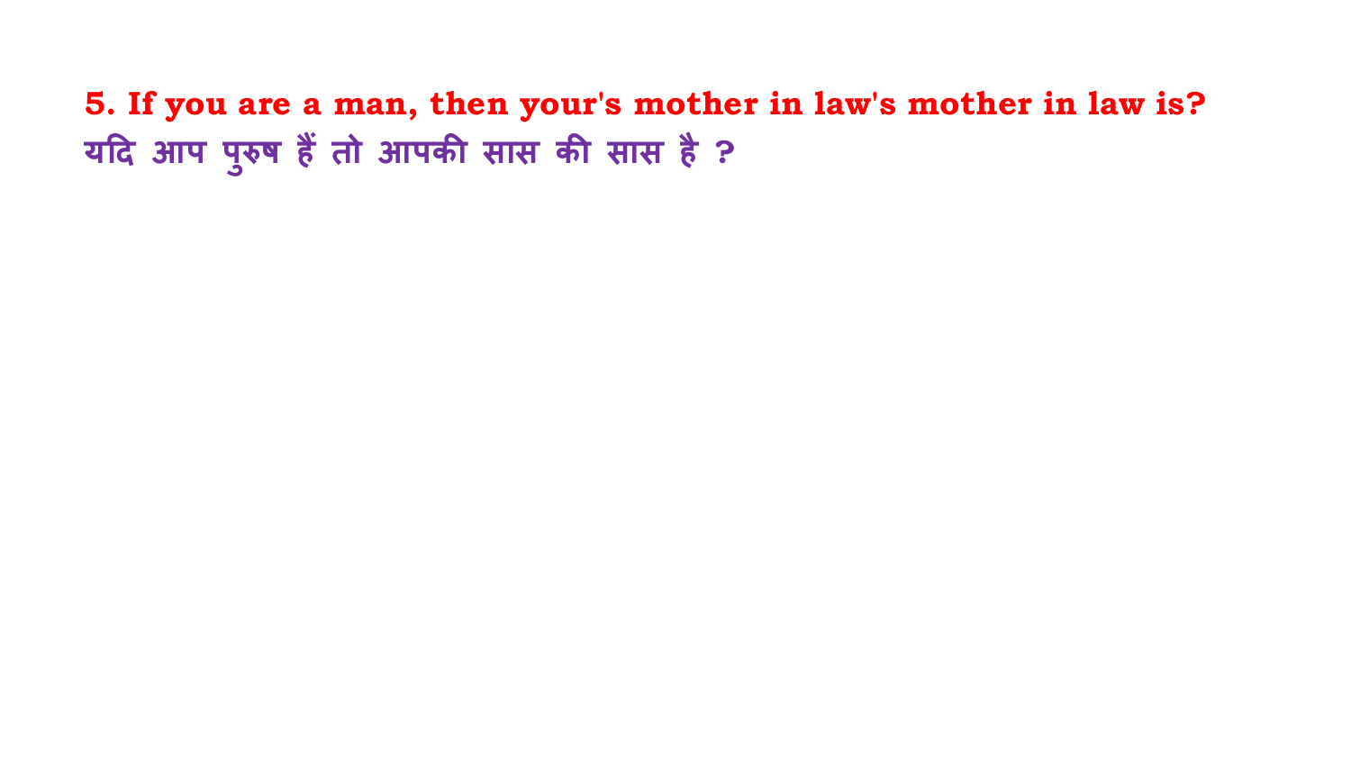**5. If you are a man, then your's mother in law's mother in law is?**

**यदि आप पुरुष हैं तो आपकी सास की सास है ?**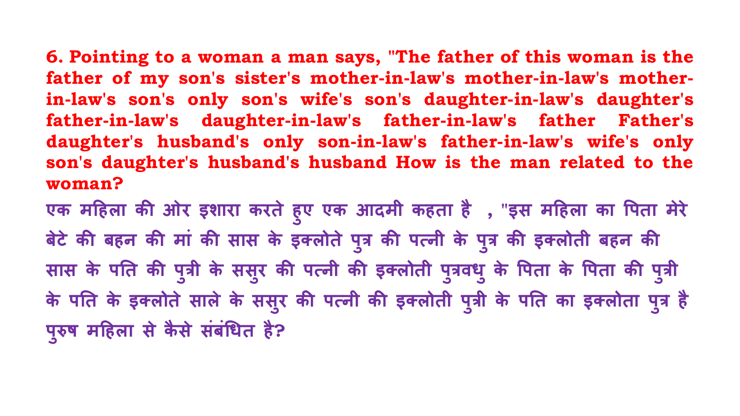**6. Pointing to a woman a man says, "The father of this woman is the father of my son's sister's mother-in-law's mother-in-law's mother-in-law's son's only son's wife's son's daughter-in-law's daughter's father-in-law's daughter-in-law's father-in-law's father Father's daughter's husband's only son-in-law's father-in-law's wife's only son's daughter's husband's husband How is the man related to the woman?**

**एक महिला की ओर इशारा करते हुए एक आदमी कहता है , "इस महिला का पिता मेरे बेटे की बहन की मां की सास के इक्लोते पुत्र की पत्नी के पुत्र की इक्लोती बहन की सास के पति की पुत्री के ससुर की पत्नी की इक्लोती पुत्रवधु के पिता के पिता की पुत्री के पति के इक्लोते साले के ससुर की पत्नी की इक्लोती पुत्री के पति का इक्लोता पुत्र है पुरुष महिला से कैसे संबंधित है?**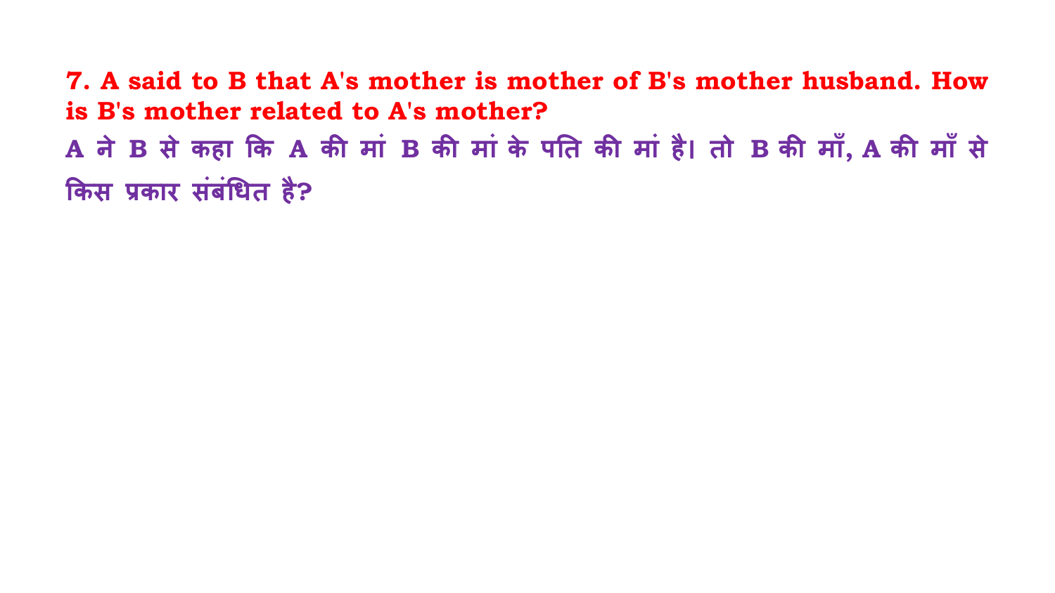**7. A said to B that A's mother is mother of B's mother husband. How is B's mother related to A's mother?**

**A ने B से कहा कि A की मां B की मां के पति की मां है। तो B की माँ, A की माँ से किस प्रकार संबंधित है?**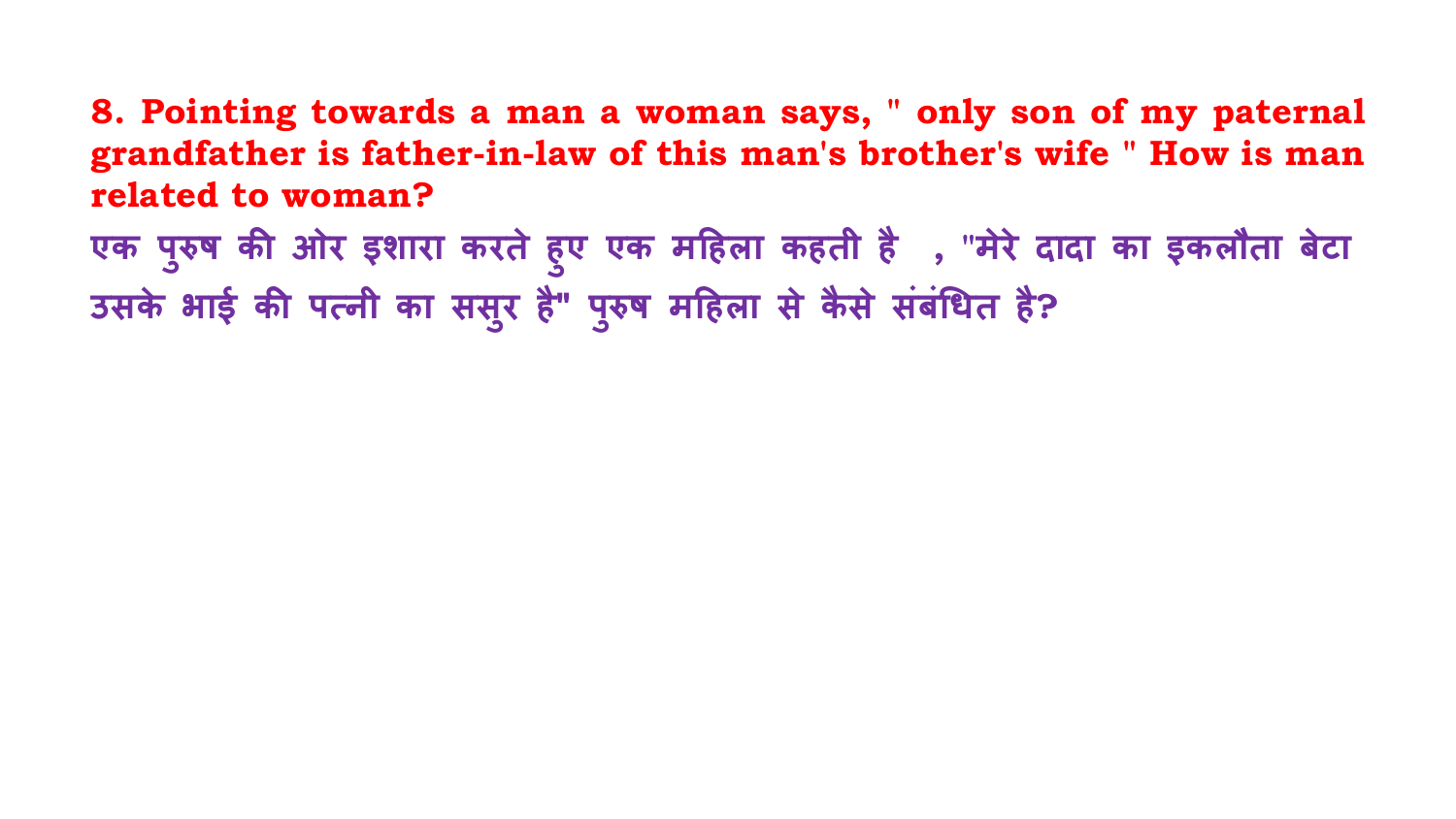**8. Pointing towards a man a woman says, " only son of my paternal grandfather is father-in-law of this man's brother's wife " How is man related to woman?**

**एक पुरुष की ओर इशारा करते हुए एक महिला कहती है , "मेरे दादा का इकलौता बेटा उसके भाई की पत्नी का ससुर है" पुरुष महिला से कैसे संबंधित है?**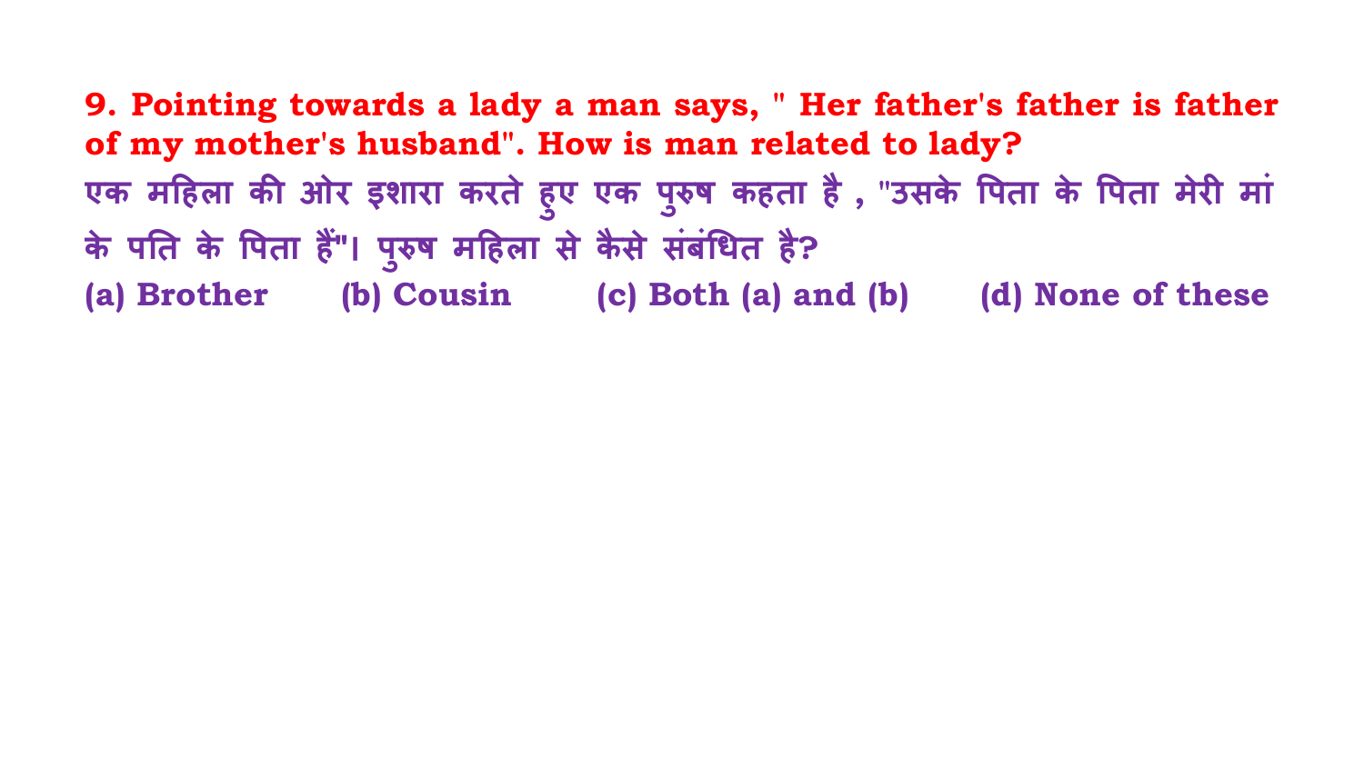**9. Pointing towards a lady a man says, " Her father's father is father of my mother's husband". How is man related to lady?**

**एक महिला की ओर इशारा करते हुए एक पुरुष कहता है , "उसके पिता के पिता मेरी मां के पति के पिता हैं"। पुरुष महिला से कैसे संबंधित है?**

**(a) Brother** **(b) Cousin** **(c) Both (a) and (b)** **(d) None of these**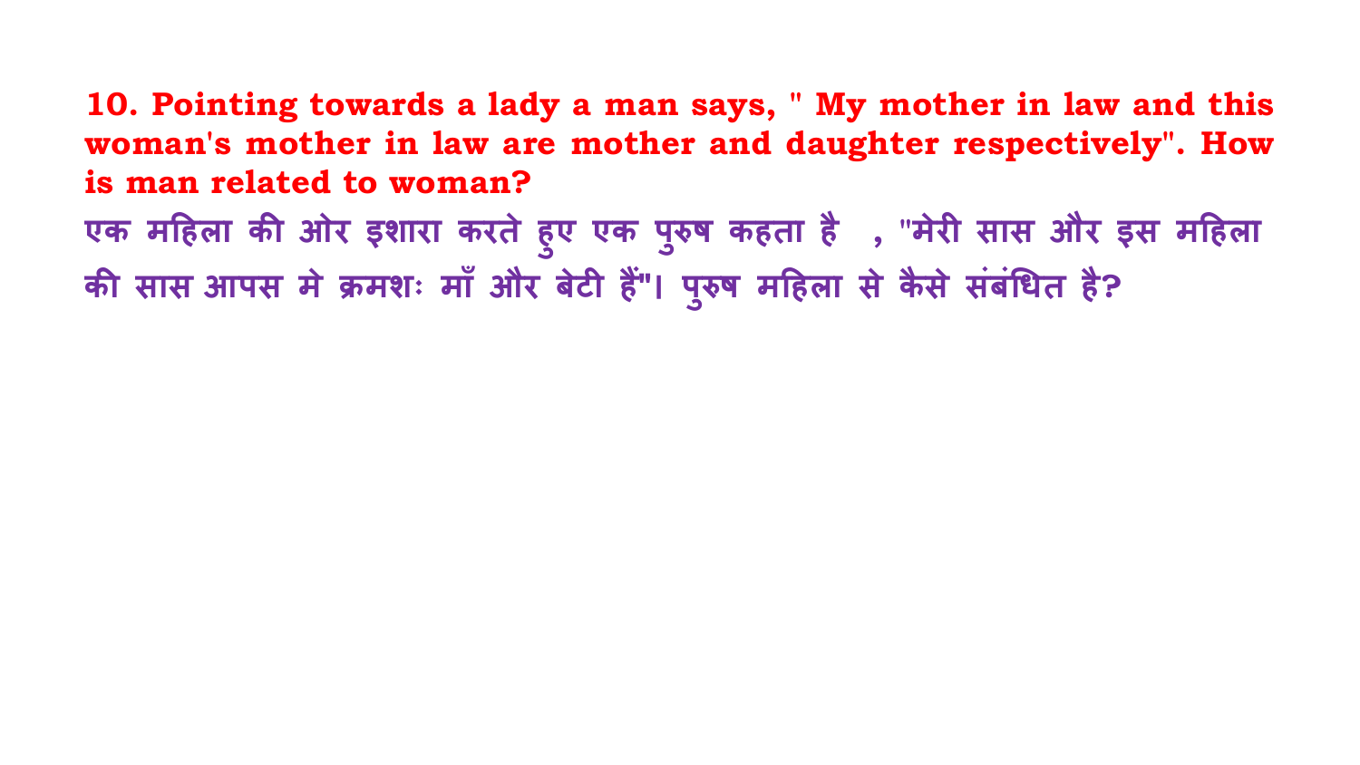**10. Pointing towards a lady a man says, " My mother in law and this woman's mother in law are mother and daughter respectively". How is man related to woman?**

**एक महिला की ओर इशारा करते हुए एक पुरुष कहता है , "मेरी सास और इस महिला की सास आपस मे क्रमशः माँ और बेटी हैं"। पुरुष महिला से कैसे संबंधित है?**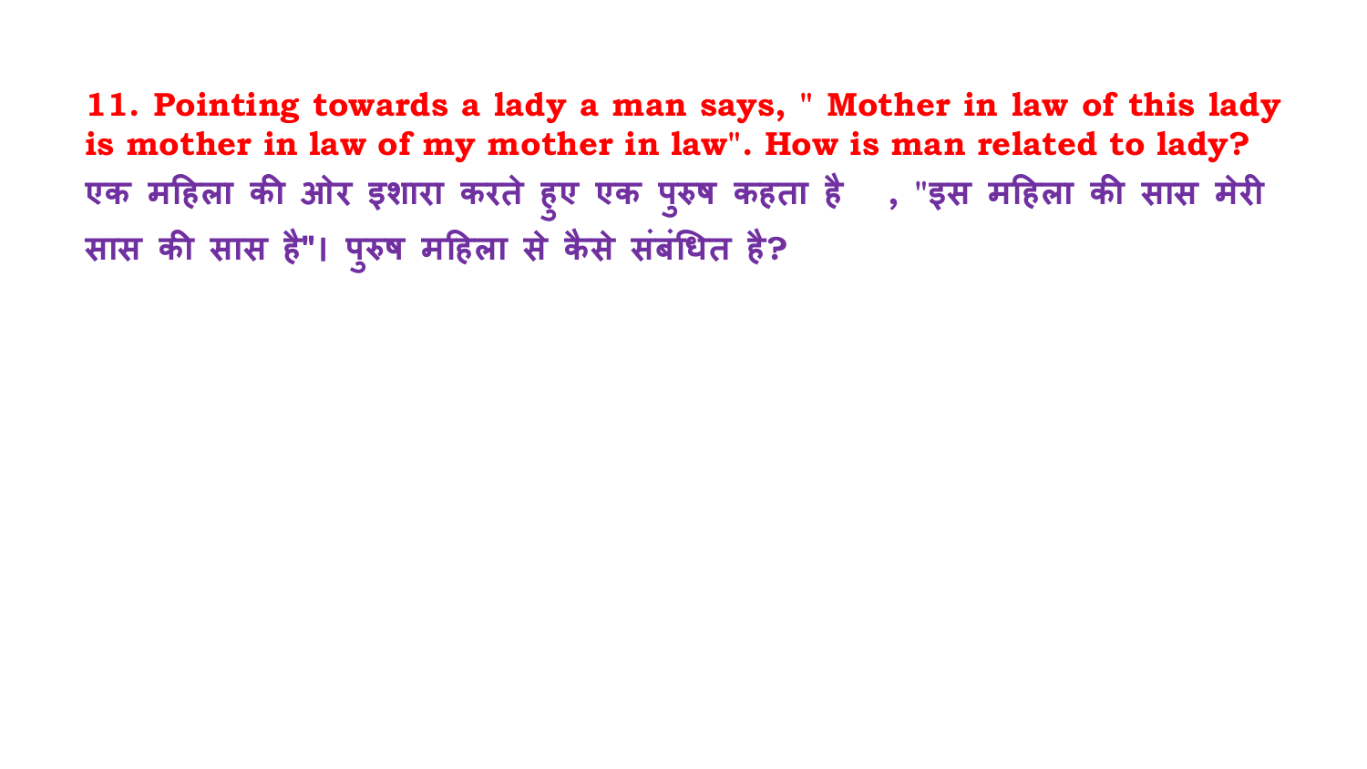**11. Pointing towards a lady a man says, " Mother in law of this lady is mother in law of my mother in law". How is man related to lady?**

एक महिला की ओर इशारा करते हुए एक पुरुष कहता है , "इस महिला की सास मेरी सास की सास है"। पुरुष महिला से कैसे संबंधित है?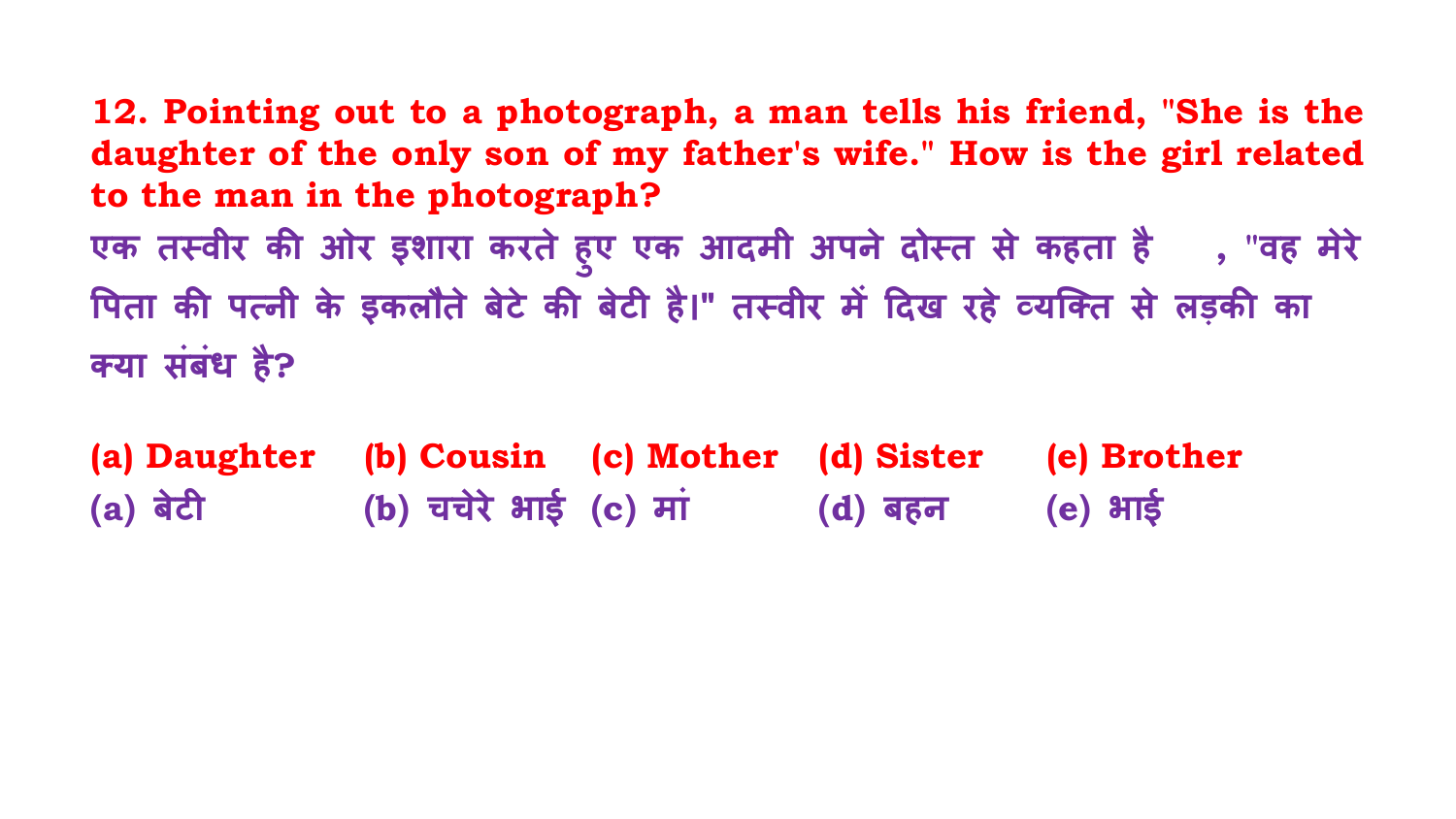**12. Pointing out to a photograph, a man tells his friend, "She is the daughter of the only son of my father's wife." How is the girl related to the man in the photograph?**

एक तस्वीर की ओर इशारा करते हुए एक आदमी अपने दोस्त से कहता है , "वह मेरे पिता की पत्नी के इकलौते बेटे की बेटी है।" तस्वीर में दिख रहे व्यक्ति से लड़की का क्या संबंध है?

**(a) Daughter (b) Cousin (c) Mother (d) Sister (e) Brother**

(a) बेटी (b) चचेरे भाई (c) मां (d) बहन (e) भाई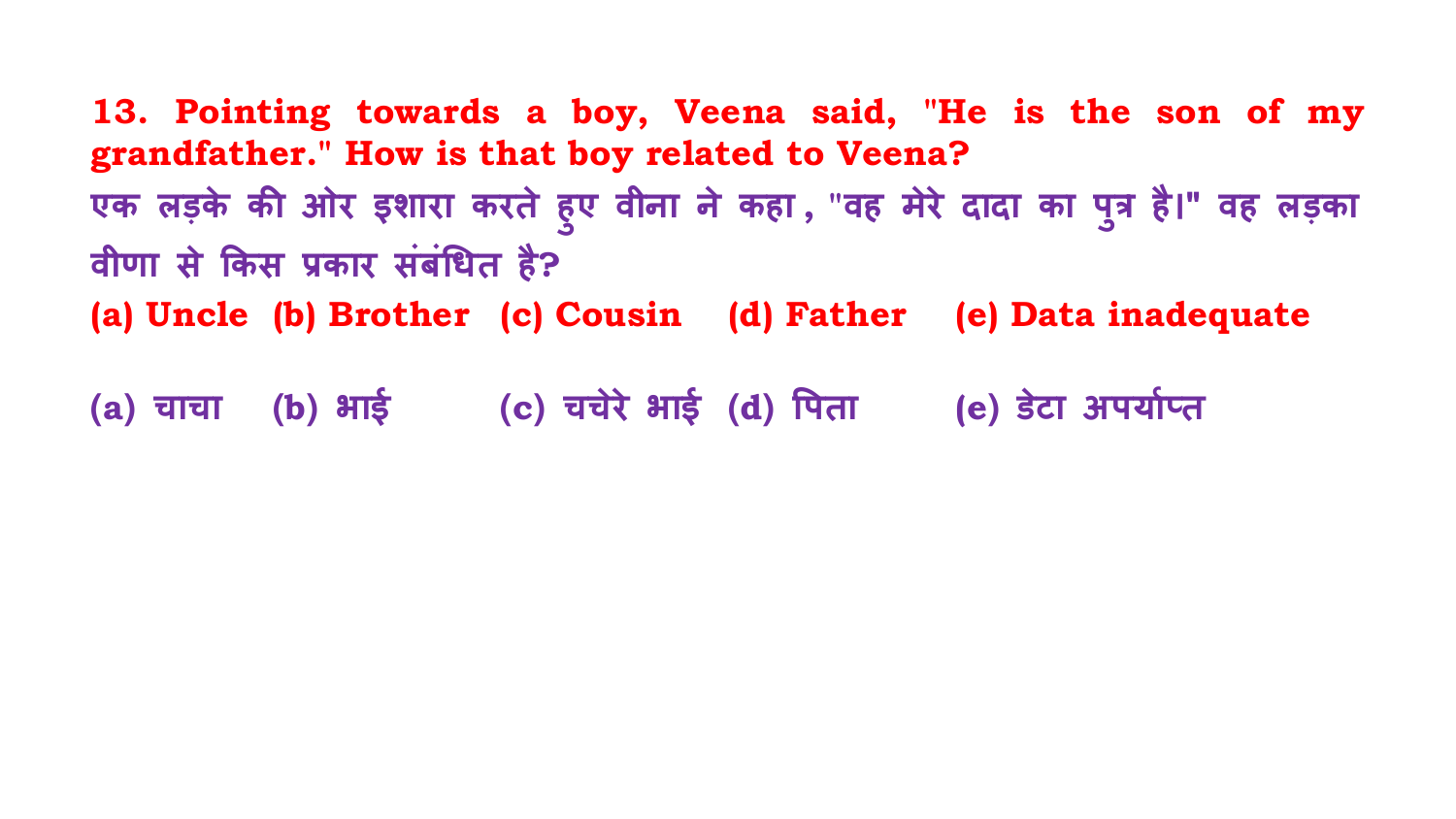**13. Pointing towards a boy, Veena said, "He is the son of my grandfather." How is that boy related to Veena?**

**एक लड़के की ओर इशारा करते हुए वीना ने कहा, "वह मेरे दादा का पुत्र है।" वह लड़का वीणा से किस प्रकार संबंधित है?**

**(a) Uncle (b) Brother (c) Cousin (d) Father (e) Data inadequate**

**(a) चाचा (b) भाई (c) चचेरे भाई (d) पिता (e) डेटा अपर्याप्त**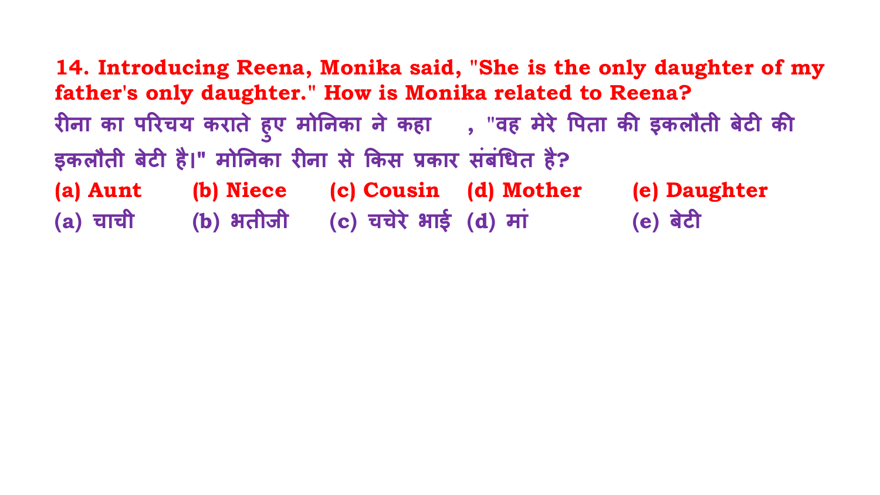**14. Introducing Reena, Monika said, "She is the only daughter of my father's only daughter." How is Monika related to Reena?**

**रीना का परिचय कराते हुए मोनिका ने कहा , "वह मेरे पिता की इकलौती बेटी की इकलौती बेटी है।" मोनिका रीना से किस प्रकार संबंधित है?**

**(a) Aunt (b) Niece (c) Cousin (d) Mother (e) Daughter**

**(a) चाची (b) भतीजी (c) चचेरे भाई (d) मां (e) बेटी**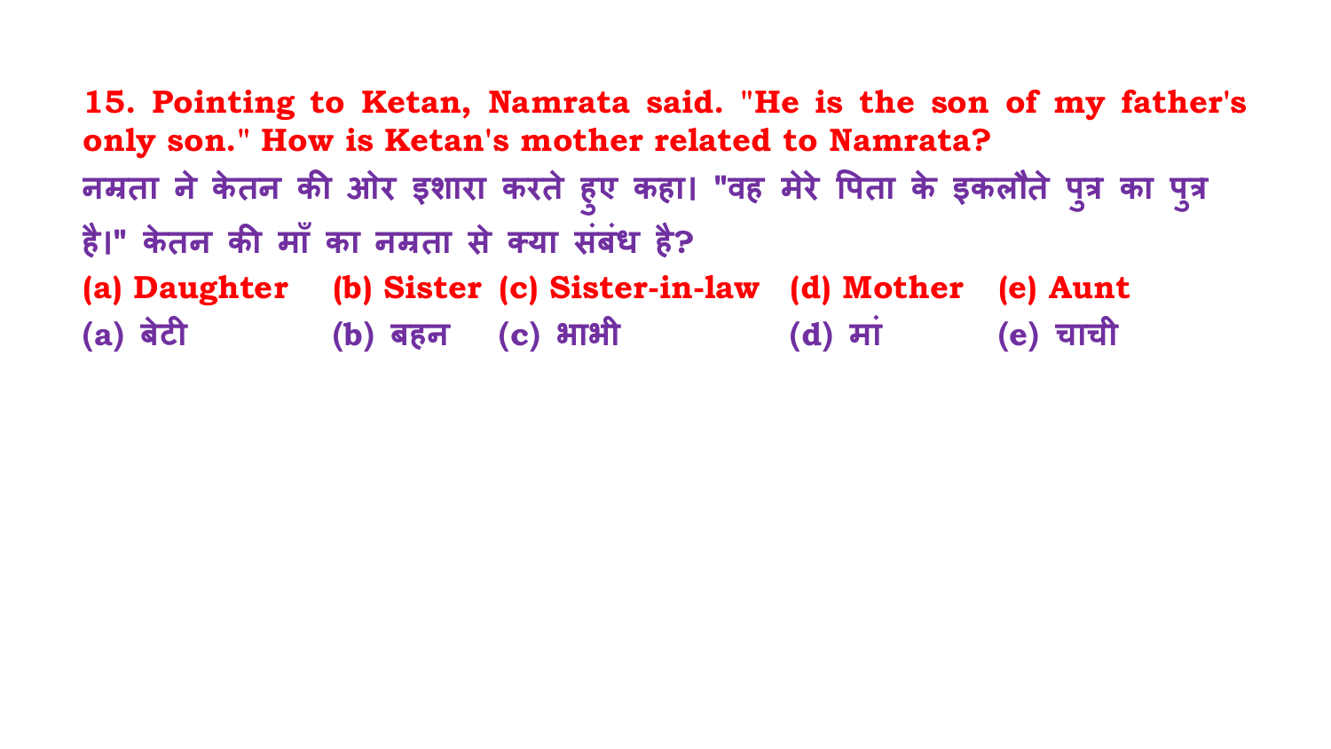**15. Pointing to Ketan, Namrata said. "He is the son of my father's only son." How is Ketan's mother related to Namrata?**

नम्रता ने केतन की ओर इशारा करते हुए कहा। "वह मेरे पिता के इकलौते पुत्र का पुत्र है।" केतन की माँ का नम्रता से क्या संबंध है?

(a) Daughter (b) Sister (c) Sister-in-law (d) Mother (e) Aunt

(a) बेटी (b) बहन (c) भाभी (d) मां (e) चाची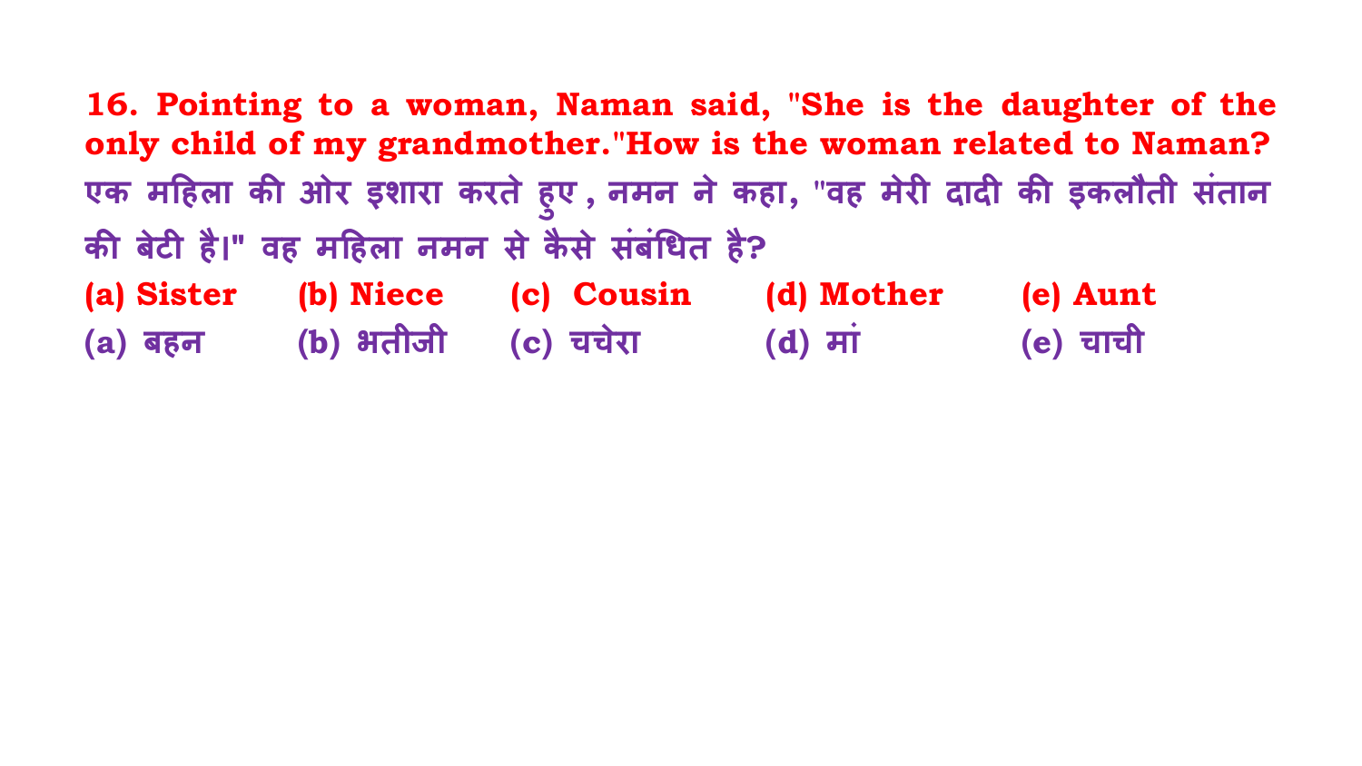**16. Pointing to a woman, Naman said, "She is the daughter of the only child of my grandmother."How is the woman related to Naman?**

**एक महिला की ओर इशारा करते हुए , नमन ने कहा, "वह मेरी दादी की इकलौती संतान की बेटी है।" वह महिला नमन से कैसे संबंधित है?**

**(a) Sister (b) Niece (c) Cousin (d) Mother (e) Aunt**

**(a) बहन (b) भतीजी (c) चचेरा (d) मां (e) चाची**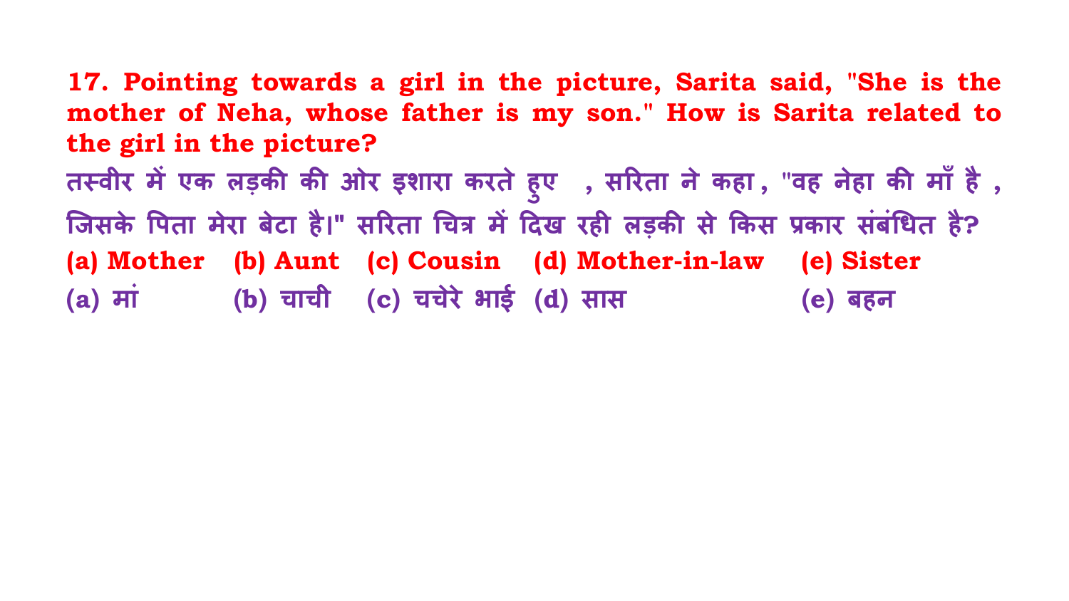**17. Pointing towards a girl in the picture, Sarita said, "She is the mother of Neha, whose father is my son." How is Sarita related to the girl in the picture?**

तस्वीर में एक लड़की की ओर इशारा करते हुए , सरिता ने कहा, "वह नेहा की माँ है , जिसके पिता मेरा बेटा है।" सरिता चित्र में दिख रही लड़की से किस प्रकार संबंधित है?

**(a) Mother (b) Aunt (c) Cousin (d) Mother-in-law (e) Sister**

(a) मां (b) चाची (c) चचेरे भाई (d) सास (e) बहन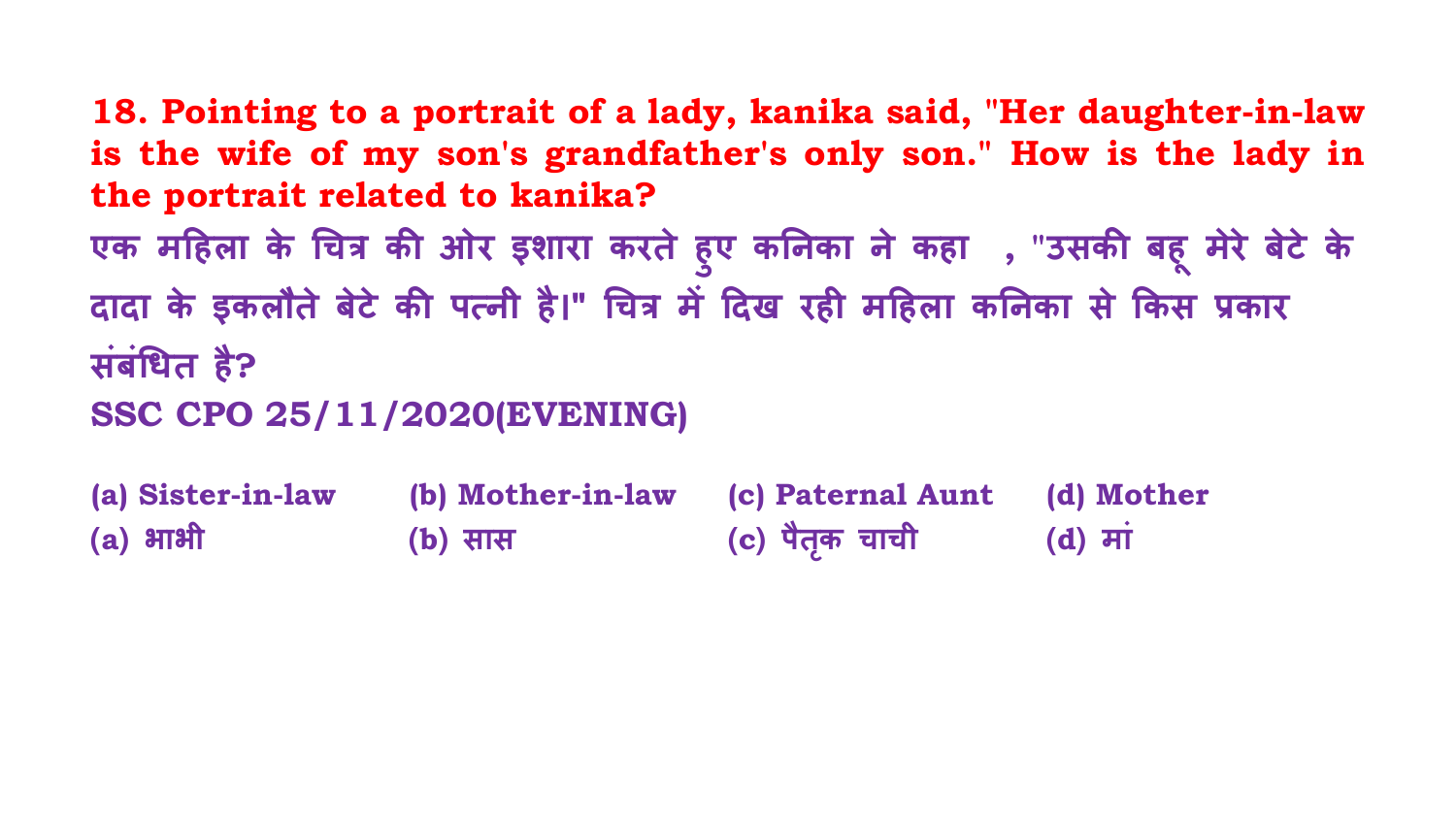**18. Pointing to a portrait of a lady, kanika said, "Her daughter-in-law is the wife of my son's grandfather's only son." How is the lady in the portrait related to kanika?**

**एक महिला के चित्र की ओर इशारा करते हुए कनिका ने कहा , "उसकी बहू मेरे बेटे के दादा के इकलौते बेटे की पत्नी है।" चित्र में दिख रही महिला कनिका से किस प्रकार संबंधित है?**

**SSC CPO 25/11/2020(EVENING)**

**(a) Sister-in-law** **(b) Mother-in-law** **(c) Paternal Aunt** **(d) Mother**

**(a) भाभी** **(b) सास** **(c) पैतृक चाची** **(d) मां**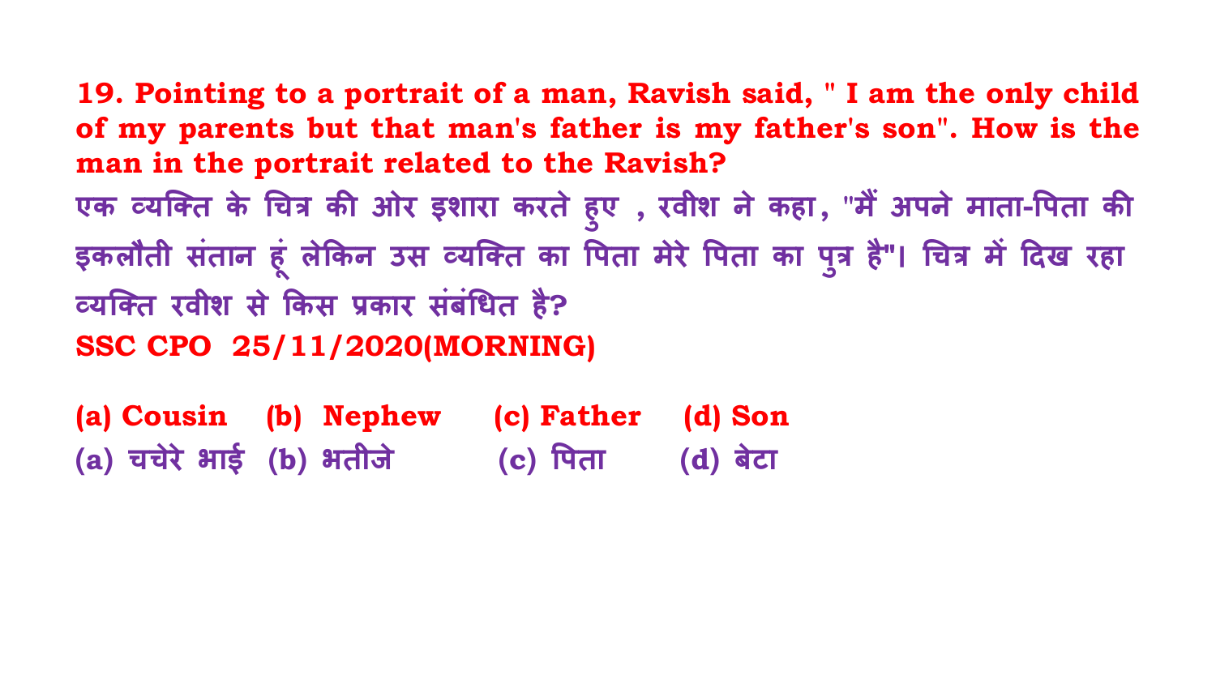**19. Pointing to a portrait of a man, Ravish said, " I am the only child of my parents but that man's father is my father's son". How is the man in the portrait related to the Ravish?**

एक व्यक्ति के चित्र की ओर इशारा करते हुए , रवीश ने कहा, "मैं अपने माता-पिता की इकलौती संतान हूं लेकिन उस व्यक्ति का पिता मेरे पिता का पुत्र है"। चित्र में दिख रहा व्यक्ति रवीश से किस प्रकार संबंधित है?

**SSC CPO 25/11/2020(MORNING)**

**(a) Cousin (b) Nephew (c) Father (d) Son**

(a) चचेरे भाई (b) भतीजे (c) पिता (d) बेटा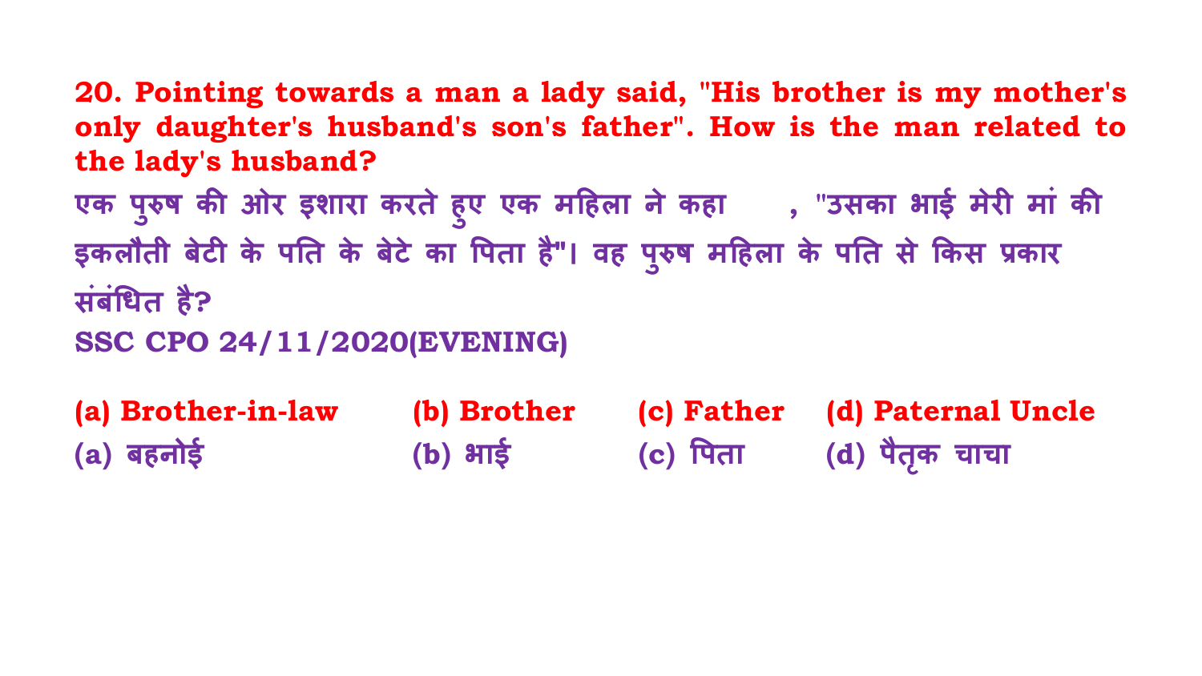**20. Pointing towards a man a lady said, "His brother is my mother's only daughter's husband's son's father". How is the man related to the lady's husband?**

**एक पुरुष की ओर इशारा करते हुए एक महिला ने कहा , "उसका भाई मेरी मां की इकलौती बेटी के पति के बेटे का पिता है"। वह पुरुष महिला के पति से किस प्रकार संबंधित है?**

**SSC CPO 24/11/2020(EVENING)**

| | | | |
|---|---|---|---|
| **(a) Brother-in-law** | **(b) Brother** | **(c) Father** | **(d) Paternal Uncle** |
| **(a) बहनोई** | **(b) भाई** | **(c) पिता** | **(d) पैतृक चाचा** |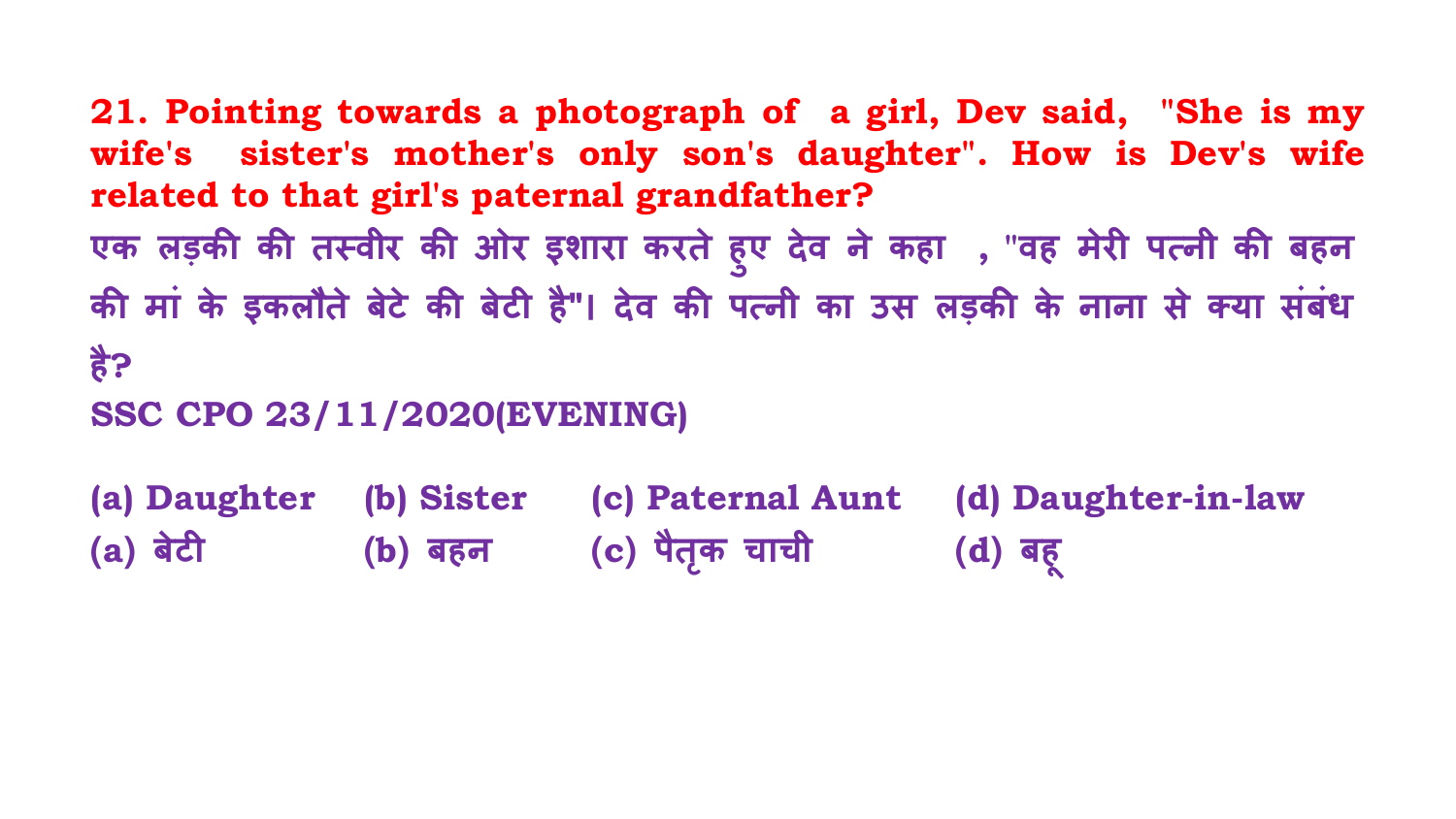**21. Pointing towards a photograph of a girl, Dev said, "She is my wife's sister's mother's only son's daughter". How is Dev's wife related to that girl's paternal grandfather?**

**एक लड़की की तस्वीर की ओर इशारा करते हुए देव ने कहा , "वह मेरी पत्नी की बहन की मां के इकलौते बेटे की बेटी है"। देव की पत्नी का उस लड़की के नाना से क्या संबंध है?**

**SSC CPO 23/11/2020(EVENING)**

**(a) Daughter (b) Sister (c) Paternal Aunt (d) Daughter-in-law**

**(a) बेटी (b) बहन (c) पैतृक चाची (d) बहू**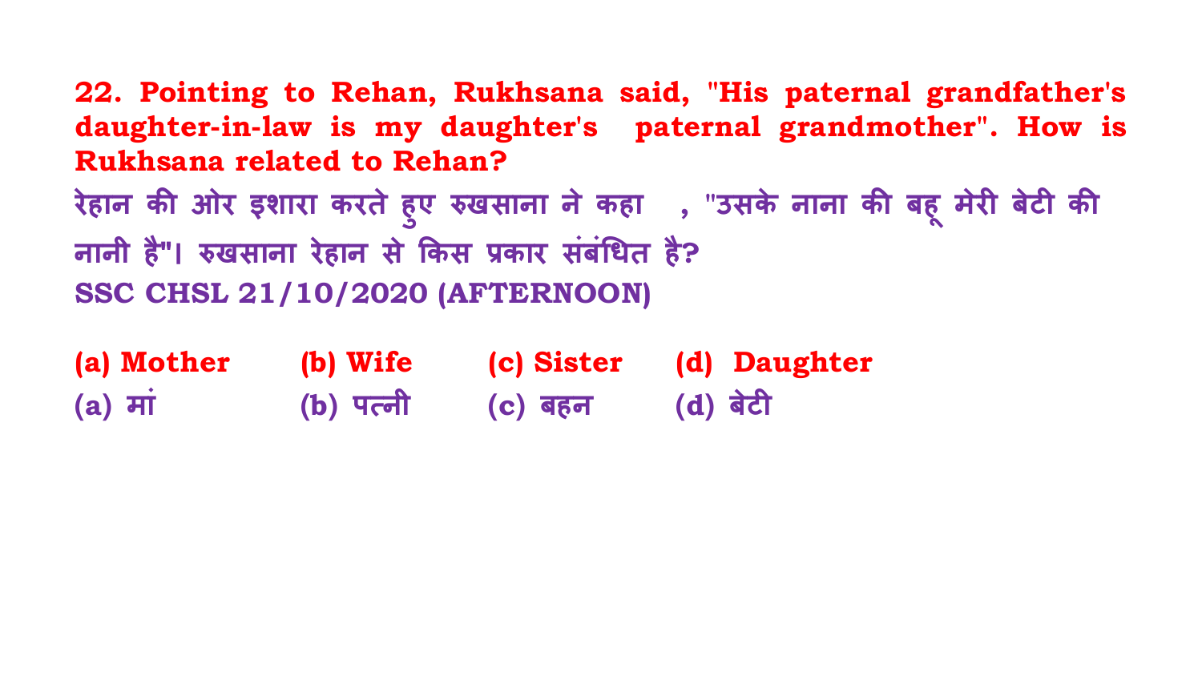**22. Pointing to Rehan, Rukhsana said, "His paternal grandfather's daughter-in-law is my daughter's paternal grandmother". How is Rukhsana related to Rehan?**

**रेहान की ओर इशारा करते हुए रुखसाना ने कहा , "उसके नाना की बहू मेरी बेटी की नानी है"। रुखसाना रेहान से किस प्रकार संबंधित है?**

**SSC CHSL 21/10/2020 (AFTERNOON)**

**(a) Mother (b) Wife (c) Sister (d) Daughter**

**(a) मां (b) पत्नी (c) बहन (d) बेटी**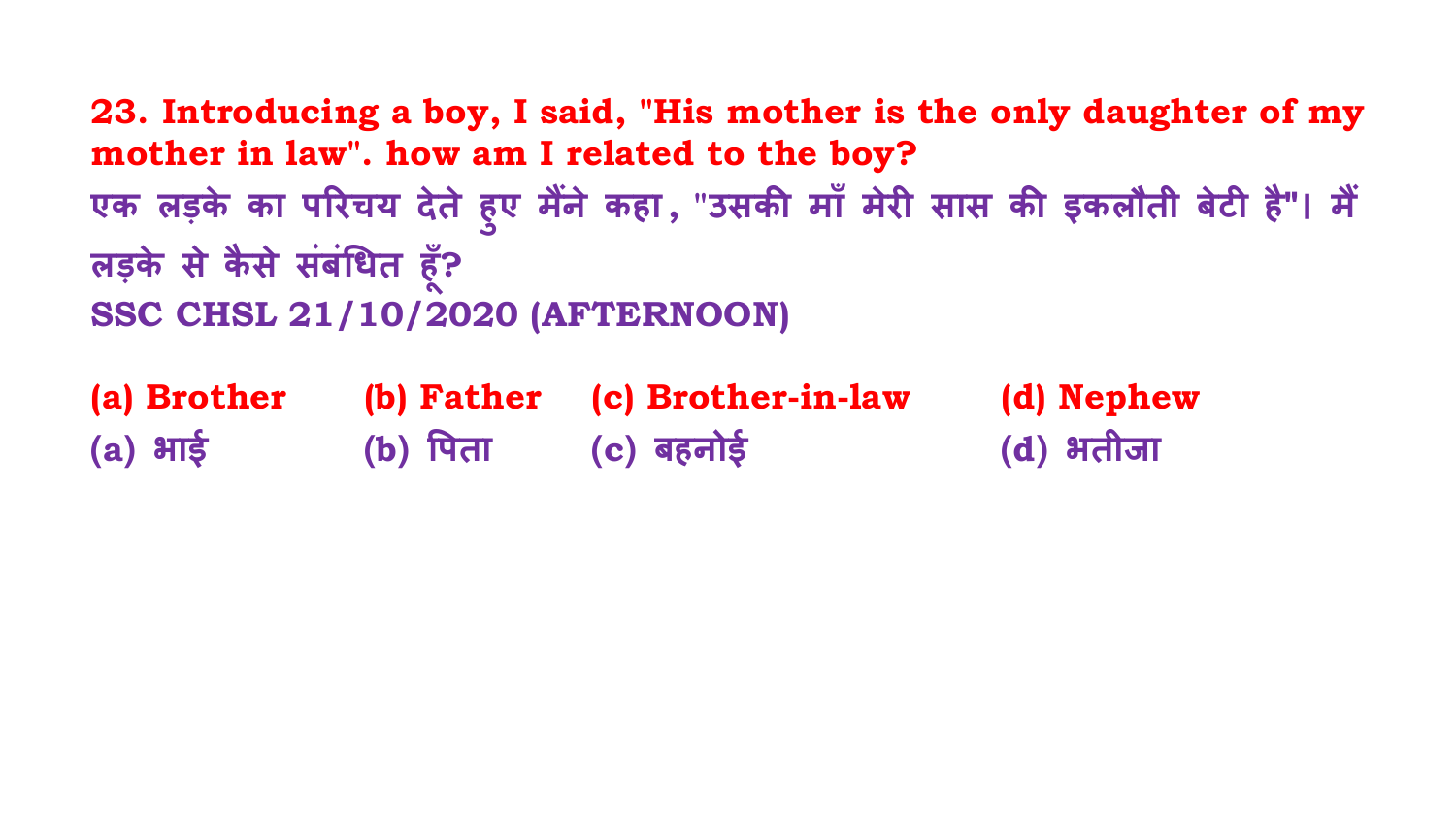**23. Introducing a boy, I said, "His mother is the only daughter of my mother in law". how am I related to the boy?**

**एक लड़के का परिचय देते हुए मैंने कहा, "उसकी माँ मेरी सास की इकलौती बेटी है"। मैं लड़के से कैसे संबंधित हूँ?**

**SSC CHSL 21/10/2020 (AFTERNOON)**

**(a) Brother** **(b) Father** **(c) Brother-in-law** **(d) Nephew**

**(a) भाई** **(b) पिता** **(c) बहनोई** **(d) भतीजा**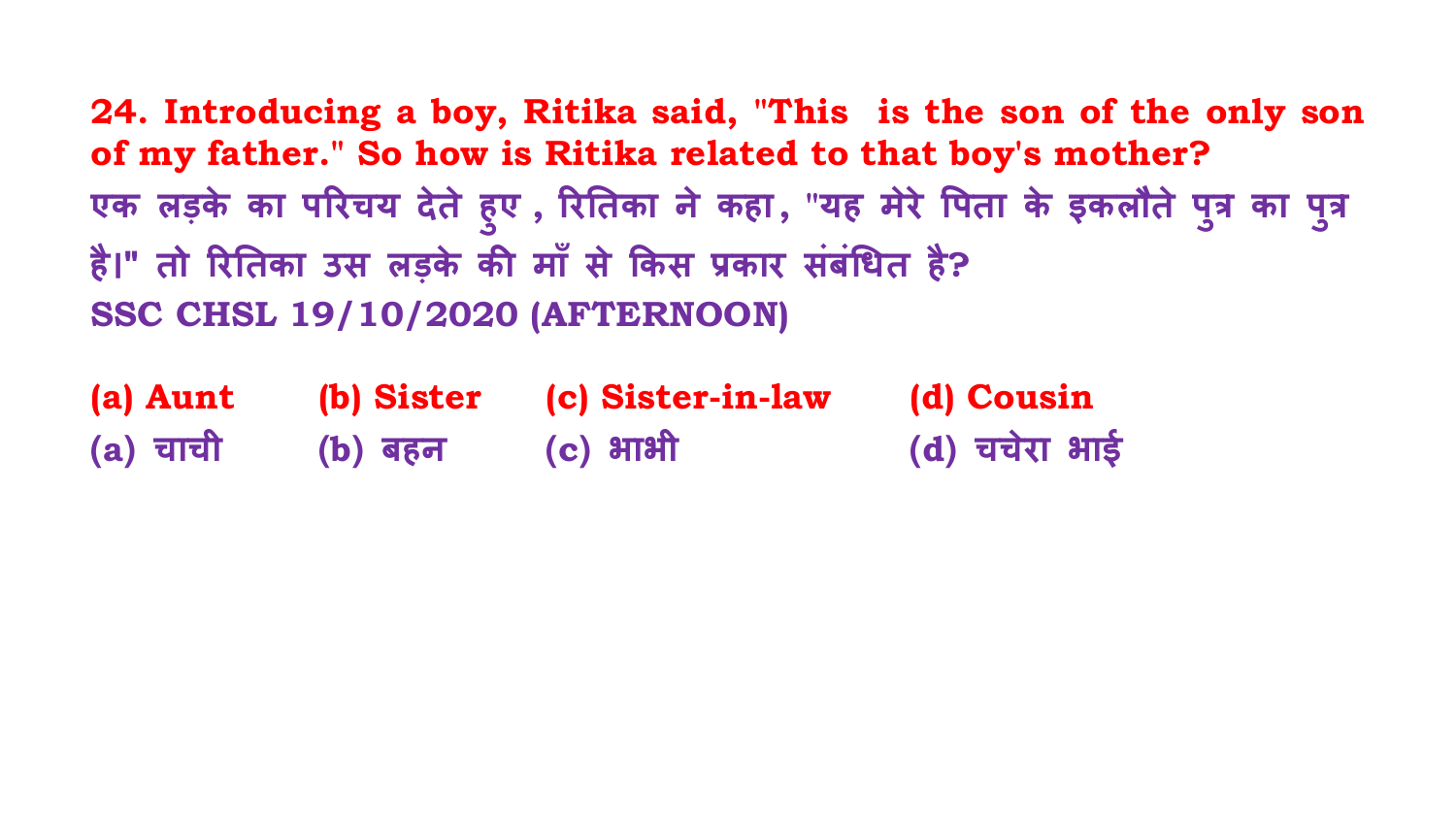**24. Introducing a boy, Ritika said, "This  is the son of the only son of my father." So how is Ritika related to that boy's mother?**

**एक लड़के का परिचय देते हुए , रितिका ने कहा, "यह मेरे पिता के इकलौते पुत्र का पुत्र है।" तो रितिका उस लड़के की माँ से किस प्रकार संबंधित है?**

**SSC CHSL 19/10/2020 (AFTERNOON)**

**(a) Aunt** **(b) Sister** **(c) Sister-in-law** **(d) Cousin**

**(a) चाची** **(b) बहन** **(c) भाभी** **(d) चचेरा भाई**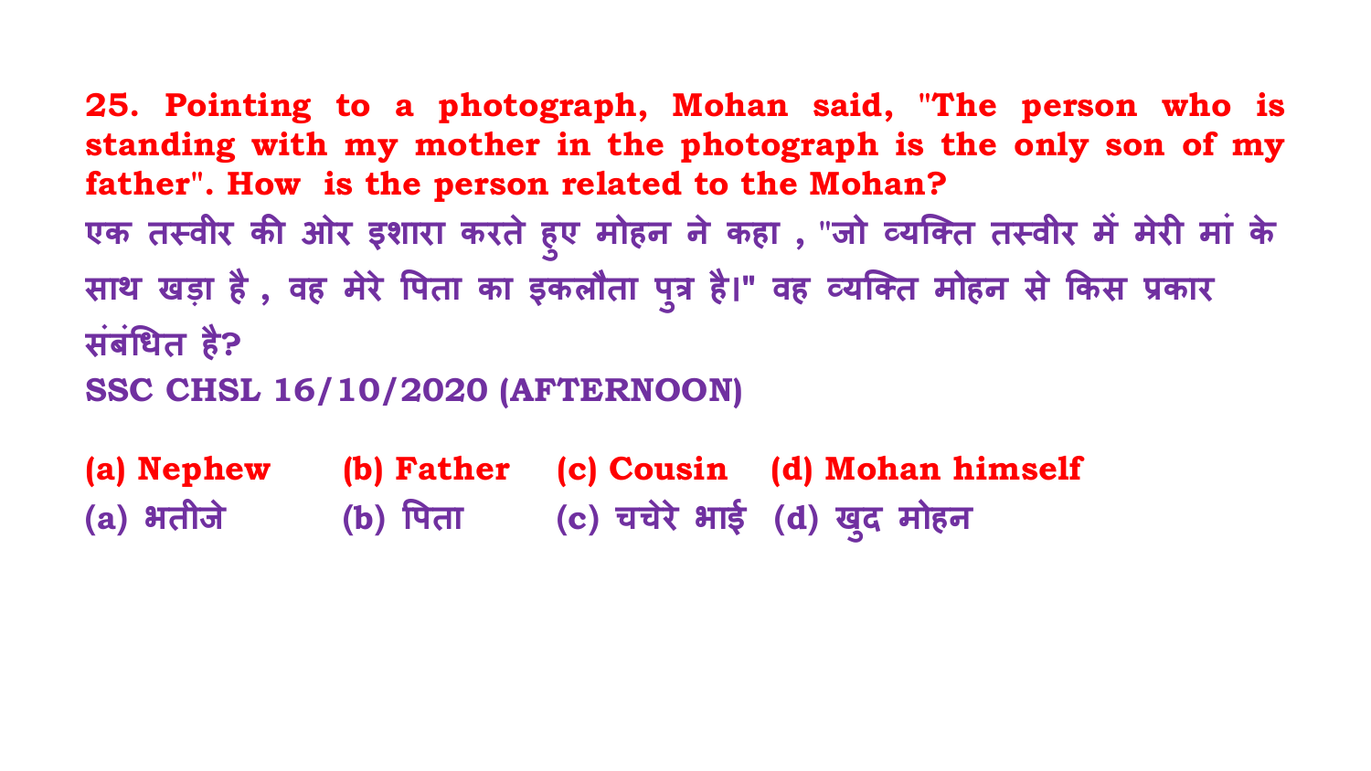**25. Pointing to a photograph, Mohan said, "The person who is standing with my mother in the photograph is the only son of my father". How is the person related to the Mohan?**

**एक तस्वीर की ओर इशारा करते हुए मोहन ने कहा , "जो व्यक्ति तस्वीर में मेरी मां के साथ खड़ा है , वह मेरे पिता का इकलौता पुत्र है।" वह व्यक्ति मोहन से किस प्रकार संबंधित है?**

**SSC CHSL 16/10/2020 (AFTERNOON)**

**(a) Nephew (b) Father (c) Cousin (d) Mohan himself**

**(a) भतीजे (b) पिता (c) चचेरे भाई (d) खुद मोहन**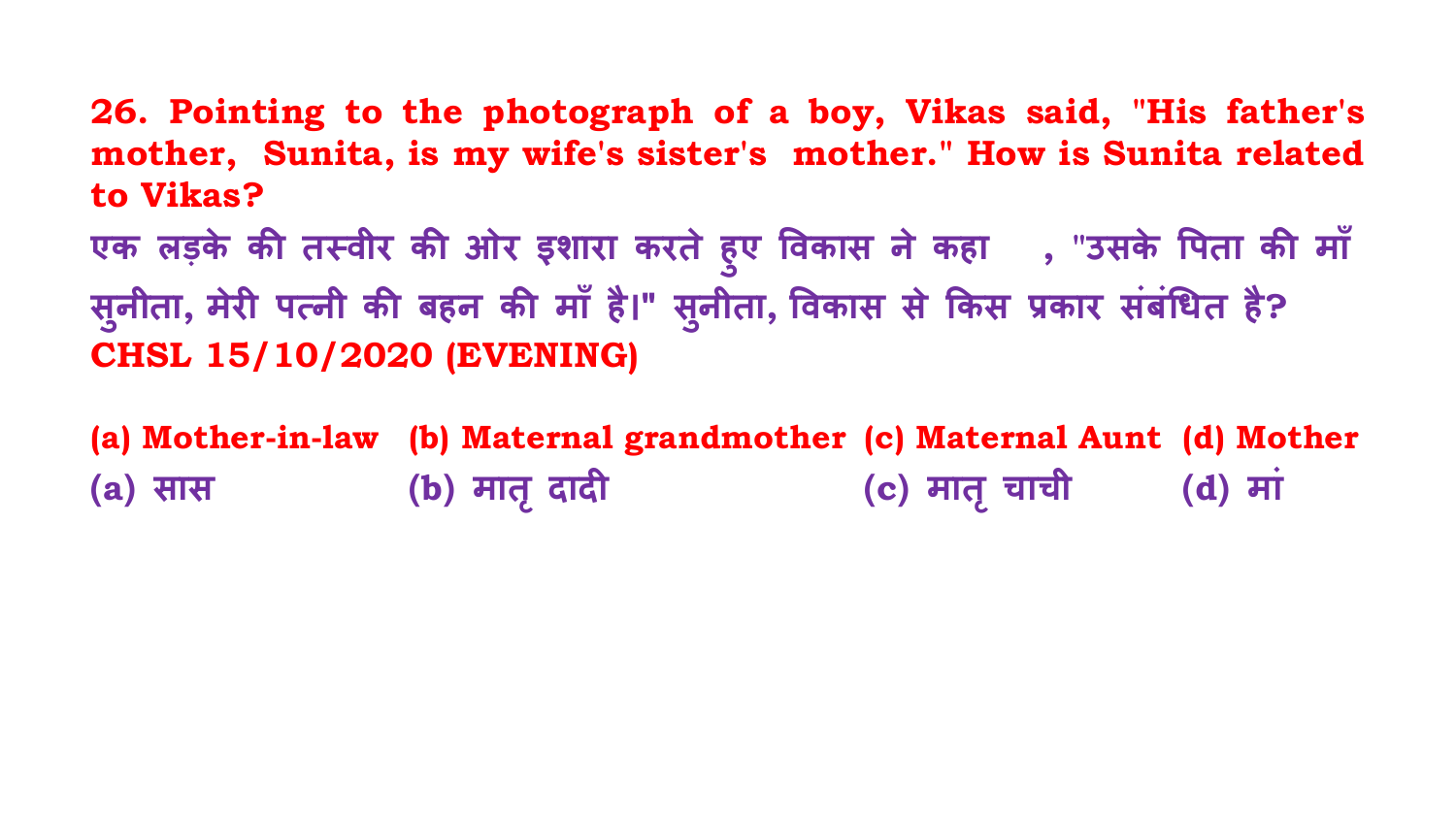**26. Pointing to the photograph of a boy, Vikas said, "His father's mother, Sunita, is my wife's sister's mother." How is Sunita related to Vikas?**

**एक लड़के की तस्वीर की ओर इशारा करते हुए विकास ने कहा , "उसके पिता की माँ सुनीता, मेरी पत्नी की बहन की माँ है।" सुनीता, विकास से किस प्रकार संबंधित है?**

**CHSL 15/10/2020 (EVENING)**

**(a) Mother-in-law (b) Maternal grandmother (c) Maternal Aunt (d) Mother**

**(a) सास (b) मातृ दादी (c) मातृ चाची (d) मां**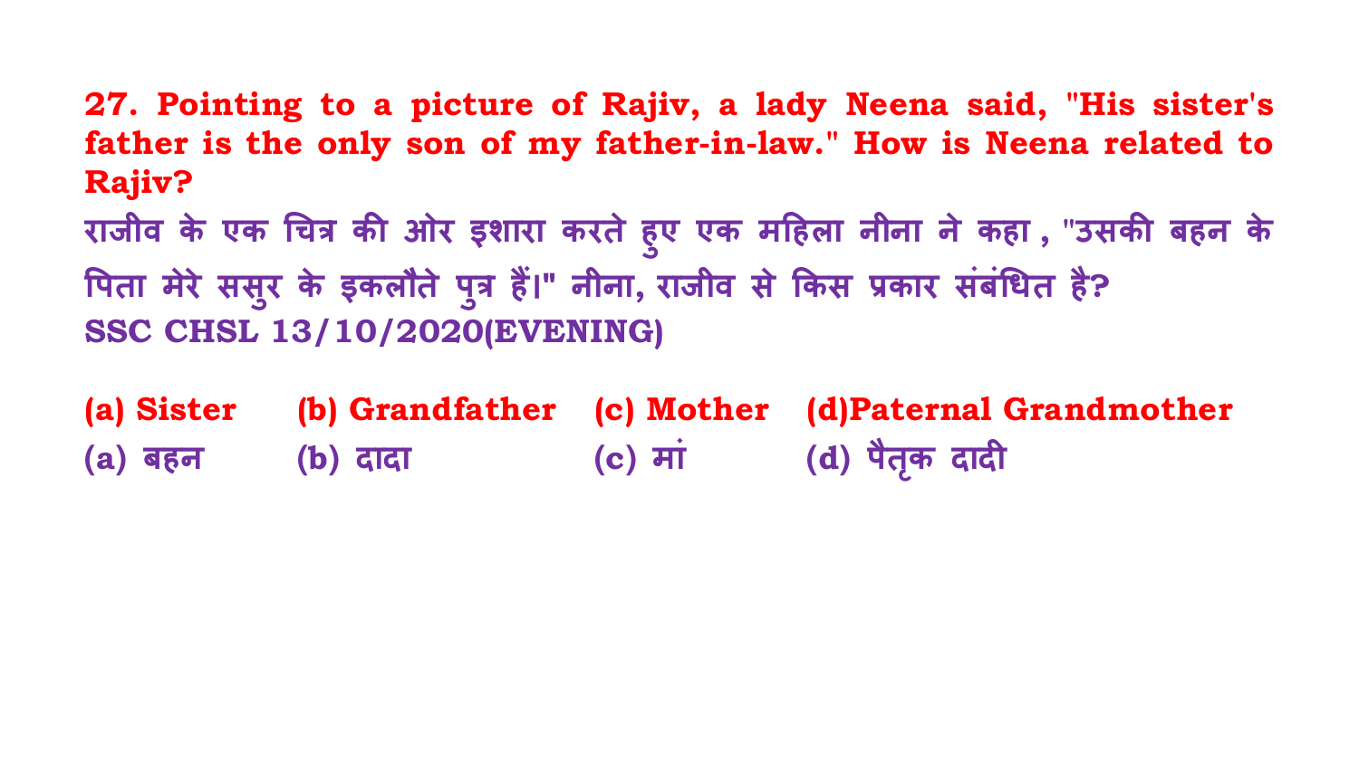**27. Pointing to a picture of Rajiv, a lady Neena said, "His sister's father is the only son of my father-in-law." How is Neena related to Rajiv?**

**राजीव के एक चित्र की ओर इशारा करते हुए एक महिला नीना ने कहा, "उसकी बहन के पिता मेरे ससुर के इकलौते पुत्र हैं।" नीना, राजीव से किस प्रकार संबंधित है?**

**SSC CHSL 13/10/2020(EVENING)**

| | | | |
|---|---|---|---|
| **(a) Sister** | **(b) Grandfather** | **(c) Mother** | **(d)Paternal Grandmother** |
| **(a) बहन** | **(b) दादा** | **(c) मां** | **(d) पैतृक दादी** |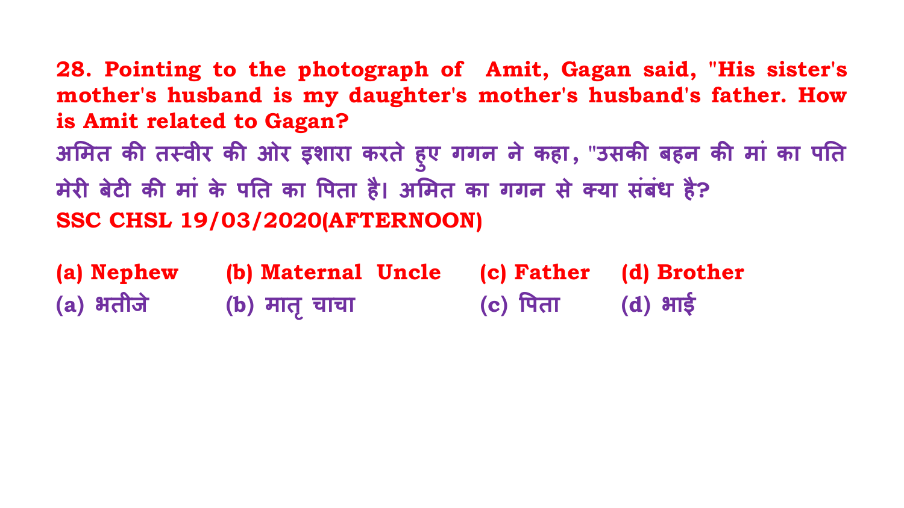**28. Pointing to the photograph of Amit, Gagan said, "His sister's mother's husband is my daughter's mother's husband's father. How is Amit related to Gagan?**

**अमित की तस्वीर की ओर इशारा करते हुए गगन ने कहा, "उसकी बहन की मां का पति मेरी बेटी की मां के पति का पिता है। अमित का गगन से क्या संबंध है?**

**SSC CHSL 19/03/2020(AFTERNOON)**

| | | | |
|---|---|---|---|
| **(a) Nephew** | **(b) Maternal Uncle** | **(c) Father** | **(d) Brother** |
| **(a) भतीजे** | **(b) मातृ चाचा** | **(c) पिता** | **(d) भाई** |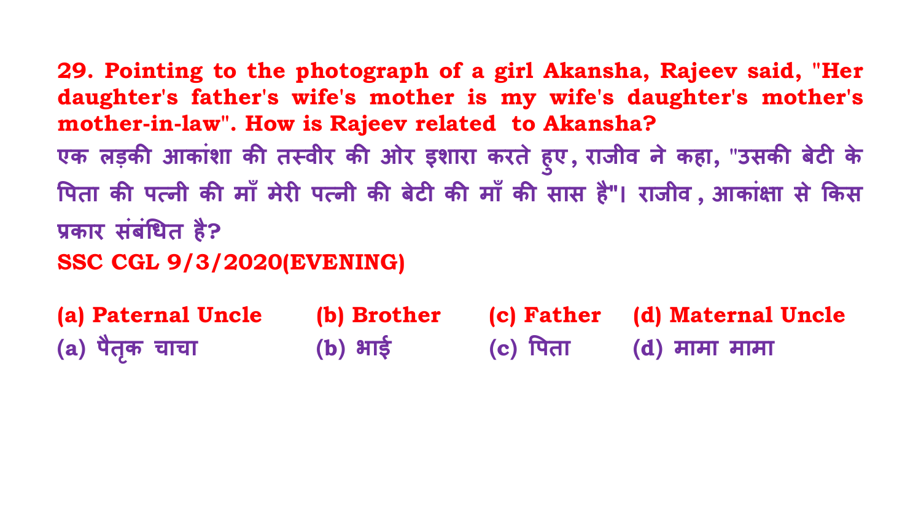**29. Pointing to the photograph of a girl Akansha, Rajeev said, "Her daughter's father's wife's mother is my wife's daughter's mother's mother-in-law". How is Rajeev related to Akansha?**

**एक लड़की आकांशा की तस्वीर की ओर इशारा करते हुए, राजीव ने कहा, "उसकी बेटी के पिता की पत्नी की माँ मेरी पत्नी की बेटी की माँ की सास है"। राजीव, आकांक्षा से किस प्रकार संबंधित है?**

**SSC CGL 9/3/2020(EVENING)**

**(a) Paternal Uncle** &nbsp;&nbsp; **(b) Brother** &nbsp;&nbsp; **(c) Father** &nbsp;&nbsp; **(d) Maternal Uncle**

**(a) पैतृक चाचा** &nbsp;&nbsp; **(b) भाई** &nbsp;&nbsp; **(c) पिता** &nbsp;&nbsp; **(d) मामा मामा**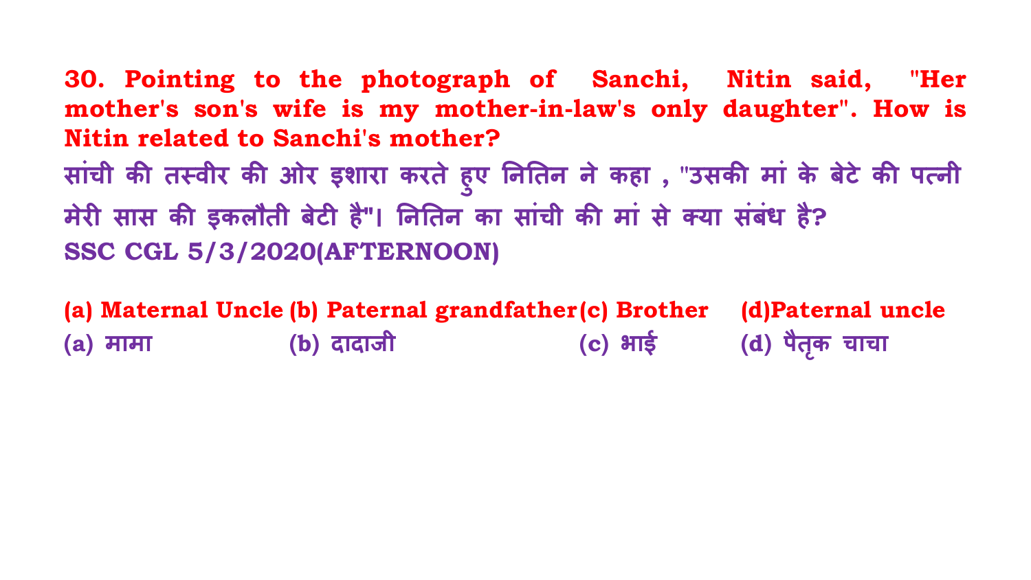**30. Pointing to the photograph of Sanchi, Nitin said, "Her mother's son's wife is my mother-in-law's only daughter". How is Nitin related to Sanchi's mother?**

**सांची की तस्वीर की ओर इशारा करते हुए नितिन ने कहा , "उसकी मां के बेटे की पत्नी मेरी सास की इकलौती बेटी है"। नितिन का सांची की मां से क्या संबंध है?**

**SSC CGL 5/3/2020(AFTERNOON)**

| | | | |
|---|---|---|---|
| **(a) Maternal Uncle** | **(b) Paternal grandfather** | **(c) Brother** | **(d)Paternal uncle** |
| **(a) मामा** | **(b) दादाजी** | **(c) भाई** | **(d) पैतृक चाचा** |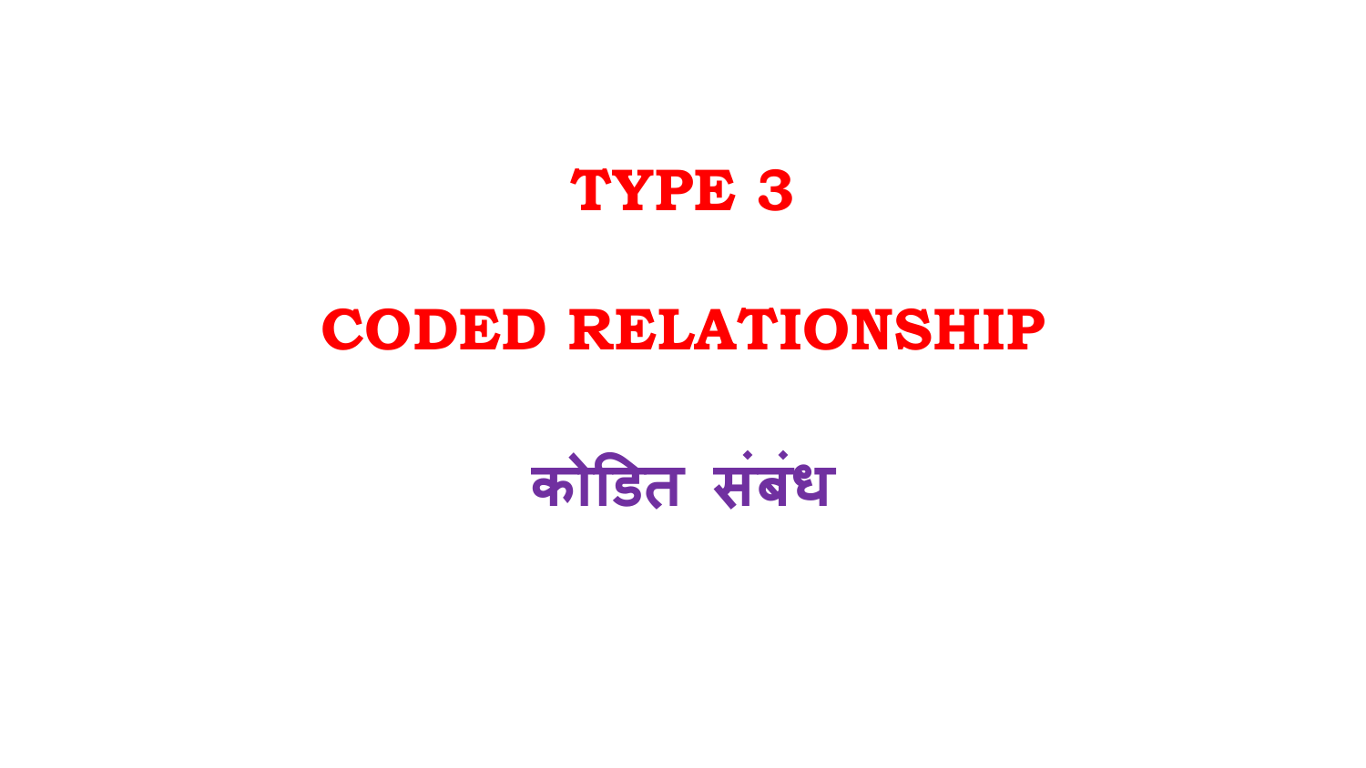# TYPE 3

# CODED RELATIONSHIP

# कोडित संबंध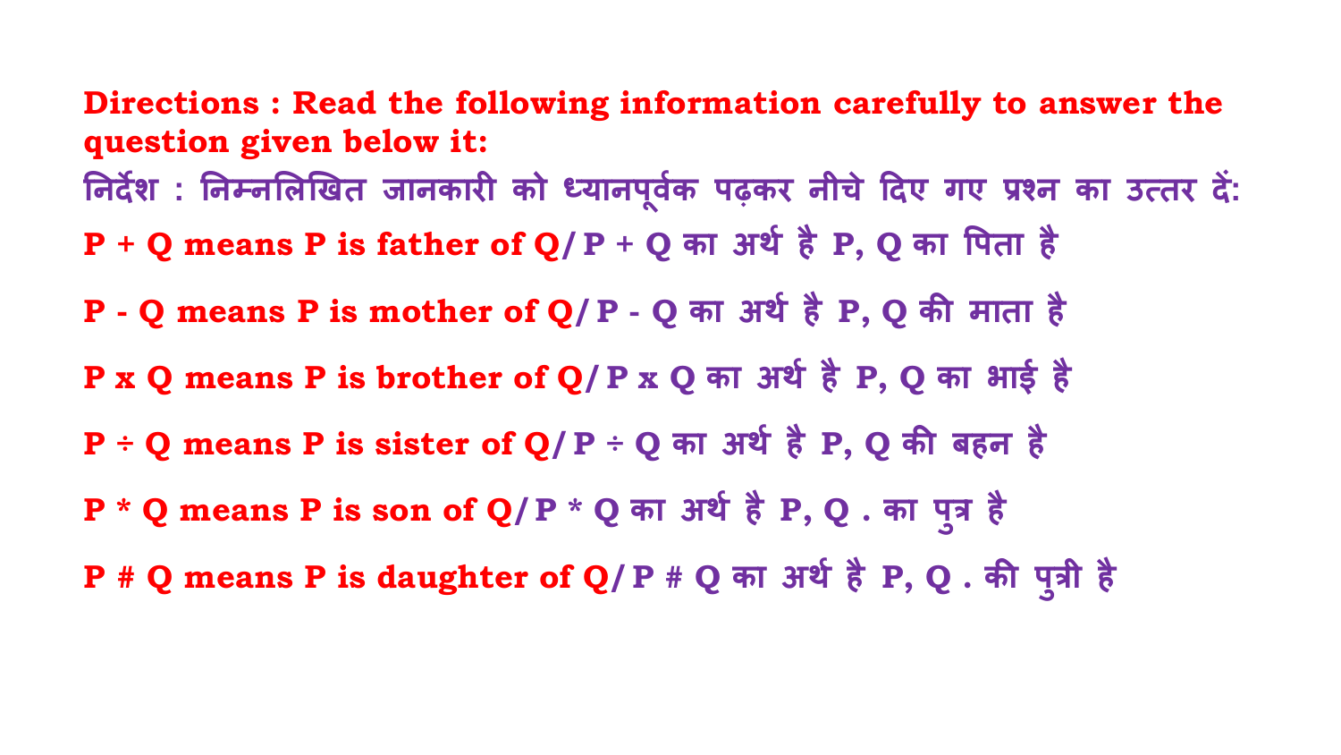**Directions : Read the following information carefully to answer the question given below it:**

**निर्देश : निम्नलिखित जानकारी को ध्यानपूर्वक पढ़कर नीचे दिए गए प्रश्न का उत्तर दें:**

**P + Q means P is father of Q/ P + Q का अर्थ है P, Q का पिता है**

**P - Q means P is mother of Q/ P - Q का अर्थ है P, Q की माता है**

**P x Q means P is brother of Q/ P x Q का अर्थ है P, Q का भाई है**

**P ÷ Q means P is sister of Q/ P ÷ Q का अर्थ है P, Q की बहन है**

**P * Q means P is son of Q/ P * Q का अर्थ है P, Q . का पुत्र है**

**P # Q means P is daughter of Q/ P # Q का अर्थ है P, Q . की पुत्री है**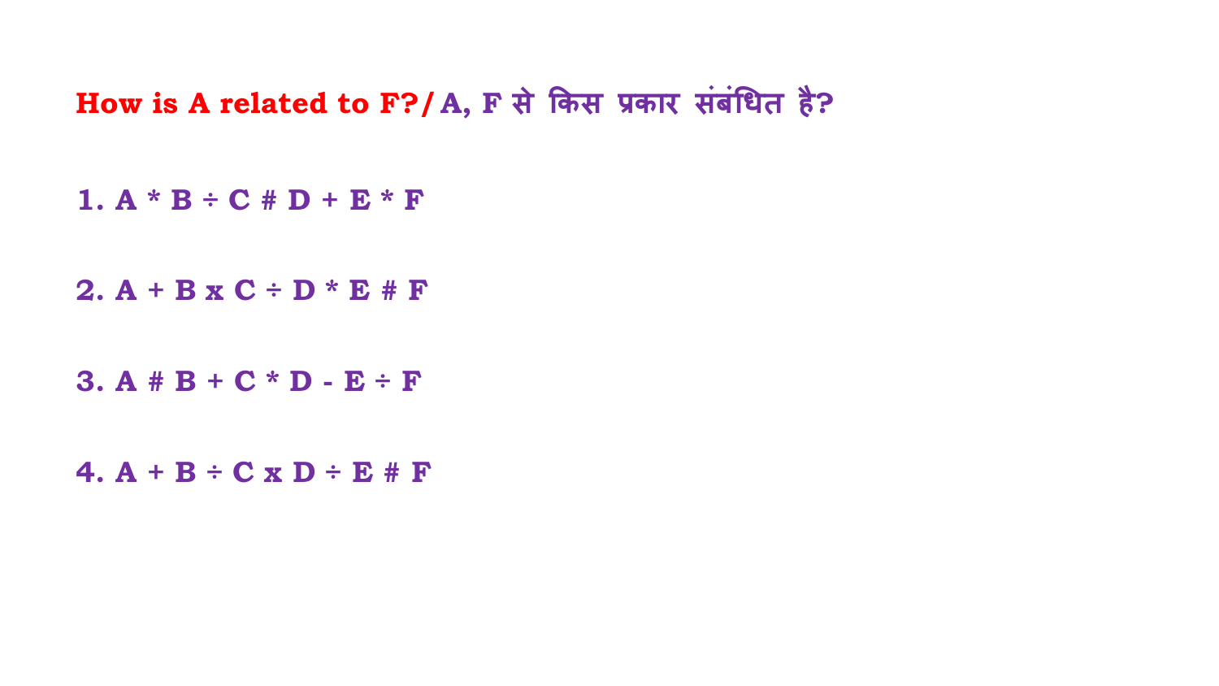**How is A related to F?/ A, F से किस प्रकार संबंधित है?**

1. A * B ÷ C # D + E * F

2. A + B x C ÷ D * E # F

3. A # B + C * D - E ÷ F

4. A + B ÷ C x D ÷ E # F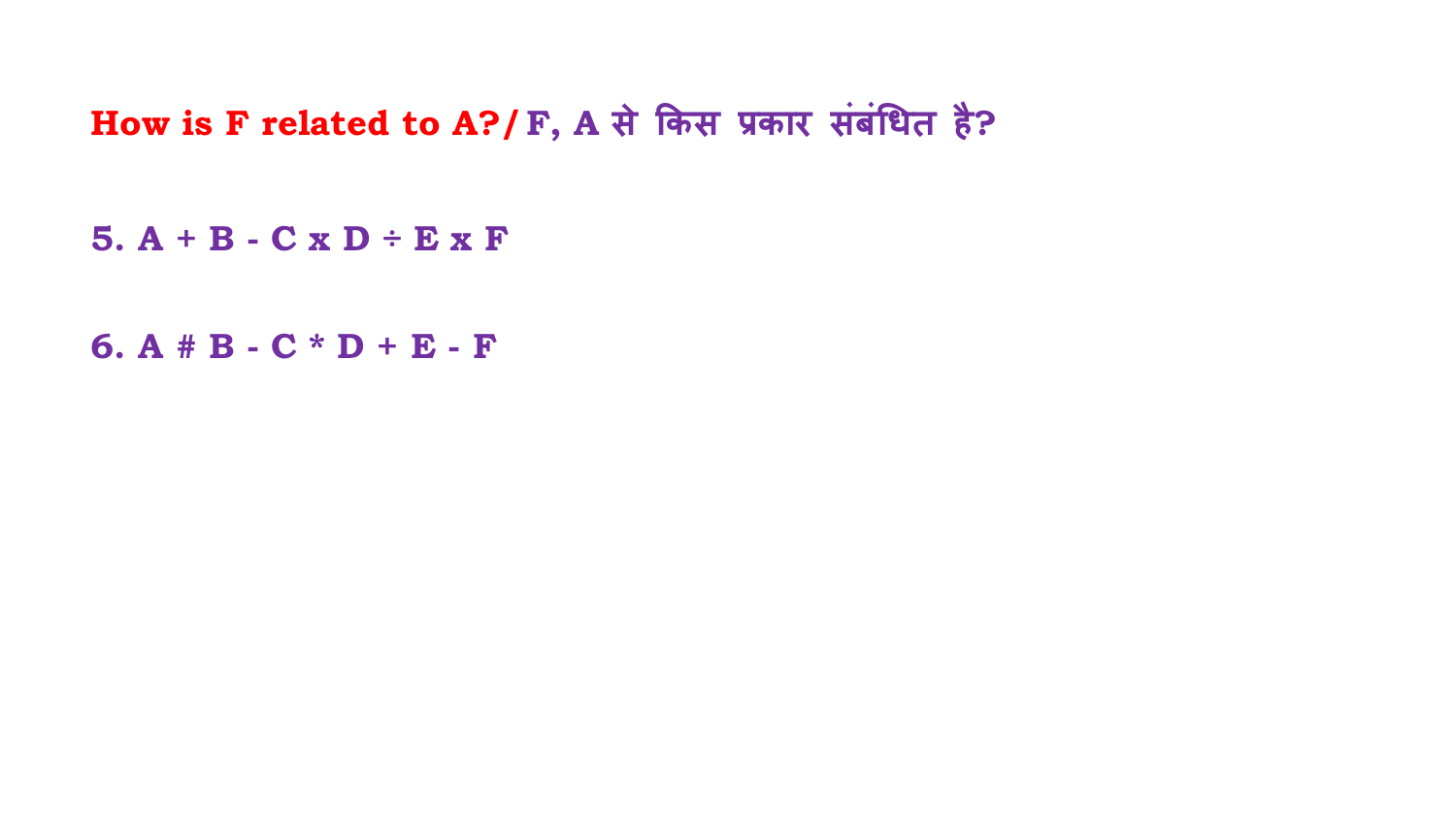**How is F related to A?/ F, A से किस प्रकार संबंधित है?**

**5. A + B - C x D ÷ E x F**

**6. A # B - C * D + E - F**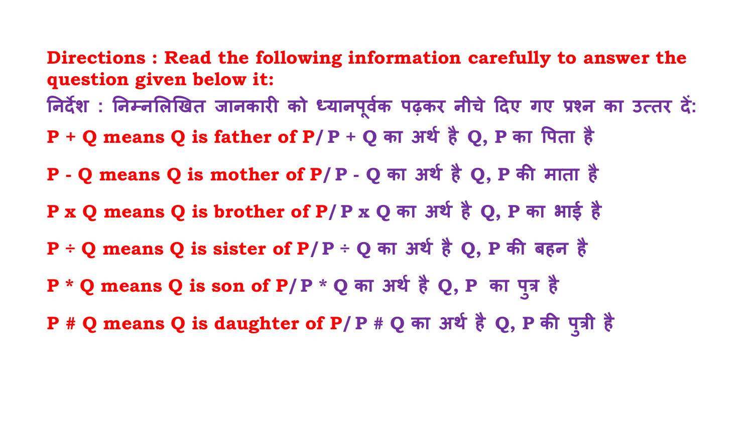**Directions : Read the following information carefully to answer the question given below it:**

**निर्देश : निम्नलिखित जानकारी को ध्यानपूर्वक पढ़कर नीचे दिए गए प्रश्न का उत्तर दें:**

**P + Q means Q is father of P/ P + Q का अर्थ है Q, P का पिता है**

**P - Q means Q is mother of P/ P - Q का अर्थ है Q, P की माता है**

**P x Q means Q is brother of P/ P x Q का अर्थ है Q, P का भाई है**

**P ÷ Q means Q is sister of P/ P ÷ Q का अर्थ है Q, P की बहन है**

**P * Q means Q is son of P/ P * Q का अर्थ है Q, P का पुत्र है**

**P # Q means Q is daughter of P/ P # Q का अर्थ है Q, P की पुत्री है**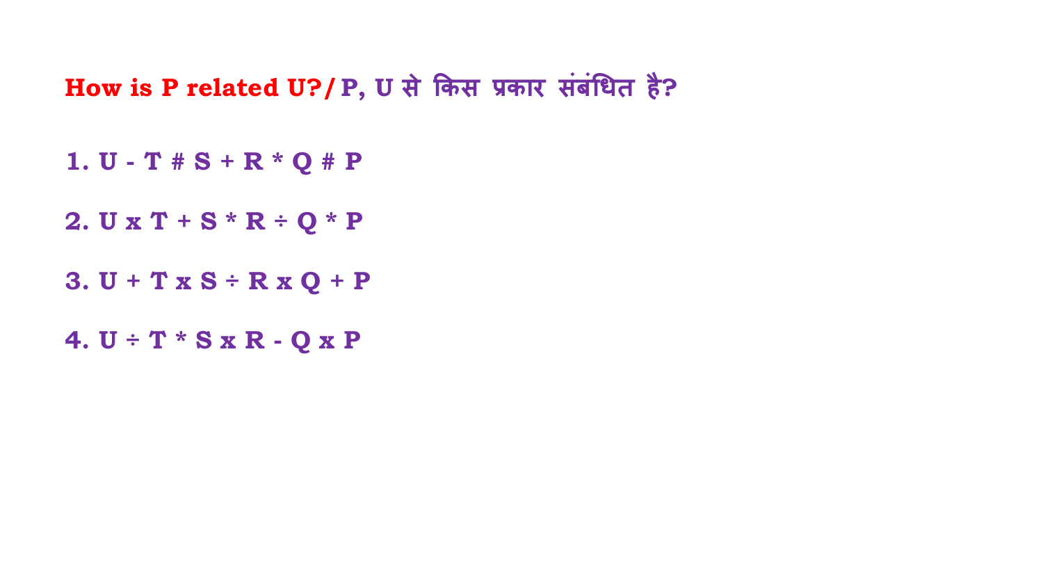**How is P related U?/ P, U से किस प्रकार संबंधित है?**

1. U - T # S + R * Q # P
2. U x T + S * R ÷ Q * P
3. U + T x S ÷ R x Q + P
4. U ÷ T * S x R - Q x P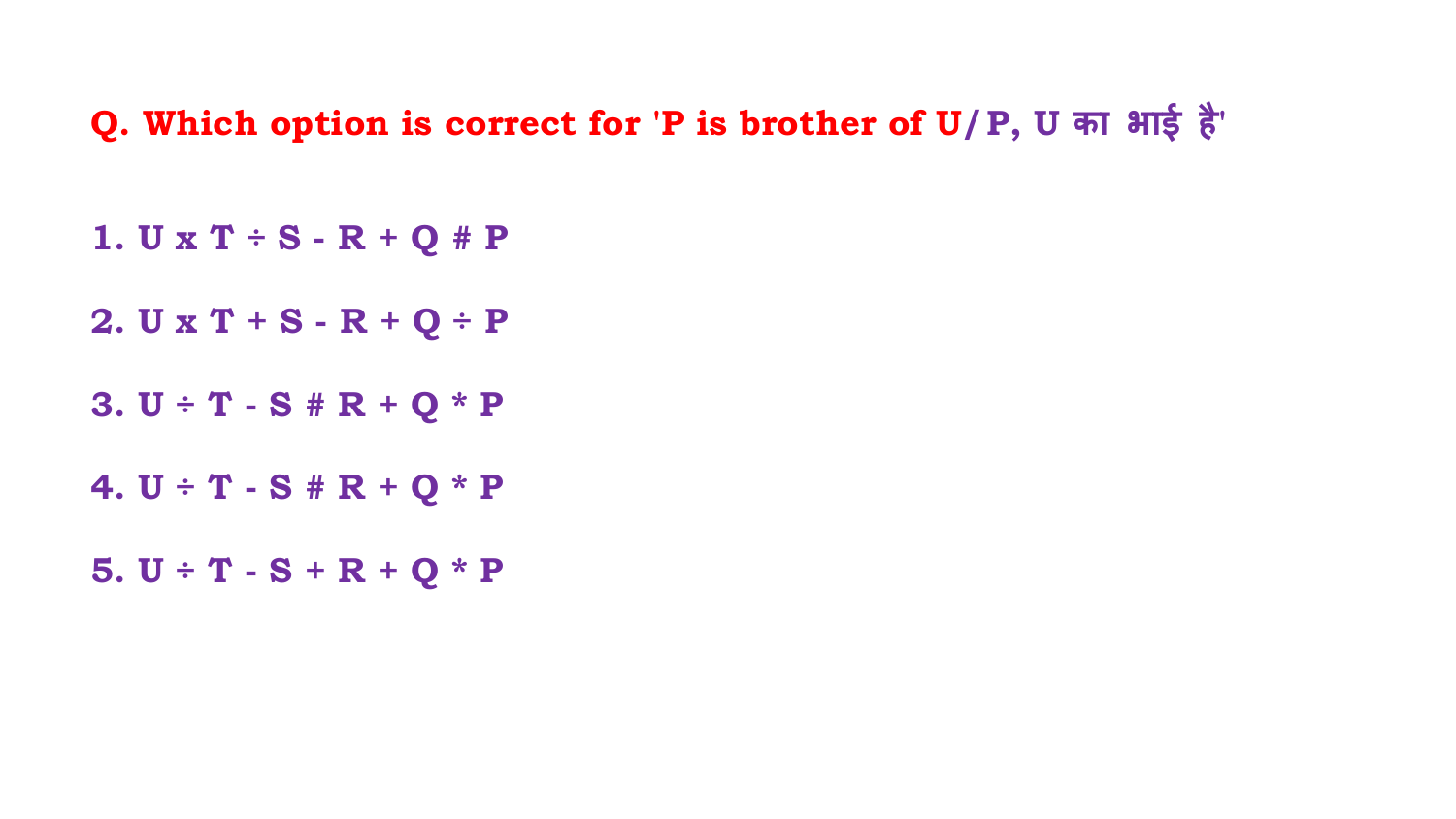**Q. Which option is correct for 'P is brother of U/P, U का भाई है'**

1. U x T ÷ S - R + Q # P

2. U x T + S - R + Q ÷ P

3. U ÷ T - S # R + Q * P

4. U ÷ T - S # R + Q * P

5. U ÷ T - S + R + Q * P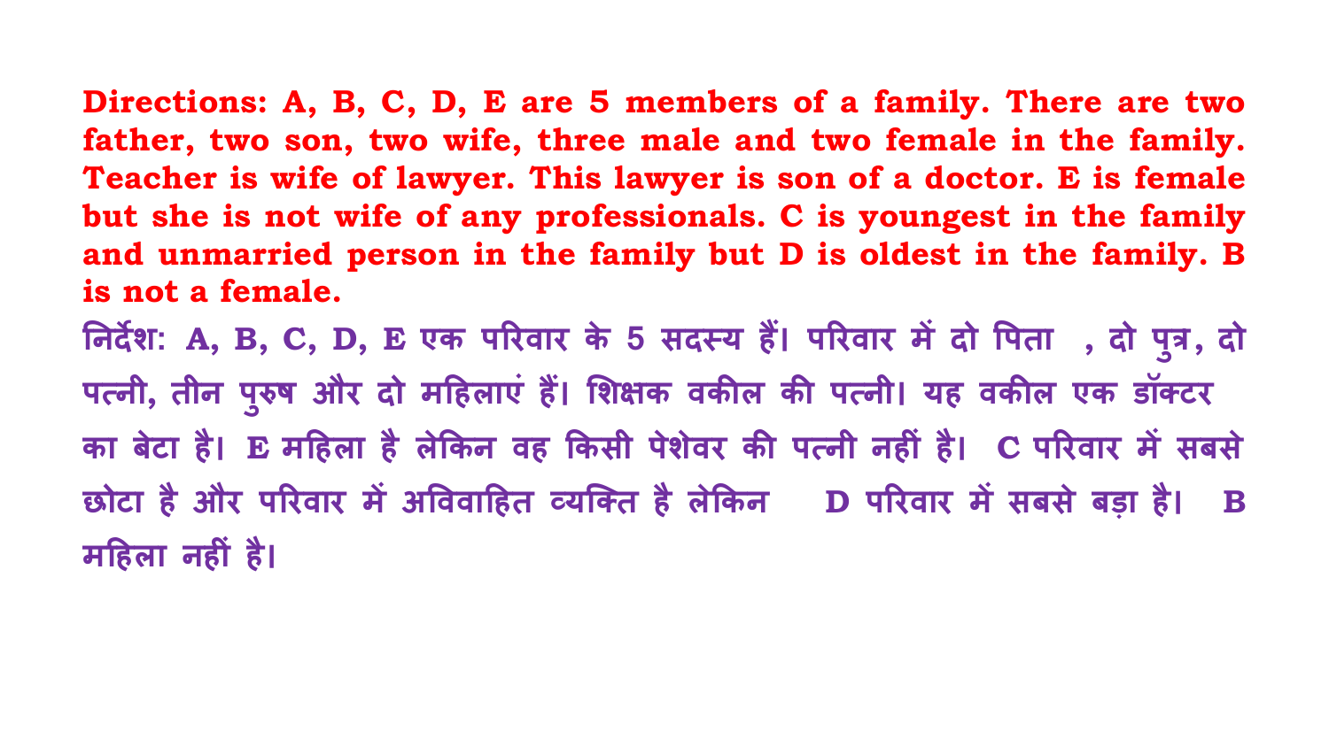**Directions: A, B, C, D, E are 5 members of a family. There are two father, two son, two wife, three male and two female in the family. Teacher is wife of lawyer. This lawyer is son of a doctor. E is female but she is not wife of any professionals. C is youngest in the family and unmarried person in the family but D is oldest in the family. B is not a female.**

**निर्देश: A, B, C, D, E एक परिवार के 5 सदस्य हैं। परिवार में दो पिता , दो पुत्र, दो पत्नी, तीन पुरुष और दो महिलाएं हैं। शिक्षक वकील की पत्नी। यह वकील एक डॉक्टर का बेटा है। E महिला है लेकिन वह किसी पेशेवर की पत्नी नहीं है। C परिवार में सबसे छोटा है और परिवार में अविवाहित व्यक्ति है लेकिन D परिवार में सबसे बड़ा है। B महिला नहीं है।**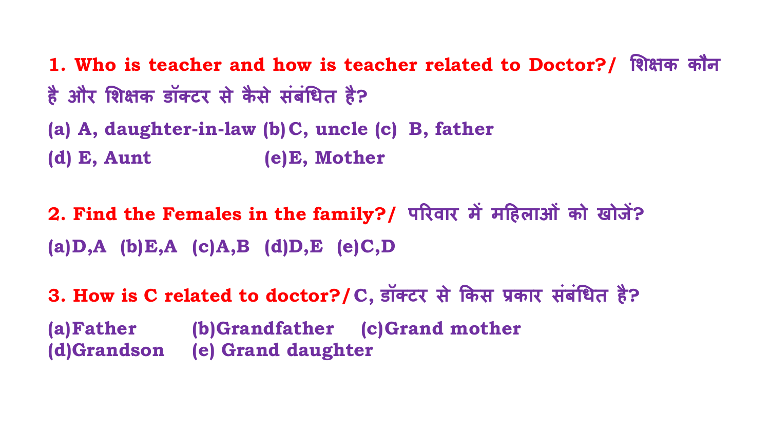**1. Who is teacher and how is teacher related to Doctor?/ शिक्षक कौन है और शिक्षक डॉक्टर से कैसे संबंधित है?**

(a) A, daughter-in-law (b) C, uncle (c) B, father
(d) E, Aunt (e) E, Mother

**2. Find the Females in the family?/ परिवार में महिलाओं को खोजें?**

(a) D,A (b) E,A (c) A,B (d) D,E (e) C,D

**3. How is C related to doctor?/ C, डॉक्टर से किस प्रकार संबंधित है?**

(a) Father (b) Grandfather (c) Grand mother
(d) Grandson (e) Grand daughter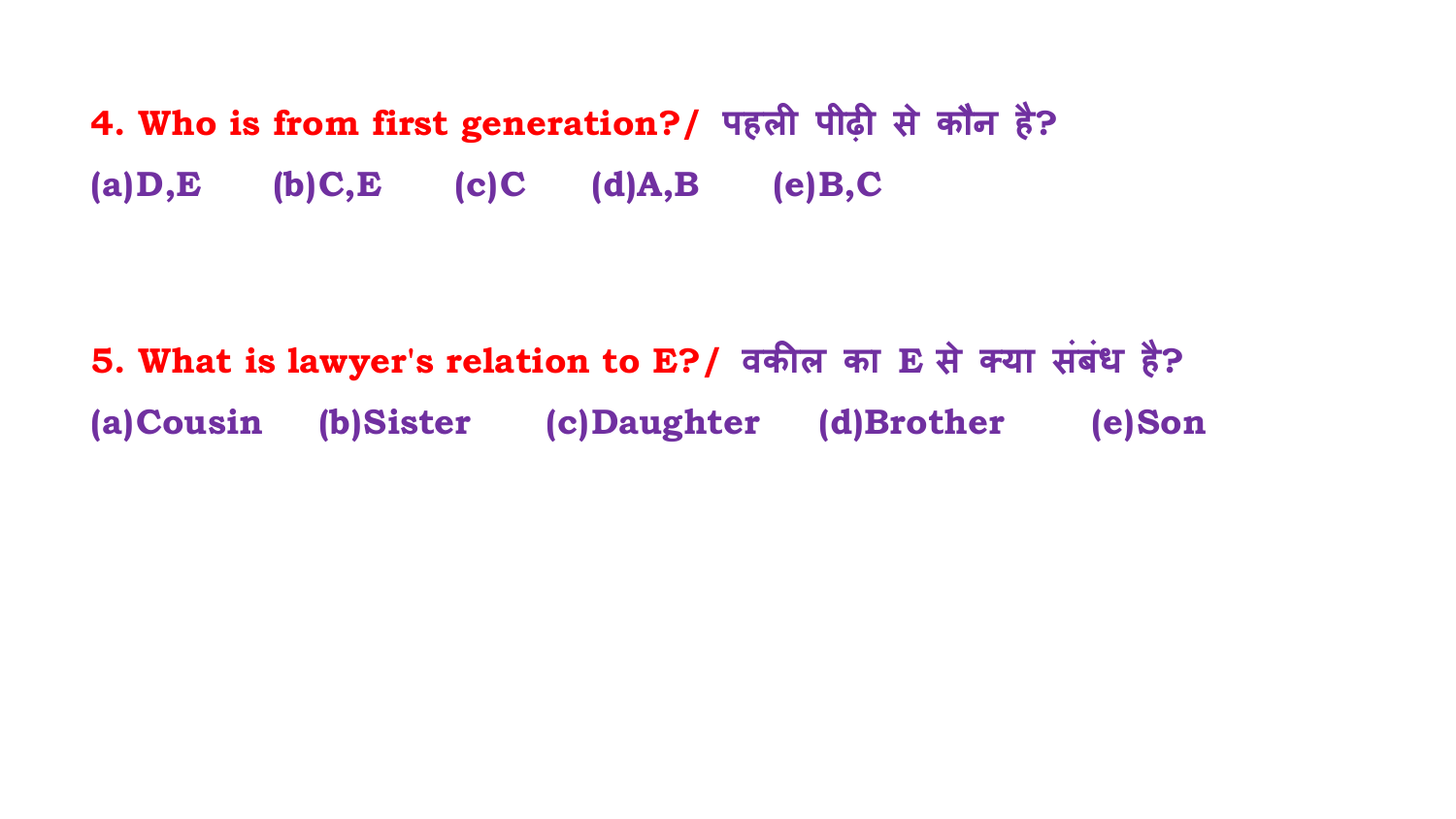**4. Who is from first generation?/ पहली पीढ़ी से कौन है?**

(a)D,E (b)C,E (c)C (d)A,B (e)B,C

**5. What is lawyer's relation to E?/ वकील का E से क्या संबंध है?**

(a)Cousin (b)Sister (c)Daughter (d)Brother (e)Son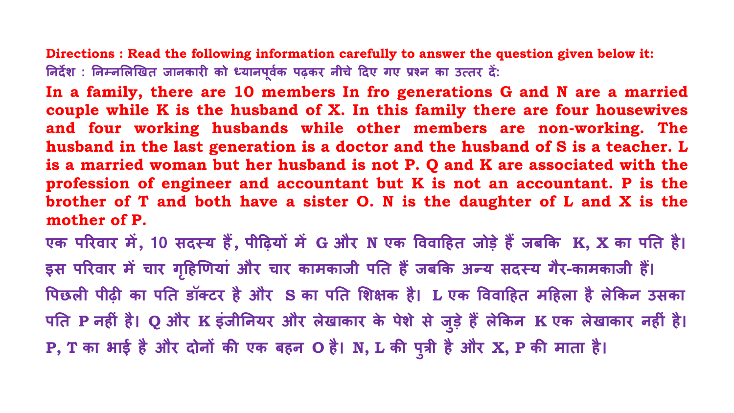**Directions : Read the following information carefully to answer the question given below it:**

**निर्देश : निम्नलिखित जानकारी को ध्यानपूर्वक पढ़कर नीचे दिए गए प्रश्न का उत्तर दें:**

**In a family, there are 10 members In fro generations G and N are a married couple while K is the husband of X. In this family there are four housewives and four working husbands while other members are non-working. The husband in the last generation is a doctor and the husband of S is a teacher. L is a married woman but her husband is not P. Q and K are associated with the profession of engineer and accountant but K is not an accountant. P is the brother of T and both have a sister O. N is the daughter of L and X is the mother of P.**

**एक परिवार में, 10 सदस्य हैं, पीढ़ियों में G और N एक विवाहित जोड़े हैं जबकि K, X का पति है। इस परिवार में चार गृहिणियां और चार कामकाजी पति हैं जबकि अन्य सदस्य गैर-कामकाजी हैं। पिछली पीढ़ी का पति डॉक्टर है और S का पति शिक्षक है। L एक विवाहित महिला है लेकिन उसका पति P नहीं है। Q और K इंजीनियर और लेखाकार के पेशे से जुड़े हैं लेकिन K एक लेखाकार नहीं है। P, T का भाई है और दोनों की एक बहन O है। N, L की पुत्री है और X, P की माता है।**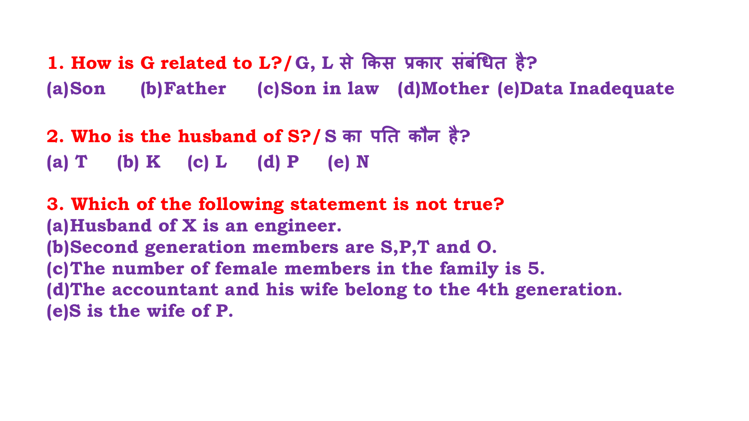**1. How is G related to L?/G, L से किस प्रकार संबंधित है?**

(a)Son (b)Father (c)Son in law (d)Mother (e)Data Inadequate

**2. Who is the husband of S?/S का पति कौन है?**

(a) T (b) K (c) L (d) P (e) N

**3. Which of the following statement is not true?**

(a)Husband of X is an engineer.

(b)Second generation members are S,P,T and O.

(c)The number of female members in the family is 5.

(d)The accountant and his wife belong to the 4th generation.

(e)S is the wife of P.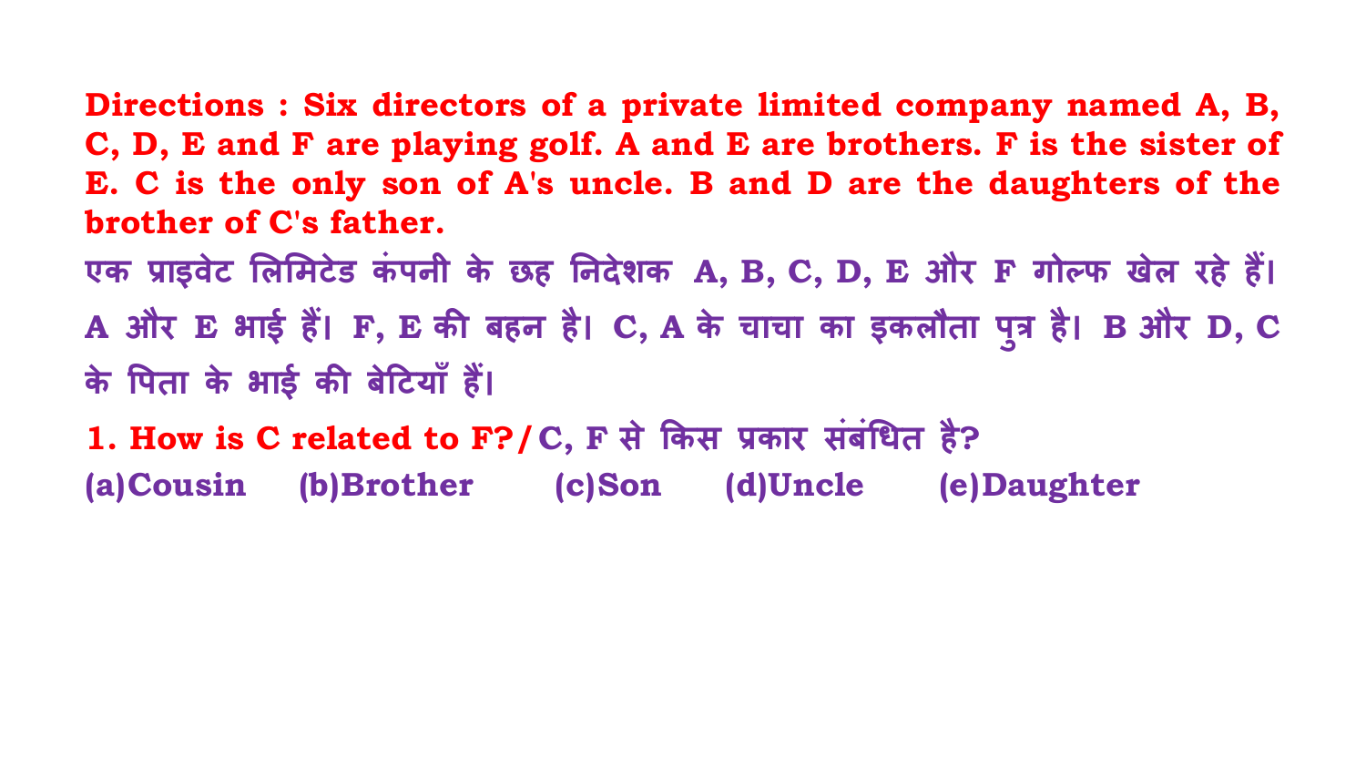**Directions : Six directors of a private limited company named A, B, C, D, E and F are playing golf. A and E are brothers. F is the sister of E. C is the only son of A's uncle. B and D are the daughters of the brother of C's father.**

**एक प्राइवेट लिमिटेड कंपनी के छह निदेशक A, B, C, D, E और F गोल्फ खेल रहे हैं। A और E भाई हैं। F, E की बहन है। C, A के चाचा का इकलौता पुत्र है। B और D, C के पिता के भाई की बेटियाँ हैं।**

**1. How is C related to F?/C, F से किस प्रकार संबंधित है?**

**(a)Cousin (b)Brother (c)Son (d)Uncle (e)Daughter**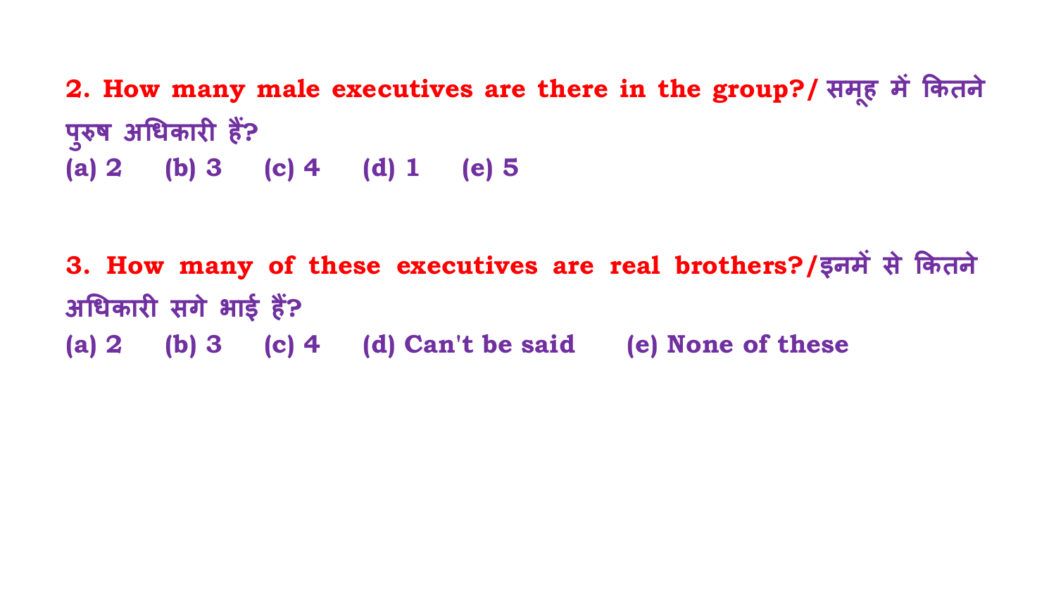**2. How many male executives are there in the group?/ समूह में कितने पुरुष अधिकारी हैं?**

(a) 2 (b) 3 (c) 4 (d) 1 (e) 5

**3. How many of these executives are real brothers?/इनमें से कितने अधिकारी सगे भाई हैं?**

(a) 2 (b) 3 (c) 4 (d) Can't be said (e) None of these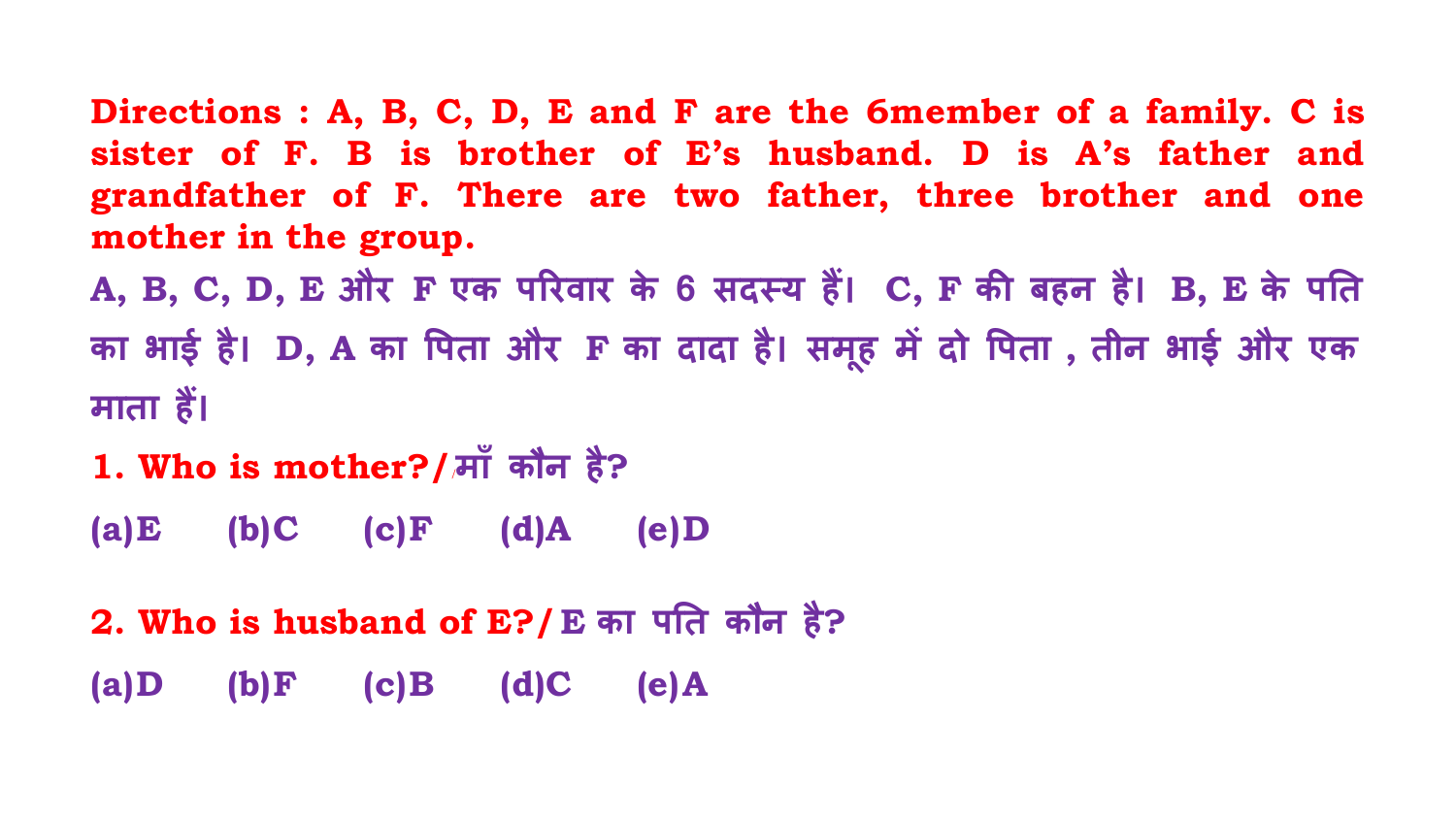**Directions : A, B, C, D, E and F are the 6member of a family. C is sister of F. B is brother of E's husband. D is A's father and grandfather of F. There are two father, three brother and one mother in the group.**

**A, B, C, D, E और F एक परिवार के 6 सदस्य हैं। C, F की बहन है। B, E के पति का भाई है। D, A का पिता और F का दादा है। समूह में दो पिता , तीन भाई और एक माता हैं।**

**1. Who is mother?/माँ कौन है?**

**(a)E (b)C (c)F (d)A (e)D**

**2. Who is husband of E?/E का पति कौन है?**

**(a)D (b)F (c)B (d)C (e)A**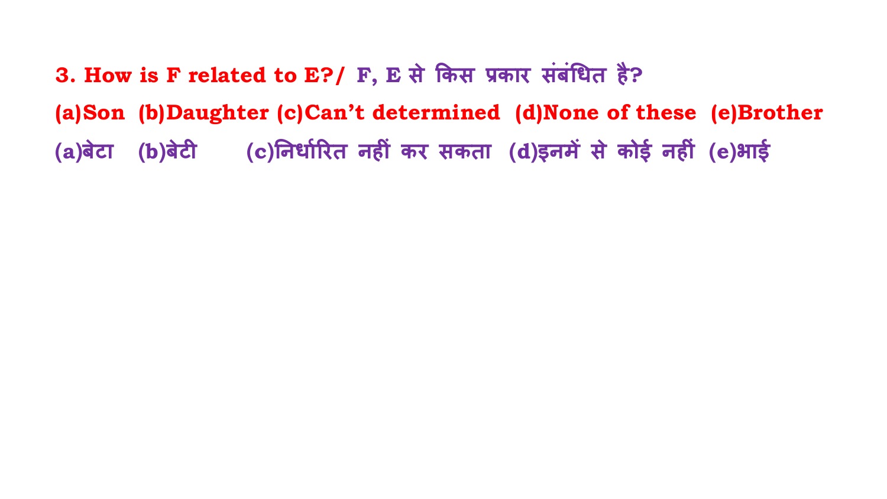3. How is F related to E?/ F, E से किस प्रकार संबंधित है?

(a)Son (b)Daughter (c)Can't determined (d)None of these (e)Brother

(a)बेटा (b)बेटी (c)निर्धारित नहीं कर सकता (d)इनमें से कोई नहीं (e)भाई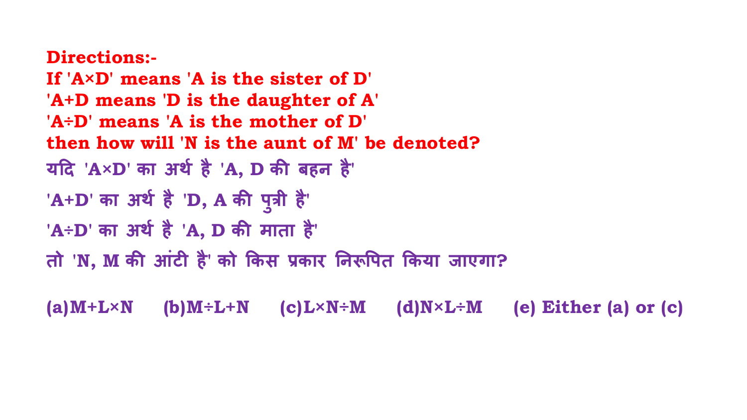**Directions:-**
**If 'A×D' means 'A is the sister of D'**
**'A+D means 'D is the daughter of A'**
**'A÷D' means 'A is the mother of D'**
**then how will 'N is the aunt of M' be denoted?**

यदि 'A×D' का अर्थ है 'A, D की बहन है'

'A+D' का अर्थ है 'D, A की पुत्री है'

'A÷D' का अर्थ है 'A, D की माता है'

तो 'N, M की आंटी है' को किस प्रकार निरूपित किया जाएगा?

(a) M+L×N (b) M÷L+N (c) L×N÷M (d) N×L÷M (e) Either (a) or (c)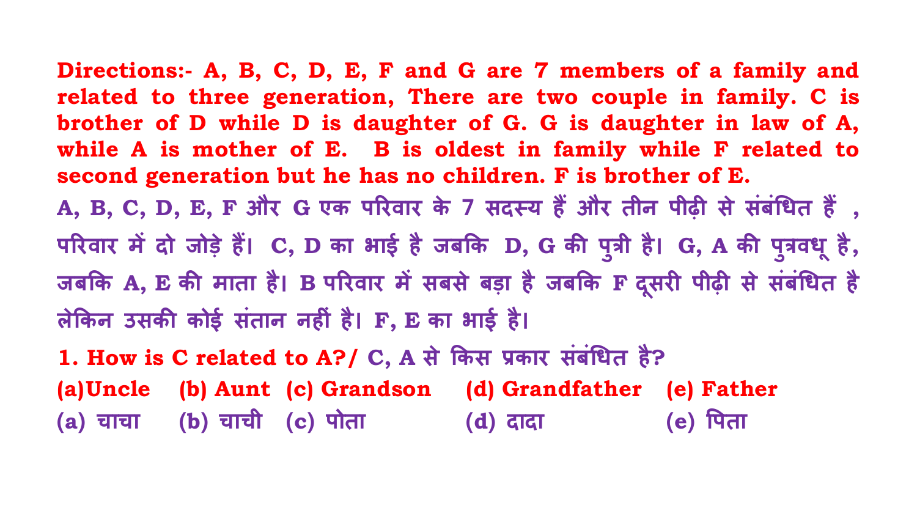**Directions:- A, B, C, D, E, F and G are 7 members of a family and related to three generation, There are two couple in family. C is brother of D while D is daughter of G. G is daughter in law of A, while A is mother of E. B is oldest in family while F related to second generation but he has no children. F is brother of E.**

**A, B, C, D, E, F और G एक परिवार के 7 सदस्य हैं और तीन पीढ़ी से संबंधित हैं , परिवार में दो जोड़े हैं। C, D का भाई है जबकि D, G की पुत्री है। G, A की पुत्रवधू है, जबकि A, E की माता है। B परिवार में सबसे बड़ा है जबकि F दूसरी पीढ़ी से संबंधित है लेकिन उसकी कोई संतान नहीं है। F, E का भाई है।**

**1. How is C related to A?/ C, A से किस प्रकार संबंधित है?**

**(a)Uncle (b) Aunt (c) Grandson (d) Grandfather (e) Father**

**(a) चाचा (b) चाची (c) पोता (d) दादा (e) पिता**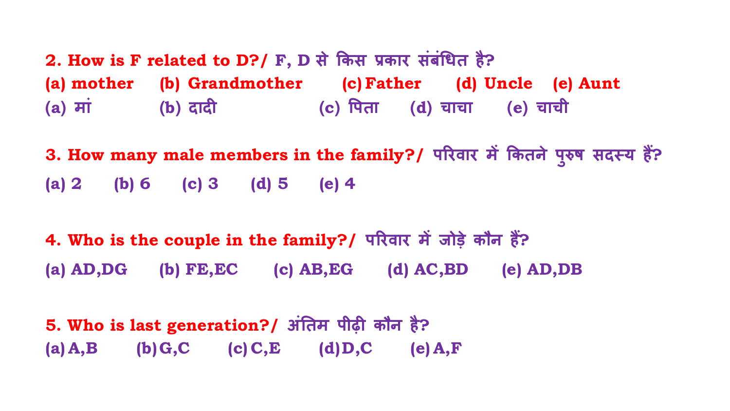**2. How is F related to D?/ F, D से किस प्रकार संबंधित है?**

(a) mother (b) Grandmother (c) Father (d) Uncle (e) Aunt

(a) मां (b) दादी (c) पिता (d) चाचा (e) चाची

**3. How many male members in the family?/ परिवार में कितने पुरुष सदस्य हैं?**

(a) 2 (b) 6 (c) 3 (d) 5 (e) 4

**4. Who is the couple in the family?/ परिवार में जोड़े कौन हैं?**

(a) AD,DG (b) FE,EC (c) AB,EG (d) AC,BD (e) AD,DB

**5. Who is last generation?/ अंतिम पीढ़ी कौन है?**

(a) A,B (b) G,C (c) C,E (d) D,C (e) A,F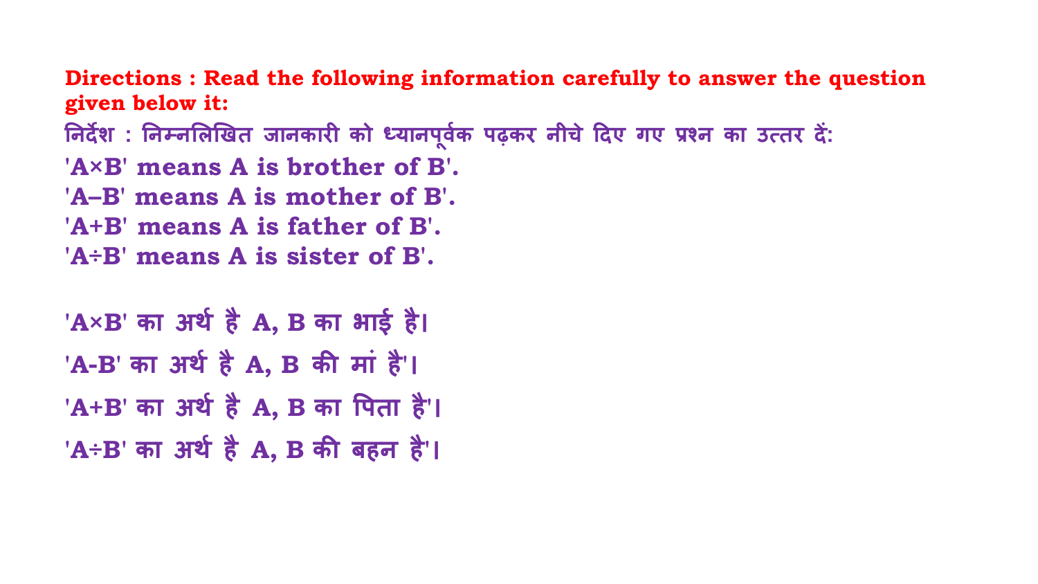**Directions : Read the following information carefully to answer the question given below it:**

निर्देश : निम्नलिखित जानकारी को ध्यानपूर्वक पढ़कर नीचे दिए गए प्रश्न का उत्तर दें:

**'A×B' means A is brother of B'.**

**'A–B' means A is mother of B'.**

**'A+B' means A is father of B'.**

**'A÷B' means A is sister of B'.**

**'A×B' का अर्थ है A, B का भाई है।**

**'A-B' का अर्थ है A, B की मां है'।**

**'A+B' का अर्थ है A, B का पिता है'।**

**'A÷B' का अर्थ है A, B की बहन है'।**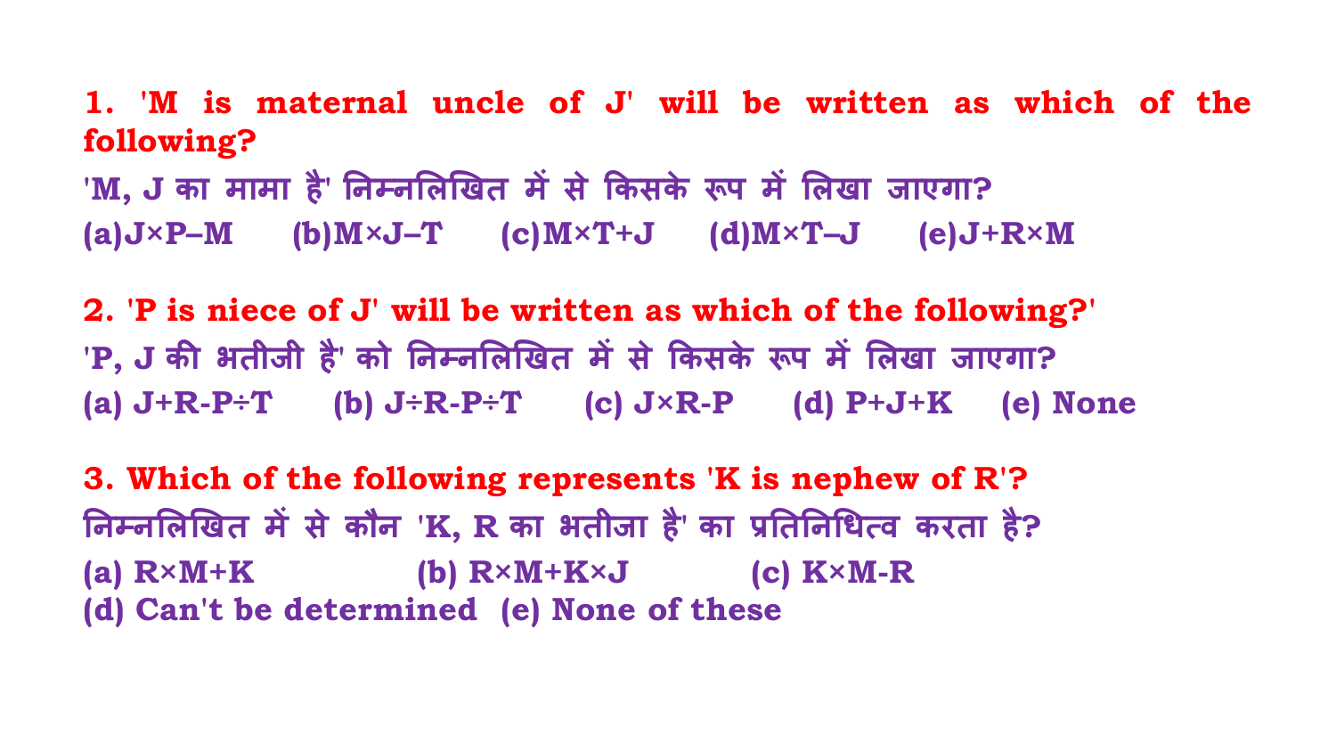**1. 'M is maternal uncle of J' will be written as which of the following?**

'M, J का मामा है' निम्नलिखित में से किसके रूप में लिखा जाएगा?

(a)J×P–M (b)M×J–T (c)M×T+J (d)M×T–J (e)J+R×M

**2. 'P is niece of J' will be written as which of the following?'**

'P, J की भतीजी है' को निम्नलिखित में से किसके रूप में लिखा जाएगा?

(a) J+R-P÷T (b) J÷R-P÷T (c) J×R-P (d) P+J+K (e) None

**3. Which of the following represents 'K is nephew of R'?**

निम्नलिखित में से कौन 'K, R का भतीजा है' का प्रतिनिधित्व करता है?

(a) R×M+K (b) R×M+K×J (c) K×M-R

(d) Can't be determined (e) None of these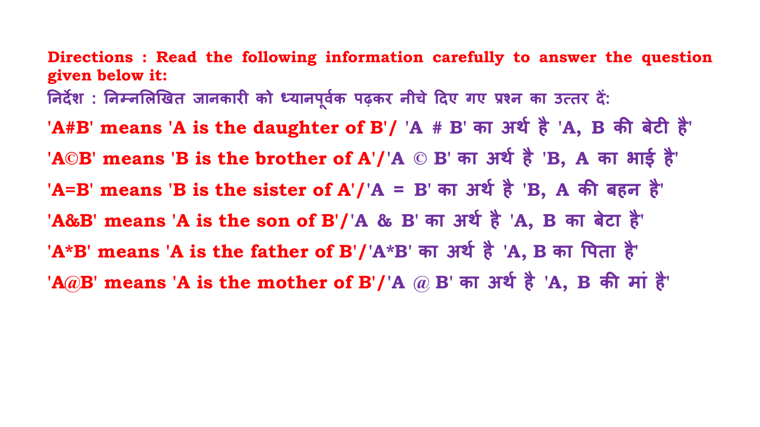**Directions : Read the following information carefully to answer the question given below it:**

निर्देश : निम्नलिखित जानकारी को ध्यानपूर्वक पढ़कर नीचे दिए गए प्रश्न का उत्तर दें:

**'A#B' means 'A is the daughter of B'/** 'A # B' का अर्थ है 'A, B की बेटी है'

**'A©B' means 'B is the brother of A'/**'A © B' का अर्थ है 'B, A का भाई है'

**'A=B' means 'B is the sister of A'/**'A = B' का अर्थ है 'B, A की बहन है'

**'A&B' means 'A is the son of B'/**'A & B' का अर्थ है 'A, B का बेटा है'

**'A*B' means 'A is the father of B'/**'A*B' का अर्थ है 'A, B का पिता है'

**'A@B' means 'A is the mother of B'/**'A @ B' का अर्थ है 'A, B की मां है'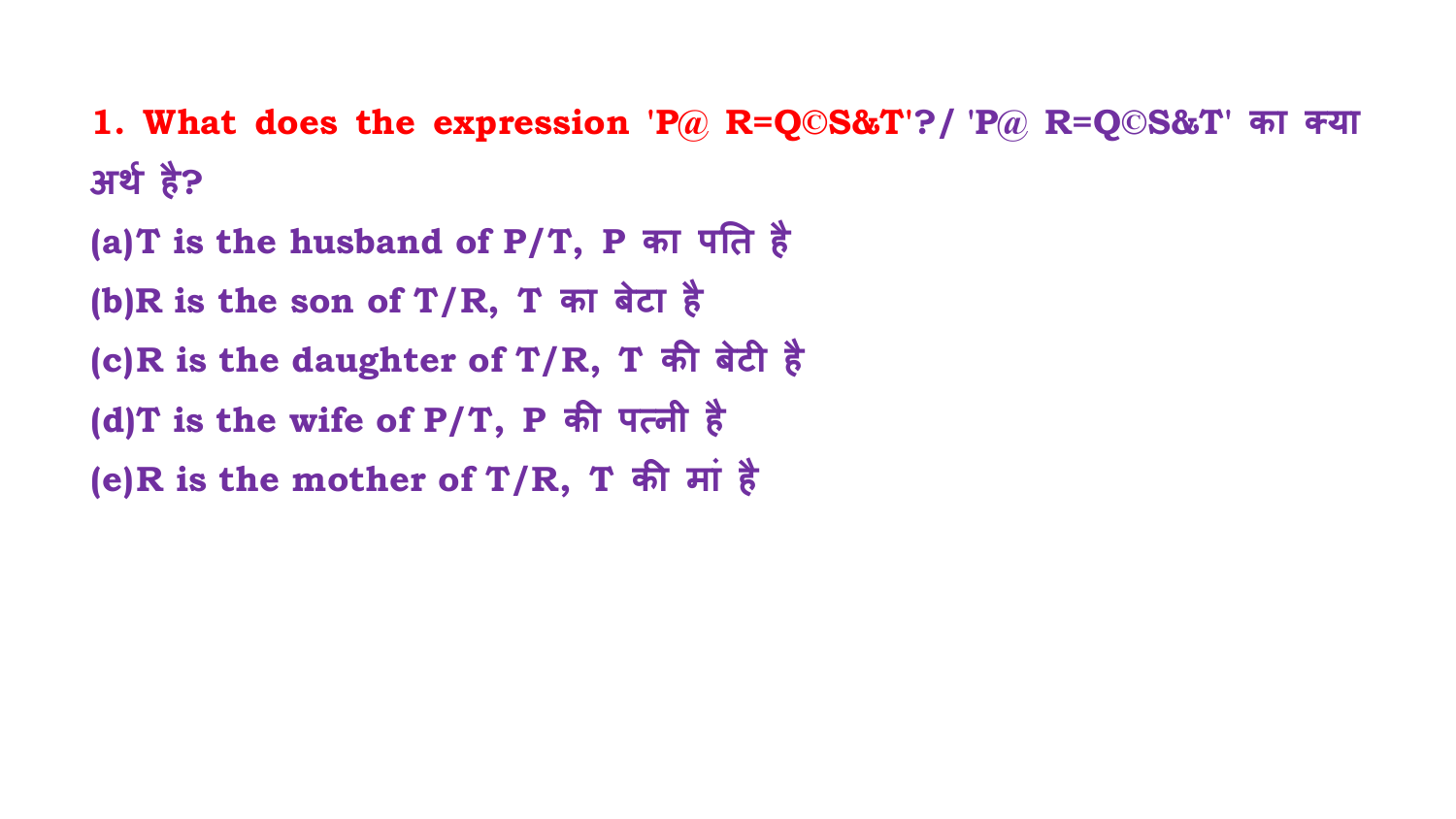1. What does the expression 'P@ R=Q©S&T'?/ 'P@ R=Q©S&T' का क्या अर्थ है?

(a)T is the husband of P/T, P का पति है

(b)R is the son of T/R, T का बेटा है

(c)R is the daughter of T/R, T की बेटी है

(d)T is the wife of P/T, P की पत्नी है

(e)R is the mother of T/R, T की मां है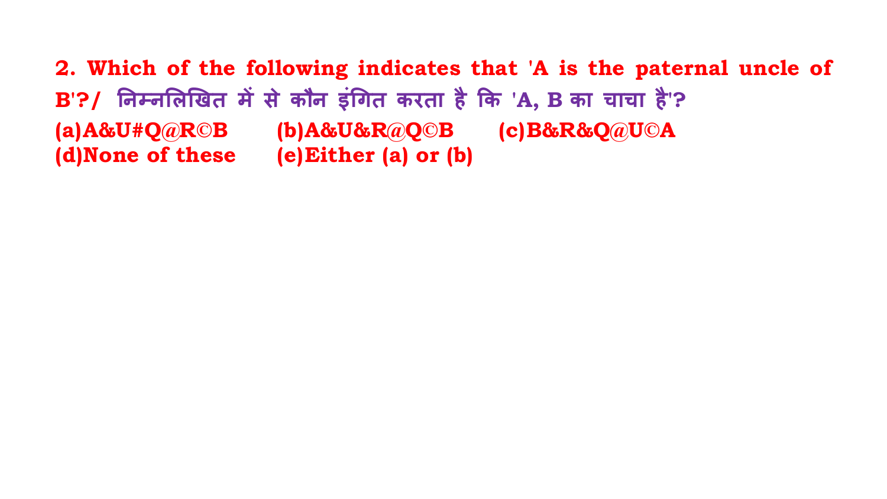**2. Which of the following indicates that 'A is the paternal uncle of B'?/ निम्नलिखित में से कौन इंगित करता है कि 'A, B का चाचा है'?**

**(a)A&U#Q@R©B (b)A&U&R@Q©B (c)B&R&Q@U©A**

**(d)None of these (e)Either (a) or (b)**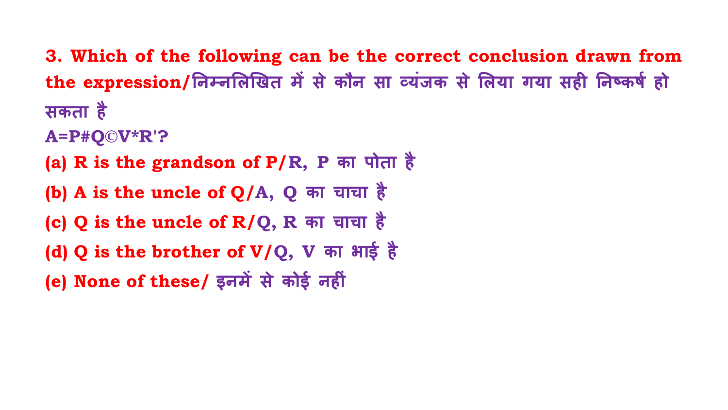**3. Which of the following can be the correct conclusion drawn from the expression/निम्नलिखित में से कौन सा व्यंजक से लिया गया सही निष्कर्ष हो सकता है**

**A=P#Q©V*R'?**

**(a) R is the grandson of P/R, P का पोता है**

**(b) A is the uncle of Q/A, Q का चाचा है**

**(c) Q is the uncle of R/Q, R का चाचा है**

**(d) Q is the brother of V/Q, V का भाई है**

**(e) None of these/ इनमें से कोई नहीं**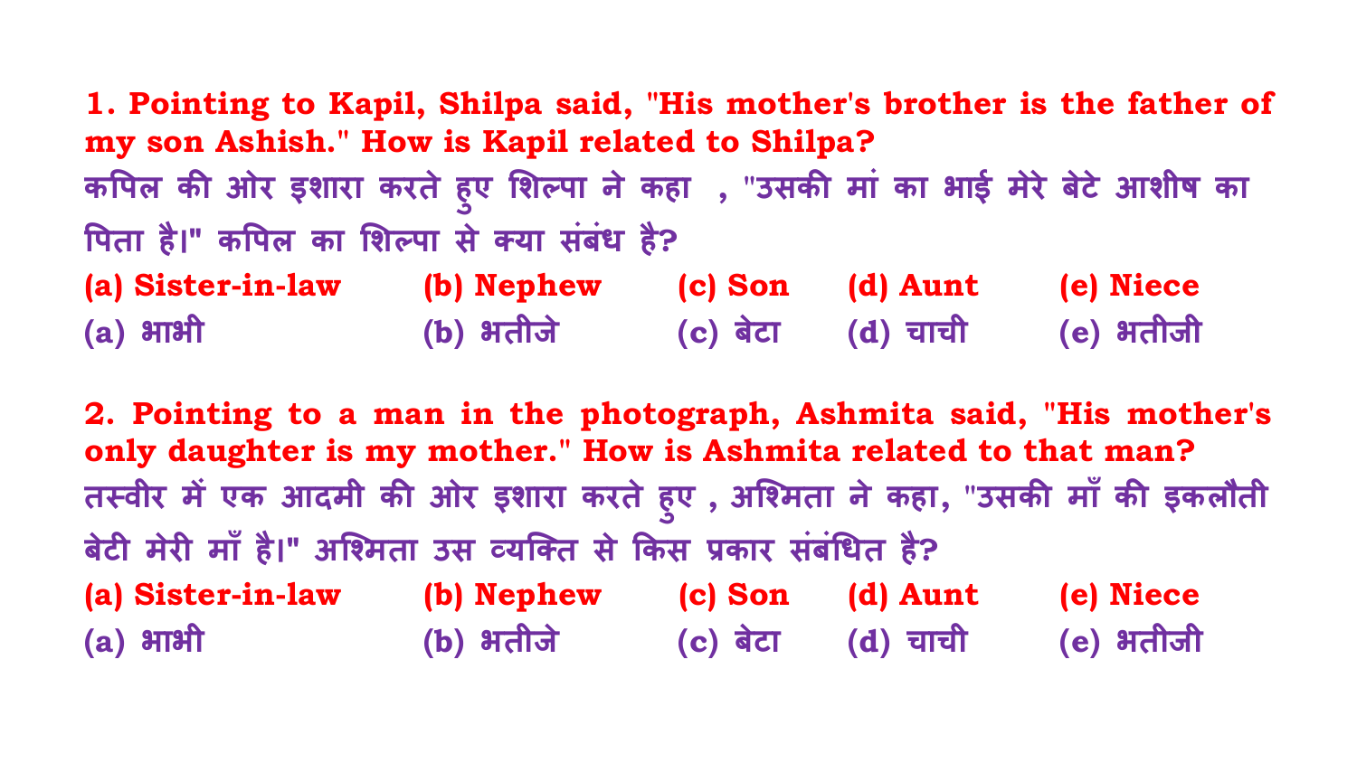**1. Pointing to Kapil, Shilpa said, "His mother's brother is the father of my son Ashish." How is Kapil related to Shilpa?**

कपिल की ओर इशारा करते हुए शिल्पा ने कहा , "उसकी मां का भाई मेरे बेटे आशीष का पिता है।" कपिल का शिल्पा से क्या संबंध है?

**(a) Sister-in-law** **(b) Nephew** **(c) Son** **(d) Aunt** **(e) Niece**

(a) भाभी (b) भतीजे (c) बेटा (d) चाची (e) भतीजी

**2. Pointing to a man in the photograph, Ashmita said, "His mother's only daughter is my mother." How is Ashmita related to that man?**

तस्वीर में एक आदमी की ओर इशारा करते हुए , अश्मिता ने कहा, "उसकी माँ की इकलौती बेटी मेरी माँ है।" अश्मिता उस व्यक्ति से किस प्रकार संबंधित है?

**(a) Sister-in-law** **(b) Nephew** **(c) Son** **(d) Aunt** **(e) Niece**

(a) भाभी (b) भतीजे (c) बेटा (d) चाची (e) भतीजी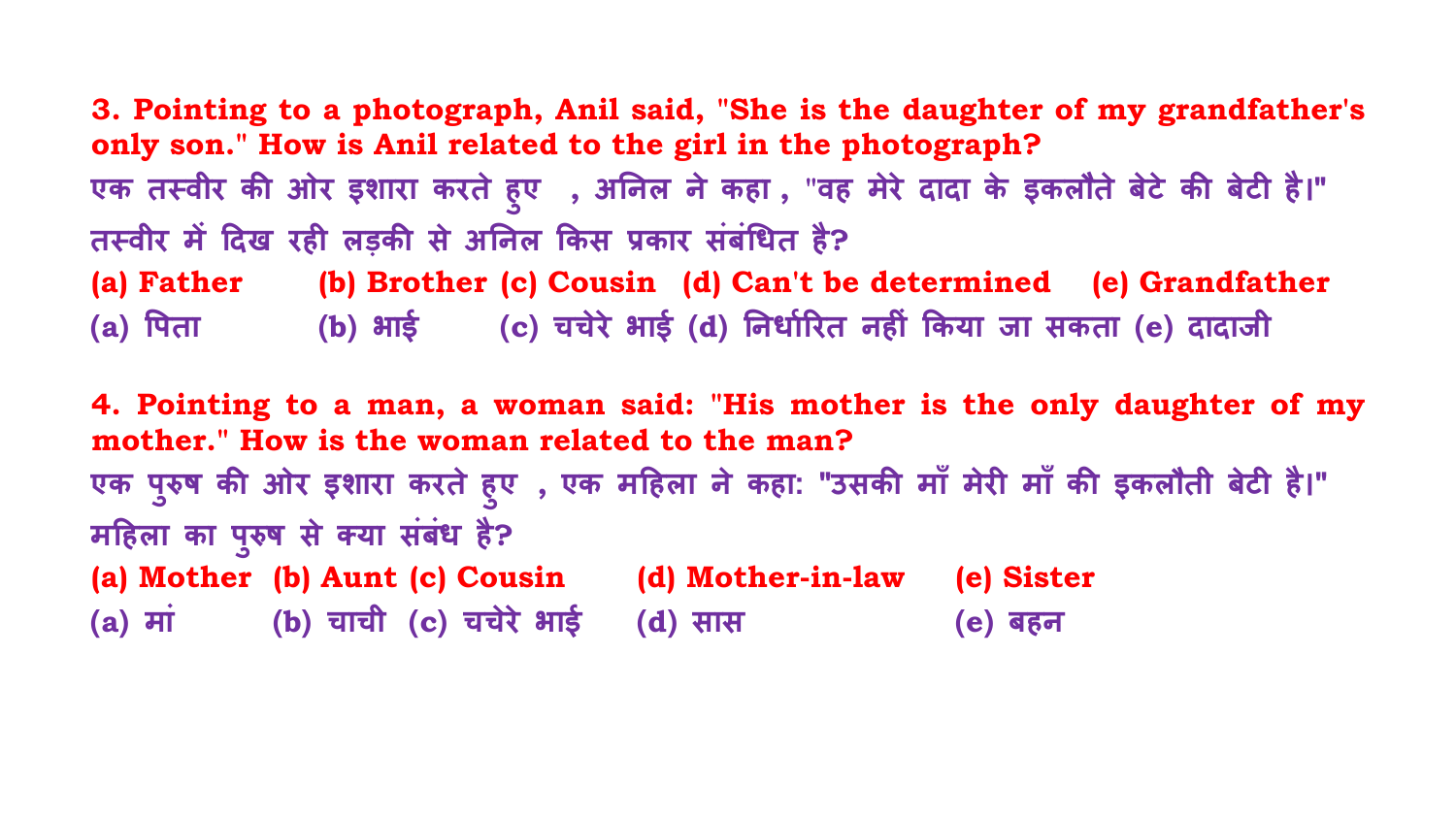**3. Pointing to a photograph, Anil said, "She is the daughter of my grandfather's only son." How is Anil related to the girl in the photograph?**

**एक तस्वीर की ओर इशारा करते हुए , अनिल ने कहा , "वह मेरे दादा के इकलौते बेटे की बेटी है।" तस्वीर में दिख रही लड़की से अनिल किस प्रकार संबंधित है?**

**(a) Father (b) Brother (c) Cousin (d) Can't be determined (e) Grandfather**

**(a) पिता (b) भाई (c) चचेरे भाई (d) निर्धारित नहीं किया जा सकता (e) दादाजी**

**4. Pointing to a man, a woman said: "His mother is the only daughter of my mother." How is the woman related to the man?**

**एक पुरुष की ओर इशारा करते हुए , एक महिला ने कहा: "उसकी माँ मेरी माँ की इकलौती बेटी है।" महिला का पुरुष से क्या संबंध है?**

**(a) Mother (b) Aunt (c) Cousin (d) Mother-in-law (e) Sister**

**(a) मां (b) चाची (c) चचेरे भाई (d) सास (e) बहन**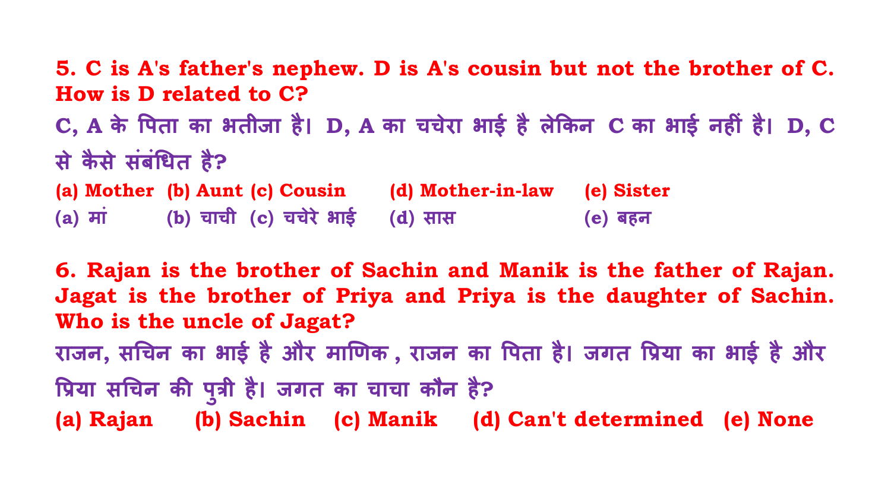**5. C is A's father's nephew. D is A's cousin but not the brother of C. How is D related to C?**

**C, A के पिता का भतीजा है। D, A का चचेरा भाई है लेकिन C का भाई नहीं है। D, C से कैसे संबंधित है?**

(a) Mother (b) Aunt (c) Cousin (d) Mother-in-law (e) Sister

(a) मां (b) चाची (c) चचेरे भाई (d) सास (e) बहन

**6. Rajan is the brother of Sachin and Manik is the father of Rajan. Jagat is the brother of Priya and Priya is the daughter of Sachin. Who is the uncle of Jagat?**

**राजन, सचिन का भाई है और माणिक, राजन का पिता है। जगत प्रिया का भाई है और प्रिया सचिन की पुत्री है। जगत का चाचा कौन है?**

(a) Rajan (b) Sachin (c) Manik (d) Can't determined (e) None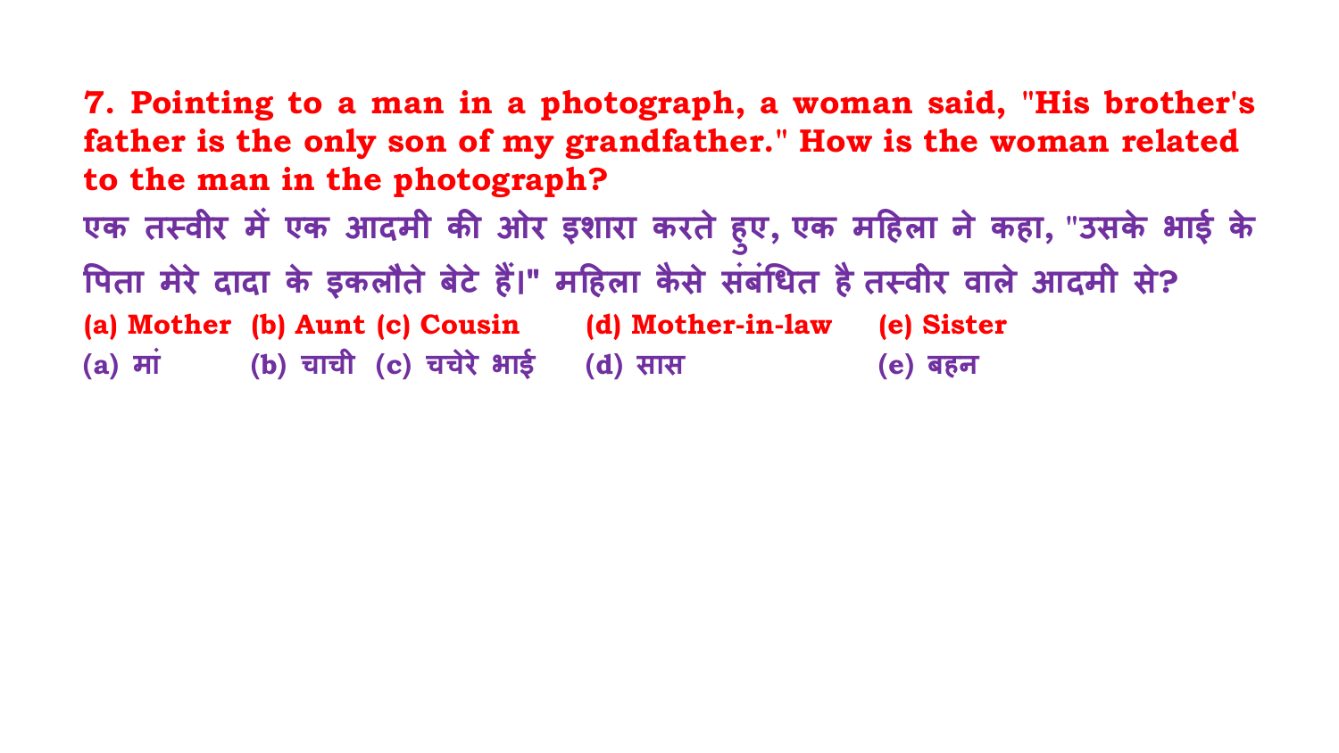**7. Pointing to a man in a photograph, a woman said, "His brother's father is the only son of my grandfather." How is the woman related to the man in the photograph?**

**एक तस्वीर में एक आदमी की ओर इशारा करते हुए, एक महिला ने कहा, "उसके भाई के पिता मेरे दादा के इकलौते बेटे हैं।" महिला कैसे संबंधित है तस्वीर वाले आदमी से?**

**(a) Mother (b) Aunt (c) Cousin (d) Mother-in-law (e) Sister**

**(a) मां (b) चाची (c) चचेरे भाई (d) सास (e) बहन**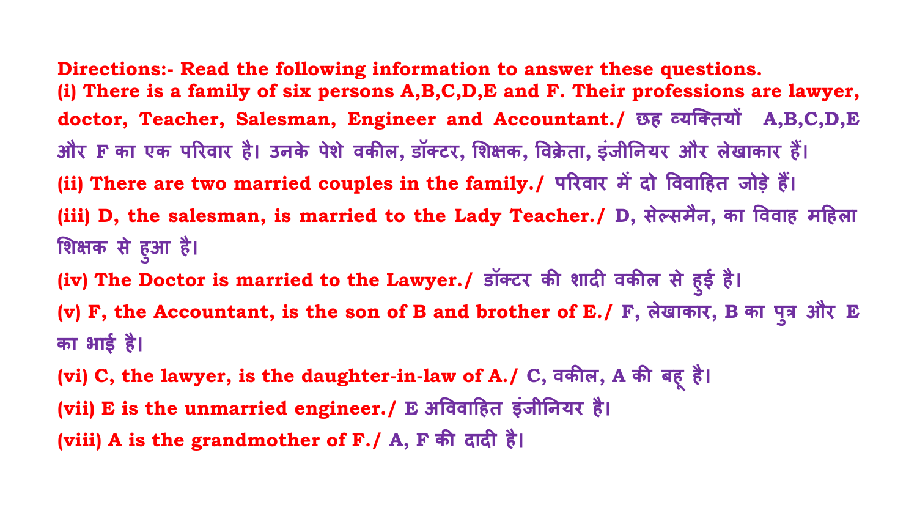**Directions:- Read the following information to answer these questions.**

**(i) There is a family of six persons A,B,C,D,E and F. Their professions are lawyer, doctor, Teacher, Salesman, Engineer and Accountant./ छह व्यक्तियों A,B,C,D,E और F का एक परिवार है। उनके पेशे वकील, डॉक्टर, शिक्षक, विक्रेता, इंजीनियर और लेखाकार हैं।**

**(ii) There are two married couples in the family./ परिवार में दो विवाहित जोड़े हैं।**

**(iii) D, the salesman, is married to the Lady Teacher./ D, सेल्समैन, का विवाह महिला शिक्षक से हुआ है।**

**(iv) The Doctor is married to the Lawyer./ डॉक्टर की शादी वकील से हुई है।**

**(v) F, the Accountant, is the son of B and brother of E./ F, लेखाकार, B का पुत्र और E का भाई है।**

**(vi) C, the lawyer, is the daughter-in-law of A./ C, वकील, A की बहू है।**

**(vii) E is the unmarried engineer./ E अविवाहित इंजीनियर है।**

**(viii) A is the grandmother of F./ A, F की दादी है।**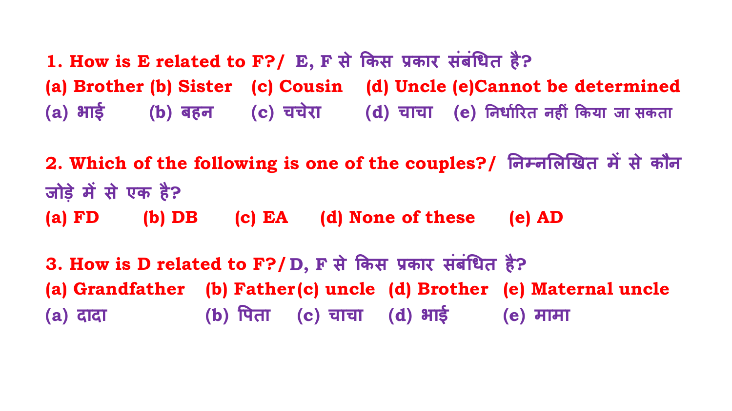**1. How is E related to F?/ E, F से किस प्रकार संबंधित है?**

**(a) Brother (b) Sister (c) Cousin (d) Uncle (e)Cannot be determined**

**(a) भाई (b) बहन (c) चचेरा (d) चाचा (e) निर्धारित नहीं किया जा सकता**

**2. Which of the following is one of the couples?/ निम्नलिखित में से कौन जोड़े में से एक है?**

**(a) FD (b) DB (c) EA (d) None of these (e) AD**

**3. How is D related to F?/ D, F से किस प्रकार संबंधित है?**

**(a) Grandfather (b) Father (c) uncle (d) Brother (e) Maternal uncle**

**(a) दादा (b) पिता (c) चाचा (d) भाई (e) मामा**